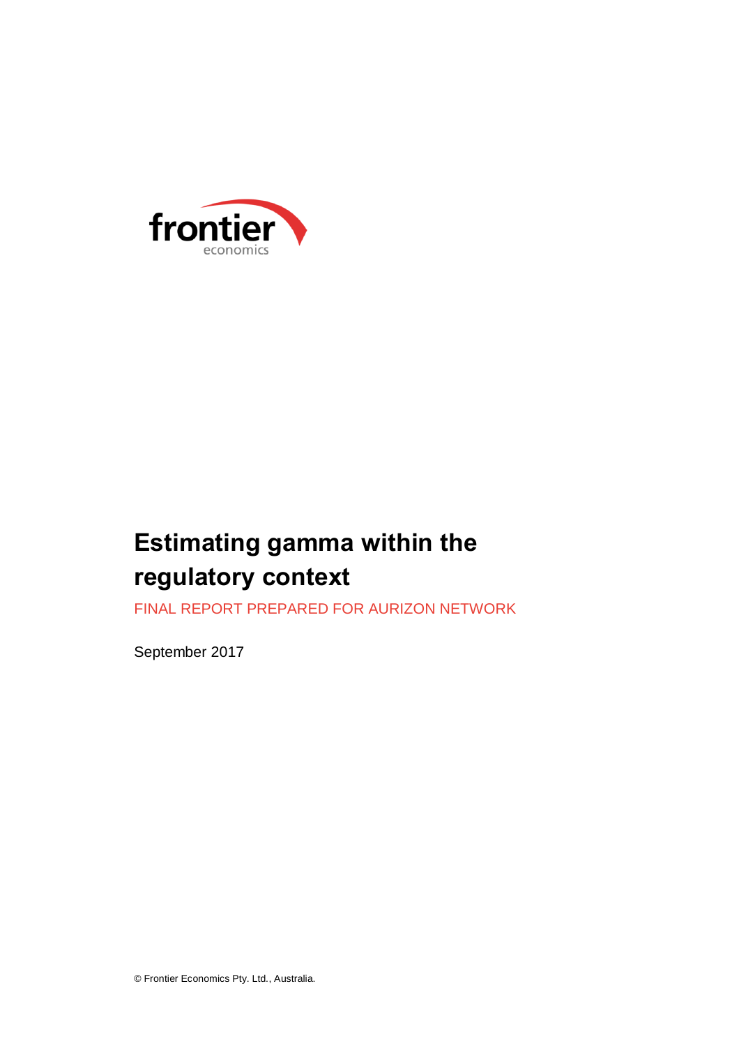# Estimating gamma within the regulatory context

FINAL REPORT PREPARED FOR AURIZON NETWORK

September 2017

© Frontier Economics Pty. Ltd., Australia.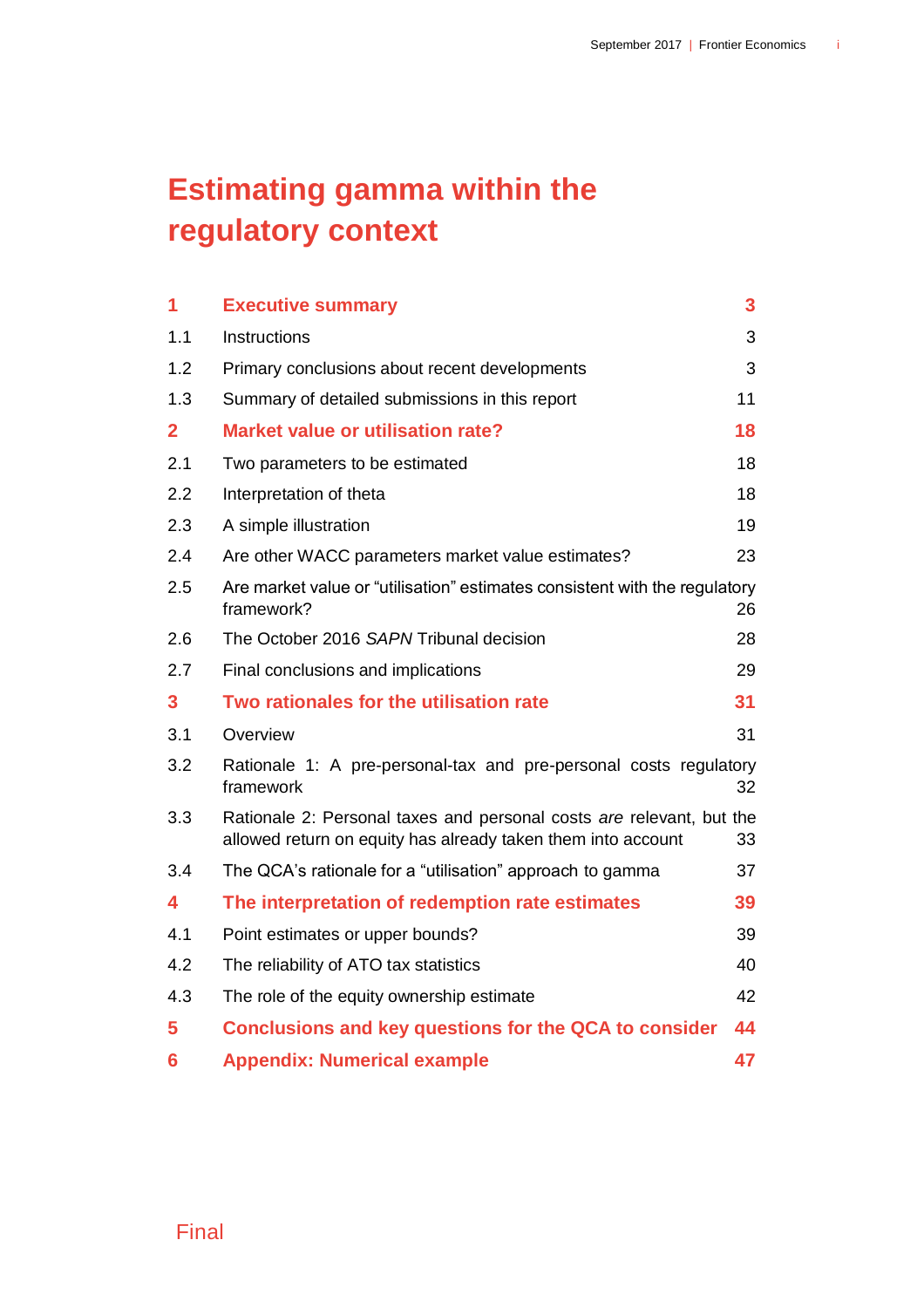# Estimating gamma within the regulatory context

| | | |
|---|---|---|
| **1** | **Executive summary** | **3** |
| 1.1 | Instructions | 3 |
| 1.2 | Primary conclusions about recent developments | 3 |
| 1.3 | Summary of detailed submissions in this report | 11 |
| **2** | **Market value or utilisation rate?** | **18** |
| 2.1 | Two parameters to be estimated | 18 |
| 2.2 | Interpretation of theta | 18 |
| 2.3 | A simple illustration | 19 |
| 2.4 | Are other WACC parameters market value estimates? | 23 |
| 2.5 | Are market value or "utilisation" estimates consistent with the regulatory framework? | 26 |
| 2.6 | The October 2016 *SAPN* Tribunal decision | 28 |
| 2.7 | Final conclusions and implications | 29 |
| **3** | **Two rationales for the utilisation rate** | **31** |
| 3.1 | Overview | 31 |
| 3.2 | Rationale 1: A pre-personal-tax and pre-personal costs regulatory framework | 32 |
| 3.3 | Rationale 2: Personal taxes and personal costs *are* relevant, but the allowed return on equity has already taken them into account | 33 |
| 3.4 | The QCA's rationale for a "utilisation" approach to gamma | 37 |
| **4** | **The interpretation of redemption rate estimates** | **39** |
| 4.1 | Point estimates or upper bounds? | 39 |
| 4.2 | The reliability of ATO tax statistics | 40 |
| 4.3 | The role of the equity ownership estimate | 42 |
| **5** | **Conclusions and key questions for the QCA to consider** | **44** |
| **6** | **Appendix: Numerical example** | **47** |

Final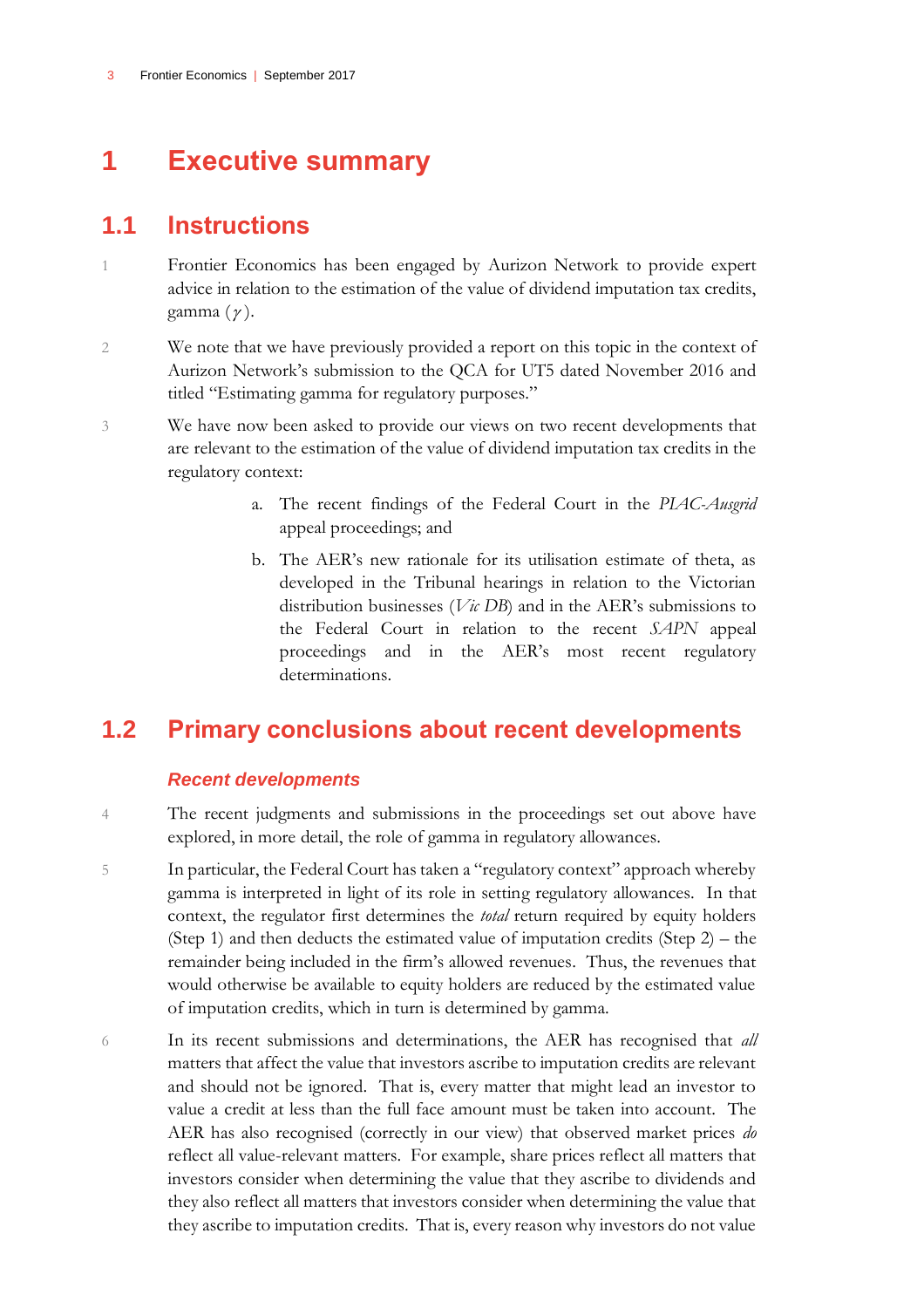# 1 Executive summary

## 1.1 Instructions

1 Frontier Economics has been engaged by Aurizon Network to provide expert advice in relation to the estimation of the value of dividend imputation tax credits, gamma ($\gamma$).

2 We note that we have previously provided a report on this topic in the context of Aurizon Network's submission to the QCA for UT5 dated November 2016 and titled "Estimating gamma for regulatory purposes."

3 We have now been asked to provide our views on two recent developments that are relevant to the estimation of the value of dividend imputation tax credits in the regulatory context:

a. The recent findings of the Federal Court in the *PIAC-Ausgrid* appeal proceedings; and

b. The AER's new rationale for its utilisation estimate of theta, as developed in the Tribunal hearings in relation to the Victorian distribution businesses (*Vic DB*) and in the AER's submissions to the Federal Court in relation to the recent *SAPN* appeal proceedings and in the AER's most recent regulatory determinations.

## 1.2 Primary conclusions about recent developments

### *Recent developments*

4 The recent judgments and submissions in the proceedings set out above have explored, in more detail, the role of gamma in regulatory allowances.

5 In particular, the Federal Court has taken a "regulatory context" approach whereby gamma is interpreted in light of its role in setting regulatory allowances. In that context, the regulator first determines the *total* return required by equity holders (Step 1) and then deducts the estimated value of imputation credits (Step 2) – the remainder being included in the firm's allowed revenues. Thus, the revenues that would otherwise be available to equity holders are reduced by the estimated value of imputation credits, which in turn is determined by gamma.

6 In its recent submissions and determinations, the AER has recognised that *all* matters that affect the value that investors ascribe to imputation credits are relevant and should not be ignored. That is, every matter that might lead an investor to value a credit at less than the full face amount must be taken into account. The AER has also recognised (correctly in our view) that observed market prices *do* reflect all value-relevant matters. For example, share prices reflect all matters that investors consider when determining the value that they ascribe to dividends and they also reflect all matters that investors consider when determining the value that they ascribe to imputation credits. That is, every reason why investors do not value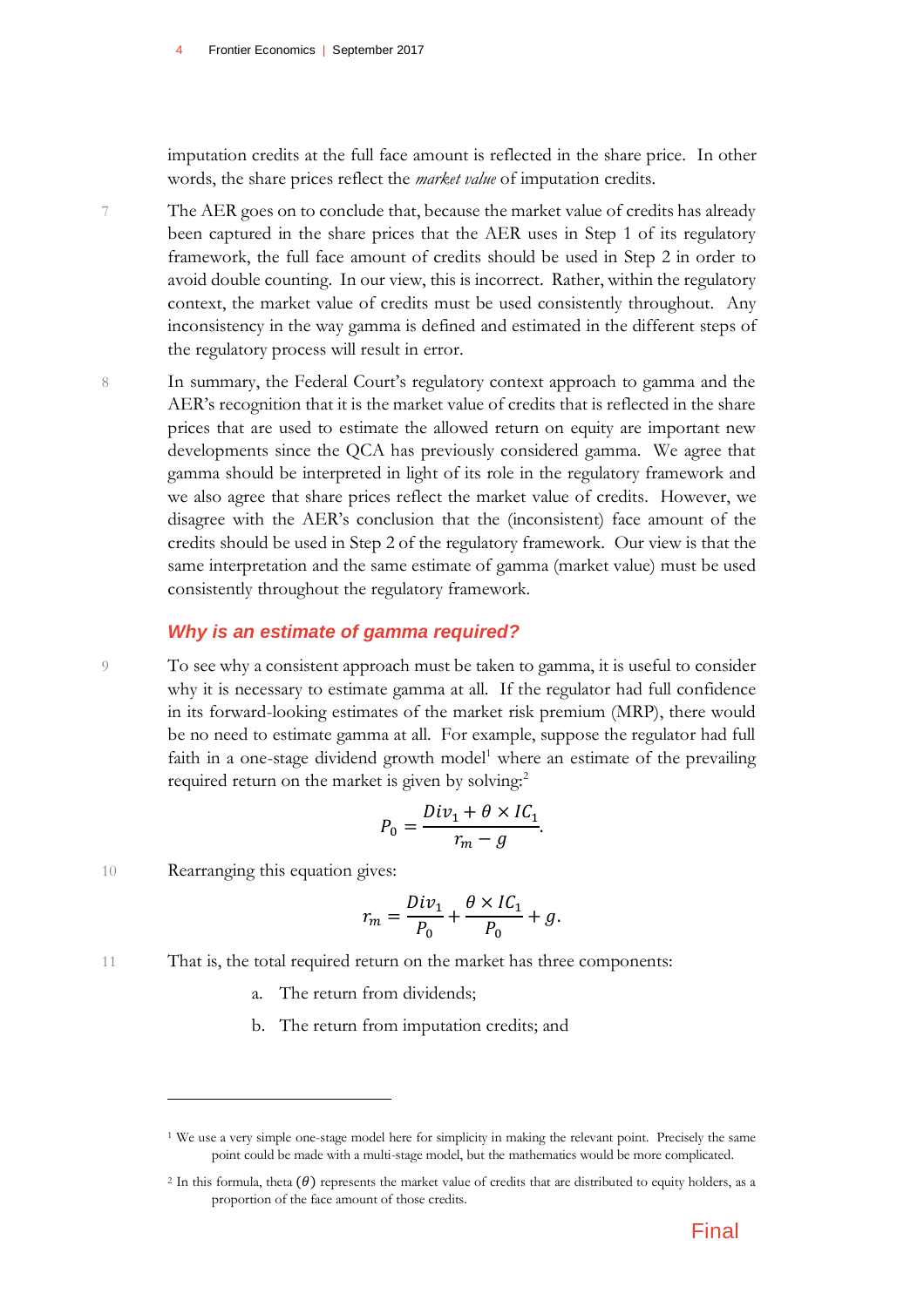imputation credits at the full face amount is reflected in the share price. In other words, the share prices reflect the *market value* of imputation credits.

7 The AER goes on to conclude that, because the market value of credits has already been captured in the share prices that the AER uses in Step 1 of its regulatory framework, the full face amount of credits should be used in Step 2 in order to avoid double counting. In our view, this is incorrect. Rather, within the regulatory context, the market value of credits must be used consistently throughout. Any inconsistency in the way gamma is defined and estimated in the different steps of the regulatory process will result in error.

8 In summary, the Federal Court's regulatory context approach to gamma and the AER's recognition that it is the market value of credits that is reflected in the share prices that are used to estimate the allowed return on equity are important new developments since the QCA has previously considered gamma. We agree that gamma should be interpreted in light of its role in the regulatory framework and we also agree that share prices reflect the market value of credits. However, we disagree with the AER's conclusion that the (inconsistent) face amount of the credits should be used in Step 2 of the regulatory framework. Our view is that the same interpretation and the same estimate of gamma (market value) must be used consistently throughout the regulatory framework.

### *Why is an estimate of gamma required?*

9 To see why a consistent approach must be taken to gamma, it is useful to consider why it is necessary to estimate gamma at all. If the regulator had full confidence in its forward-looking estimates of the market risk premium (MRP), there would be no need to estimate gamma at all. For example, suppose the regulator had full faith in a one-stage dividend growth model[1] where an estimate of the prevailing required return on the market is given by solving:[2]

$$P_0 = \frac{Div_1 + \theta \times IC_1}{r_m - g}.$$

10 Rearranging this equation gives:

$$r_m = \frac{Div_1}{P_0} + \frac{\theta \times IC_1}{P_0} + g.$$

11 That is, the total required return on the market has three components:

a. The return from dividends;

b. The return from imputation credits; and

---

[1] We use a very simple one-stage model here for simplicity in making the relevant point. Precisely the same point could be made with a multi-stage model, but the mathematics would be more complicated.

[2] In this formula, theta $(\theta)$ represents the market value of credits that are distributed to equity holders, as a proportion of the face amount of those credits.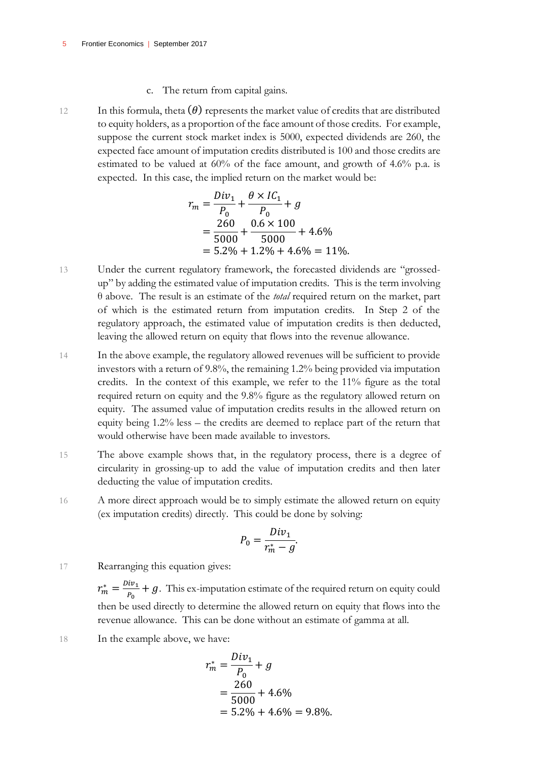c. The return from capital gains.

12 In this formula, theta $(\theta)$ represents the market value of credits that are distributed to equity holders, as a proportion of the face amount of those credits. For example, suppose the current stock market index is 5000, expected dividends are 260, the expected face amount of imputation credits distributed is 100 and those credits are estimated to be valued at 60% of the face amount, and growth of 4.6% p.a. is expected. In this case, the implied return on the market would be:

$$
\begin{aligned}
r_m &= \frac{Div_1}{P_0} + \frac{\theta \times IC_1}{P_0} + g \\
&= \frac{260}{5000} + \frac{0.6 \times 100}{5000} + 4.6\% \\
&= 5.2\% + 1.2\% + 4.6\% = 11\%.
\end{aligned}
$$

13 Under the current regulatory framework, the forecasted dividends are "grossed-up" by adding the estimated value of imputation credits. This is the term involving θ above. The result is an estimate of the *total* required return on the market, part of which is the estimated return from imputation credits. In Step 2 of the regulatory approach, the estimated value of imputation credits is then deducted, leaving the allowed return on equity that flows into the revenue allowance.

14 In the above example, the regulatory allowed revenues will be sufficient to provide investors with a return of 9.8%, the remaining 1.2% being provided via imputation credits. In the context of this example, we refer to the 11% figure as the total required return on equity and the 9.8% figure as the regulatory allowed return on equity. The assumed value of imputation credits results in the allowed return on equity being 1.2% less – the credits are deemed to replace part of the return that would otherwise have been made available to investors.

15 The above example shows that, in the regulatory process, there is a degree of circularity in grossing-up to add the value of imputation credits and then later deducting the value of imputation credits.

16 A more direct approach would be to simply estimate the allowed return on equity (ex imputation credits) directly. This could be done by solving:

$$
P_0 = \frac{Div_1}{r_m^* - g}.
$$

17 Rearranging this equation gives:

$r_m^* = \frac{Div_1}{P_0} + g$. This ex-imputation estimate of the required return on equity could then be used directly to determine the allowed return on equity that flows into the revenue allowance. This can be done without an estimate of gamma at all.

18 In the example above, we have:

$$
\begin{aligned}
r_m^* &= \frac{Div_1}{P_0} + g \\
&= \frac{260}{5000} + 4.6\% \\
&= 5.2\% + 4.6\% = 9.8\%.
\end{aligned}
$$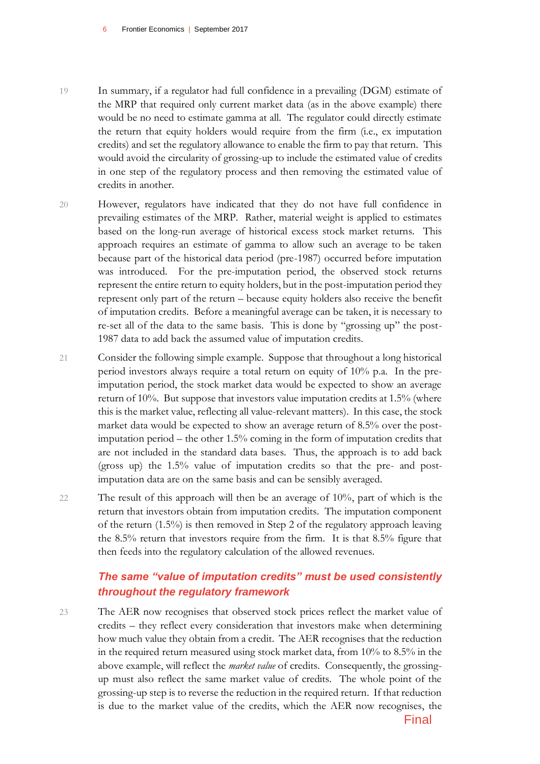19 In summary, if a regulator had full confidence in a prevailing (DGM) estimate of the MRP that required only current market data (as in the above example) there would be no need to estimate gamma at all. The regulator could directly estimate the return that equity holders would require from the firm (i.e., ex imputation credits) and set the regulatory allowance to enable the firm to pay that return. This would avoid the circularity of grossing-up to include the estimated value of credits in one step of the regulatory process and then removing the estimated value of credits in another.

20 However, regulators have indicated that they do not have full confidence in prevailing estimates of the MRP. Rather, material weight is applied to estimates based on the long-run average of historical excess stock market returns. This approach requires an estimate of gamma to allow such an average to be taken because part of the historical data period (pre-1987) occurred before imputation was introduced. For the pre-imputation period, the observed stock returns represent the entire return to equity holders, but in the post-imputation period they represent only part of the return – because equity holders also receive the benefit of imputation credits. Before a meaningful average can be taken, it is necessary to re-set all of the data to the same basis. This is done by "grossing up" the post-1987 data to add back the assumed value of imputation credits.

21 Consider the following simple example. Suppose that throughout a long historical period investors always require a total return on equity of 10% p.a. In the pre-imputation period, the stock market data would be expected to show an average return of 10%. But suppose that investors value imputation credits at 1.5% (where this is the market value, reflecting all value-relevant matters). In this case, the stock market data would be expected to show an average return of 8.5% over the post-imputation period – the other 1.5% coming in the form of imputation credits that are not included in the standard data bases. Thus, the approach is to add back (gross up) the 1.5% value of imputation credits so that the pre- and post-imputation data are on the same basis and can be sensibly averaged.

22 The result of this approach will then be an average of 10%, part of which is the return that investors obtain from imputation credits. The imputation component of the return (1.5%) is then removed in Step 2 of the regulatory approach leaving the 8.5% return that investors require from the firm. It is that 8.5% figure that then feeds into the regulatory calculation of the allowed revenues.

### *The same "value of imputation credits" must be used consistently throughout the regulatory framework*

23 The AER now recognises that observed stock prices reflect the market value of credits – they reflect every consideration that investors make when determining how much value they obtain from a credit. The AER recognises that the reduction in the required return measured using stock market data, from 10% to 8.5% in the above example, will reflect the *market value* of credits. Consequently, the grossing-up must also reflect the same market value of credits. The whole point of the grossing-up step is to reverse the reduction in the required return. If that reduction is due to the market value of the credits, which the AER now recognises, the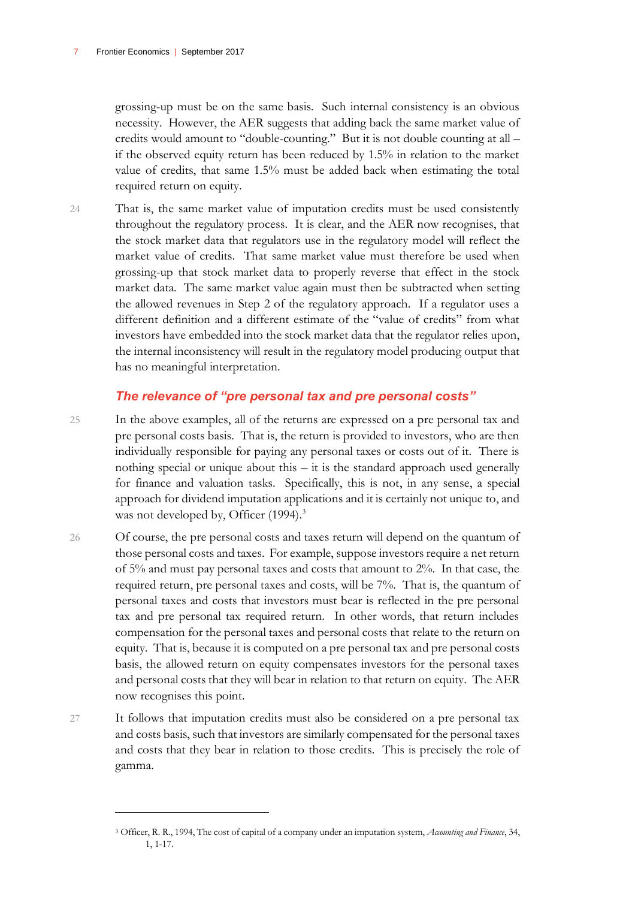grossing-up must be on the same basis. Such internal consistency is an obvious necessity. However, the AER suggests that adding back the same market value of credits would amount to "double-counting." But it is not double counting at all – if the observed equity return has been reduced by 1.5% in relation to the market value of credits, that same 1.5% must be added back when estimating the total required return on equity.

24 That is, the same market value of imputation credits must be used consistently throughout the regulatory process. It is clear, and the AER now recognises, that the stock market data that regulators use in the regulatory model will reflect the market value of credits. That same market value must therefore be used when grossing-up that stock market data to properly reverse that effect in the stock market data. The same market value again must then be subtracted when setting the allowed revenues in Step 2 of the regulatory approach. If a regulator uses a different definition and a different estimate of the "value of credits" from what investors have embedded into the stock market data that the regulator relies upon, the internal inconsistency will result in the regulatory model producing output that has no meaningful interpretation.

### *The relevance of "pre personal tax and pre personal costs"*

25 In the above examples, all of the returns are expressed on a pre personal tax and pre personal costs basis. That is, the return is provided to investors, who are then individually responsible for paying any personal taxes or costs out of it. There is nothing special or unique about this – it is the standard approach used generally for finance and valuation tasks. Specifically, this is not, in any sense, a special approach for dividend imputation applications and it is certainly not unique to, and was not developed by, Officer (1994).[3]

26 Of course, the pre personal costs and taxes return will depend on the quantum of those personal costs and taxes. For example, suppose investors require a net return of 5% and must pay personal taxes and costs that amount to 2%. In that case, the required return, pre personal taxes and costs, will be 7%. That is, the quantum of personal taxes and costs that investors must bear is reflected in the pre personal tax and pre personal tax required return. In other words, that return includes compensation for the personal taxes and personal costs that relate to the return on equity. That is, because it is computed on a pre personal tax and pre personal costs basis, the allowed return on equity compensates investors for the personal taxes and personal costs that they will bear in relation to that return on equity. The AER now recognises this point.

27 It follows that imputation credits must also be considered on a pre personal tax and costs basis, such that investors are similarly compensated for the personal taxes and costs that they bear in relation to those credits. This is precisely the role of gamma.

[3] Officer, R. R., 1994, The cost of capital of a company under an imputation system, *Accounting and Finance*, 34, 1, 1-17.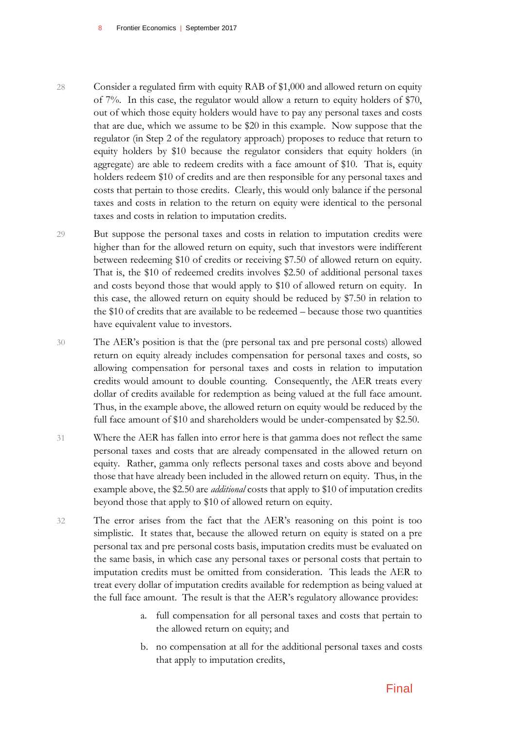28 Consider a regulated firm with equity RAB of $1,000 and allowed return on equity of 7%. In this case, the regulator would allow a return to equity holders of $70, out of which those equity holders would have to pay any personal taxes and costs that are due, which we assume to be $20 in this example. Now suppose that the regulator (in Step 2 of the regulatory approach) proposes to reduce that return to equity holders by $10 because the regulator considers that equity holders (in aggregate) are able to redeem credits with a face amount of $10. That is, equity holders redeem $10 of credits and are then responsible for any personal taxes and costs that pertain to those credits. Clearly, this would only balance if the personal taxes and costs in relation to the return on equity were identical to the personal taxes and costs in relation to imputation credits.

29 But suppose the personal taxes and costs in relation to imputation credits were higher than for the allowed return on equity, such that investors were indifferent between redeeming $10 of credits or receiving $7.50 of allowed return on equity. That is, the $10 of redeemed credits involves $2.50 of additional personal taxes and costs beyond those that would apply to $10 of allowed return on equity. In this case, the allowed return on equity should be reduced by $7.50 in relation to the $10 of credits that are available to be redeemed – because those two quantities have equivalent value to investors.

30 The AER's position is that the (pre personal tax and pre personal costs) allowed return on equity already includes compensation for personal taxes and costs, so allowing compensation for personal taxes and costs in relation to imputation credits would amount to double counting. Consequently, the AER treats every dollar of credits available for redemption as being valued at the full face amount. Thus, in the example above, the allowed return on equity would be reduced by the full face amount of $10 and shareholders would be under-compensated by $2.50.

31 Where the AER has fallen into error here is that gamma does not reflect the same personal taxes and costs that are already compensated in the allowed return on equity. Rather, gamma only reflects personal taxes and costs above and beyond those that have already been included in the allowed return on equity. Thus, in the example above, the $2.50 are *additional* costs that apply to $10 of imputation credits beyond those that apply to $10 of allowed return on equity.

32 The error arises from the fact that the AER's reasoning on this point is too simplistic. It states that, because the allowed return on equity is stated on a pre personal tax and pre personal costs basis, imputation credits must be evaluated on the same basis, in which case any personal taxes or personal costs that pertain to imputation credits must be omitted from consideration. This leads the AER to treat every dollar of imputation credits available for redemption as being valued at the full face amount. The result is that the AER's regulatory allowance provides:

a. full compensation for all personal taxes and costs that pertain to the allowed return on equity; and

b. no compensation at all for the additional personal taxes and costs that apply to imputation credits,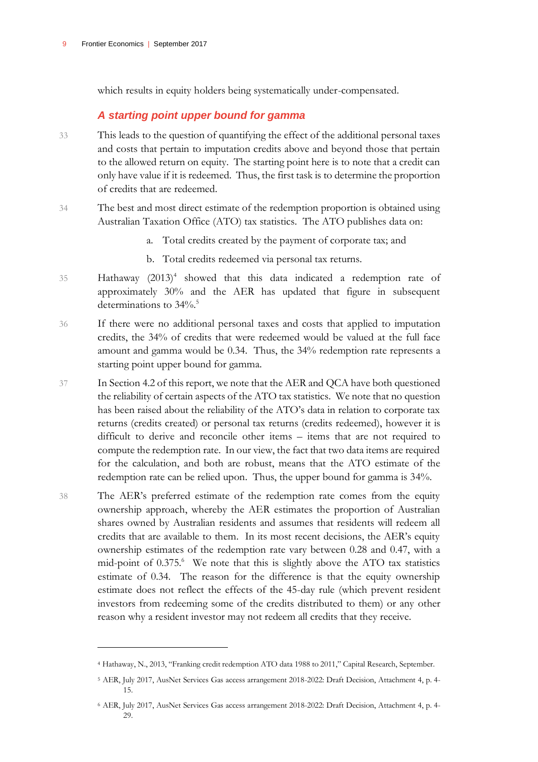which results in equity holders being systematically under-compensated.

### *A starting point upper bound for gamma*

33 This leads to the question of quantifying the effect of the additional personal taxes and costs that pertain to imputation credits above and beyond those that pertain to the allowed return on equity. The starting point here is to note that a credit can only have value if it is redeemed. Thus, the first task is to determine the proportion of credits that are redeemed.

34 The best and most direct estimate of the redemption proportion is obtained using Australian Taxation Office (ATO) tax statistics. The ATO publishes data on:

a. Total credits created by the payment of corporate tax; and

b. Total credits redeemed via personal tax returns.

35 Hathaway (2013)[4] showed that this data indicated a redemption rate of approximately 30% and the AER has updated that figure in subsequent determinations to 34%.[5]

36 If there were no additional personal taxes and costs that applied to imputation credits, the 34% of credits that were redeemed would be valued at the full face amount and gamma would be 0.34. Thus, the 34% redemption rate represents a starting point upper bound for gamma.

37 In Section 4.2 of this report, we note that the AER and QCA have both questioned the reliability of certain aspects of the ATO tax statistics. We note that no question has been raised about the reliability of the ATO's data in relation to corporate tax returns (credits created) or personal tax returns (credits redeemed), however it is difficult to derive and reconcile other items – items that are not required to compute the redemption rate. In our view, the fact that two data items are required for the calculation, and both are robust, means that the ATO estimate of the redemption rate can be relied upon. Thus, the upper bound for gamma is 34%.

38 The AER's preferred estimate of the redemption rate comes from the equity ownership approach, whereby the AER estimates the proportion of Australian shares owned by Australian residents and assumes that residents will redeem all credits that are available to them. In its most recent decisions, the AER's equity ownership estimates of the redemption rate vary between 0.28 and 0.47, with a mid-point of 0.375.[6] We note that this is slightly above the ATO tax statistics estimate of 0.34. The reason for the difference is that the equity ownership estimate does not reflect the effects of the 45-day rule (which prevent resident investors from redeeming some of the credits distributed to them) or any other reason why a resident investor may not redeem all credits that they receive.

---

[4] Hathaway, N., 2013, "Franking credit redemption ATO data 1988 to 2011," Capital Research, September.

[5] AER, July 2017, AusNet Services Gas access arrangement 2018-2022: Draft Decision, Attachment 4, p. 4-15.

[6] AER, July 2017, AusNet Services Gas access arrangement 2018-2022: Draft Decision, Attachment 4, p. 4-29.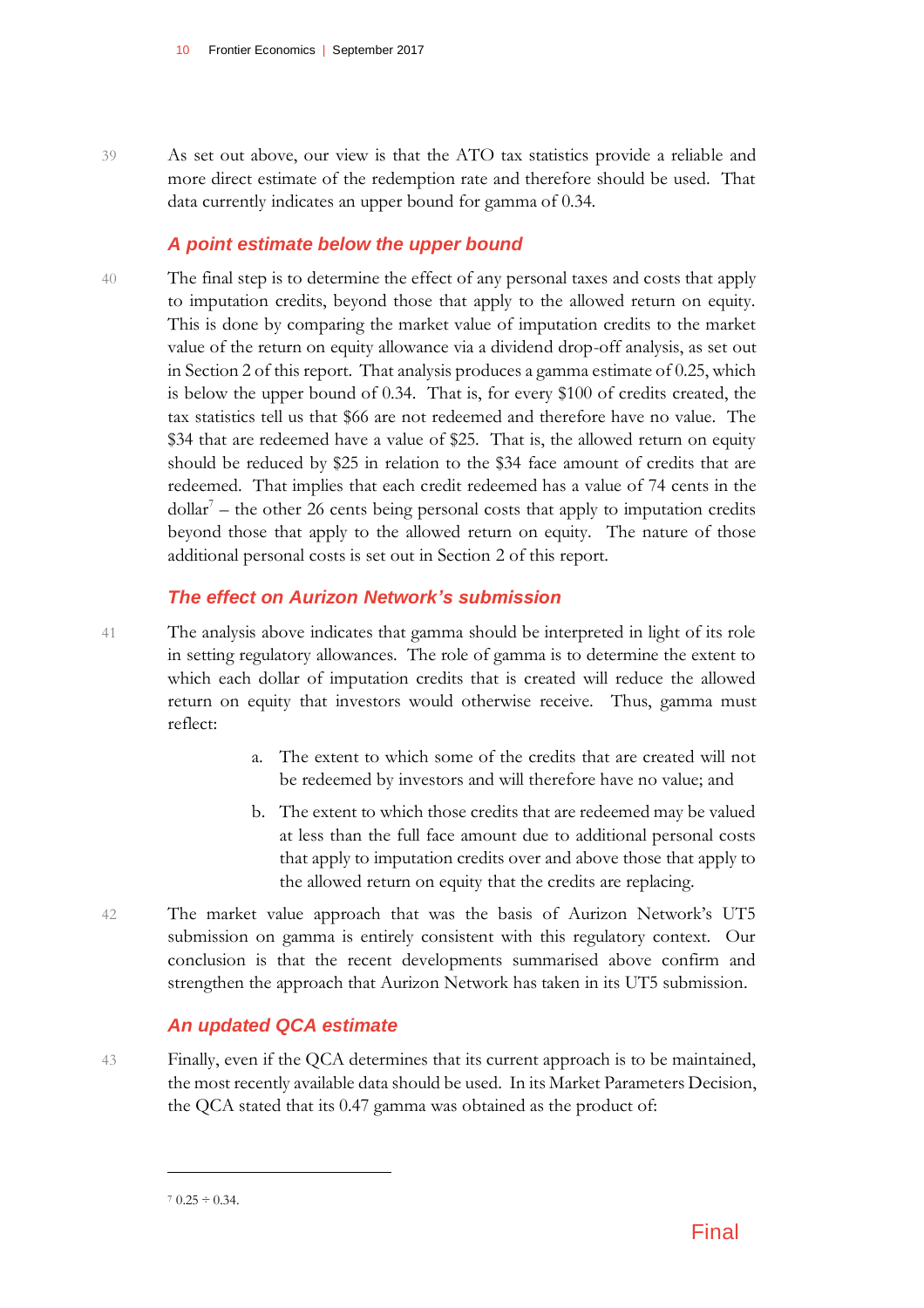39 As set out above, our view is that the ATO tax statistics provide a reliable and more direct estimate of the redemption rate and therefore should be used. That data currently indicates an upper bound for gamma of 0.34.

### *A point estimate below the upper bound*

40 The final step is to determine the effect of any personal taxes and costs that apply to imputation credits, beyond those that apply to the allowed return on equity. This is done by comparing the market value of imputation credits to the market value of the return on equity allowance via a dividend drop-off analysis, as set out in Section 2 of this report. That analysis produces a gamma estimate of 0.25, which is below the upper bound of 0.34. That is, for every $100 of credits created, the tax statistics tell us that $66 are not redeemed and therefore have no value. The $34 that are redeemed have a value of $25. That is, the allowed return on equity should be reduced by $25 in relation to the $34 face amount of credits that are redeemed. That implies that each credit redeemed has a value of 74 cents in the dollar[7] – the other 26 cents being personal costs that apply to imputation credits beyond those that apply to the allowed return on equity. The nature of those additional personal costs is set out in Section 2 of this report.

### *The effect on Aurizon Network's submission*

41 The analysis above indicates that gamma should be interpreted in light of its role in setting regulatory allowances. The role of gamma is to determine the extent to which each dollar of imputation credits that is created will reduce the allowed return on equity that investors would otherwise receive. Thus, gamma must reflect:

a. The extent to which some of the credits that are created will not be redeemed by investors and will therefore have no value; and

b. The extent to which those credits that are redeemed may be valued at less than the full face amount due to additional personal costs that apply to imputation credits over and above those that apply to the allowed return on equity that the credits are replacing.

42 The market value approach that was the basis of Aurizon Network's UT5 submission on gamma is entirely consistent with this regulatory context. Our conclusion is that the recent developments summarised above confirm and strengthen the approach that Aurizon Network has taken in its UT5 submission.

### *An updated QCA estimate*

43 Finally, even if the QCA determines that its current approach is to be maintained, the most recently available data should be used. In its Market Parameters Decision, the QCA stated that its 0.47 gamma was obtained as the product of:

---

[7] 0.25 ÷ 0.34.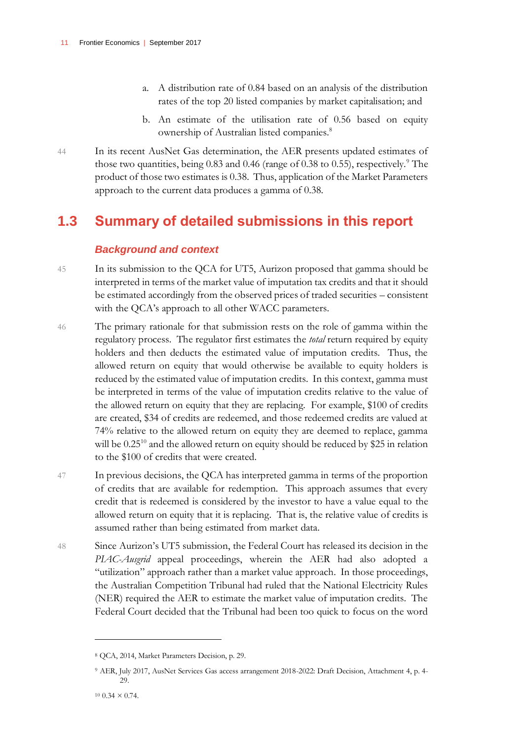a. A distribution rate of 0.84 based on an analysis of the distribution rates of the top 20 listed companies by market capitalisation; and

b. An estimate of the utilisation rate of 0.56 based on equity ownership of Australian listed companies.[8]

44 In its recent AusNet Gas determination, the AER presents updated estimates of those two quantities, being 0.83 and 0.46 (range of 0.38 to 0.55), respectively.[9] The product of those two estimates is 0.38. Thus, application of the Market Parameters approach to the current data produces a gamma of 0.38.

## 1.3 Summary of detailed submissions in this report

### *Background and context*

45 In its submission to the QCA for UT5, Aurizon proposed that gamma should be interpreted in terms of the market value of imputation tax credits and that it should be estimated accordingly from the observed prices of traded securities – consistent with the QCA's approach to all other WACC parameters.

46 The primary rationale for that submission rests on the role of gamma within the regulatory process. The regulator first estimates the *total* return required by equity holders and then deducts the estimated value of imputation credits. Thus, the allowed return on equity that would otherwise be available to equity holders is reduced by the estimated value of imputation credits. In this context, gamma must be interpreted in terms of the value of imputation credits relative to the value of the allowed return on equity that they are replacing. For example, $100 of credits are created, $34 of credits are redeemed, and those redeemed credits are valued at 74% relative to the allowed return on equity they are deemed to replace, gamma will be 0.25[10] and the allowed return on equity should be reduced by $25 in relation to the $100 of credits that were created.

47 In previous decisions, the QCA has interpreted gamma in terms of the proportion of credits that are available for redemption. This approach assumes that every credit that is redeemed is considered by the investor to have a value equal to the allowed return on equity that it is replacing. That is, the relative value of credits is assumed rather than being estimated from market data.

48 Since Aurizon's UT5 submission, the Federal Court has released its decision in the *PIAC-Ausgrid* appeal proceedings, wherein the AER had also adopted a "utilization" approach rather than a market value approach. In those proceedings, the Australian Competition Tribunal had ruled that the National Electricity Rules (NER) required the AER to estimate the market value of imputation credits. The Federal Court decided that the Tribunal had been too quick to focus on the word

---

[8] QCA, 2014, Market Parameters Decision, p. 29.

[9] AER, July 2017, AusNet Services Gas access arrangement 2018-2022: Draft Decision, Attachment 4, p. 4-29.

[10] $0.34 \times 0.74$.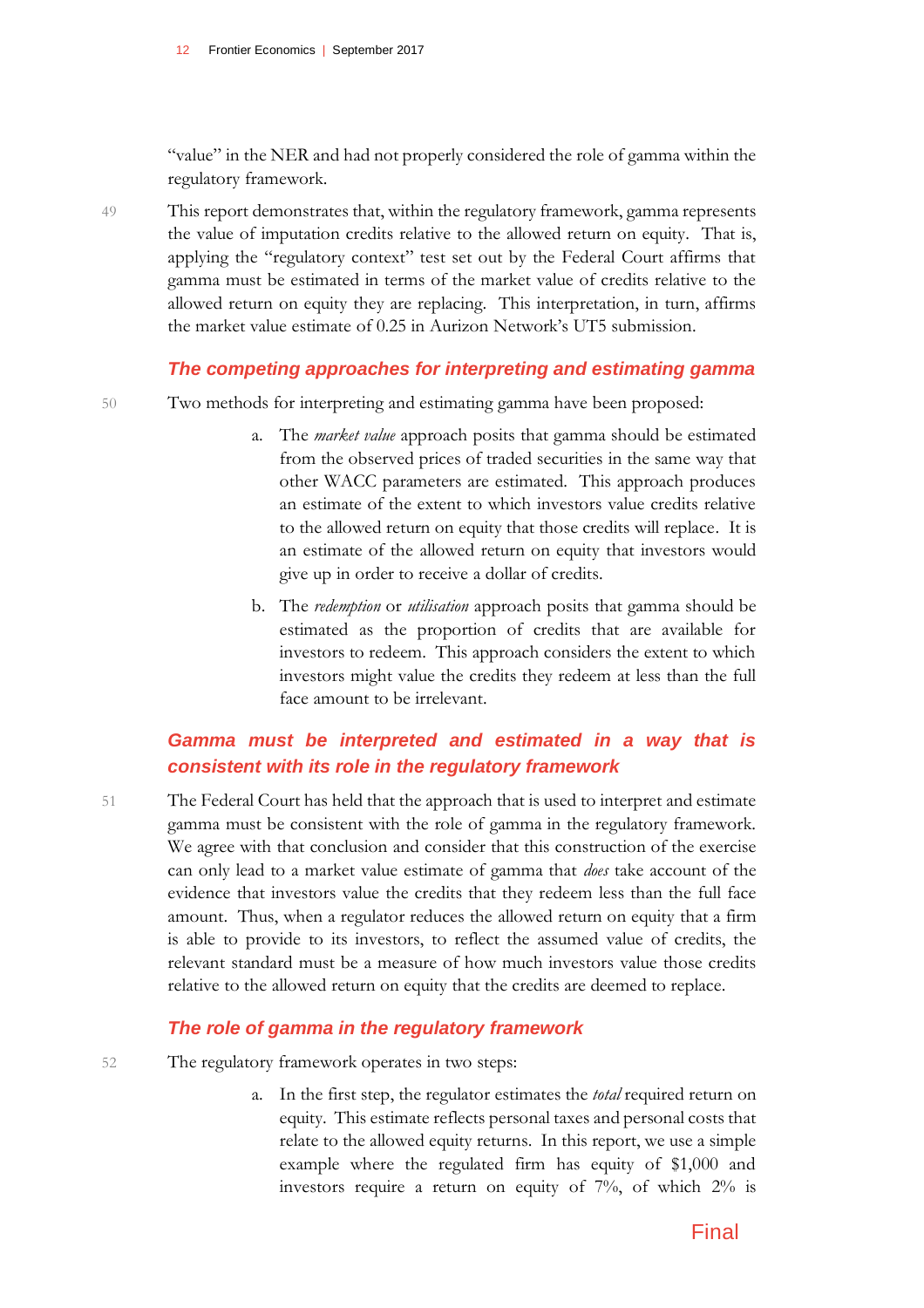"value" in the NER and had not properly considered the role of gamma within the regulatory framework.

49 This report demonstrates that, within the regulatory framework, gamma represents the value of imputation credits relative to the allowed return on equity. That is, applying the "regulatory context" test set out by the Federal Court affirms that gamma must be estimated in terms of the market value of credits relative to the allowed return on equity they are replacing. This interpretation, in turn, affirms the market value estimate of 0.25 in Aurizon Network's UT5 submission.

### The competing approaches for interpreting and estimating gamma

50 Two methods for interpreting and estimating gamma have been proposed:

a. The *market value* approach posits that gamma should be estimated from the observed prices of traded securities in the same way that other WACC parameters are estimated. This approach produces an estimate of the extent to which investors value credits relative to the allowed return on equity that those credits will replace. It is an estimate of the allowed return on equity that investors would give up in order to receive a dollar of credits.

b. The *redemption* or *utilisation* approach posits that gamma should be estimated as the proportion of credits that are available for investors to redeem. This approach considers the extent to which investors might value the credits they redeem at less than the full face amount to be irrelevant.

### Gamma must be interpreted and estimated in a way that is consistent with its role in the regulatory framework

51 The Federal Court has held that the approach that is used to interpret and estimate gamma must be consistent with the role of gamma in the regulatory framework. We agree with that conclusion and consider that this construction of the exercise can only lead to a market value estimate of gamma that *does* take account of the evidence that investors value the credits that they redeem less than the full face amount. Thus, when a regulator reduces the allowed return on equity that a firm is able to provide to its investors, to reflect the assumed value of credits, the relevant standard must be a measure of how much investors value those credits relative to the allowed return on equity that the credits are deemed to replace.

### The role of gamma in the regulatory framework

52 The regulatory framework operates in two steps:

a. In the first step, the regulator estimates the *total* required return on equity. This estimate reflects personal taxes and personal costs that relate to the allowed equity returns. In this report, we use a simple example where the regulated firm has equity of $1,000 and investors require a return on equity of 7%, of which 2% is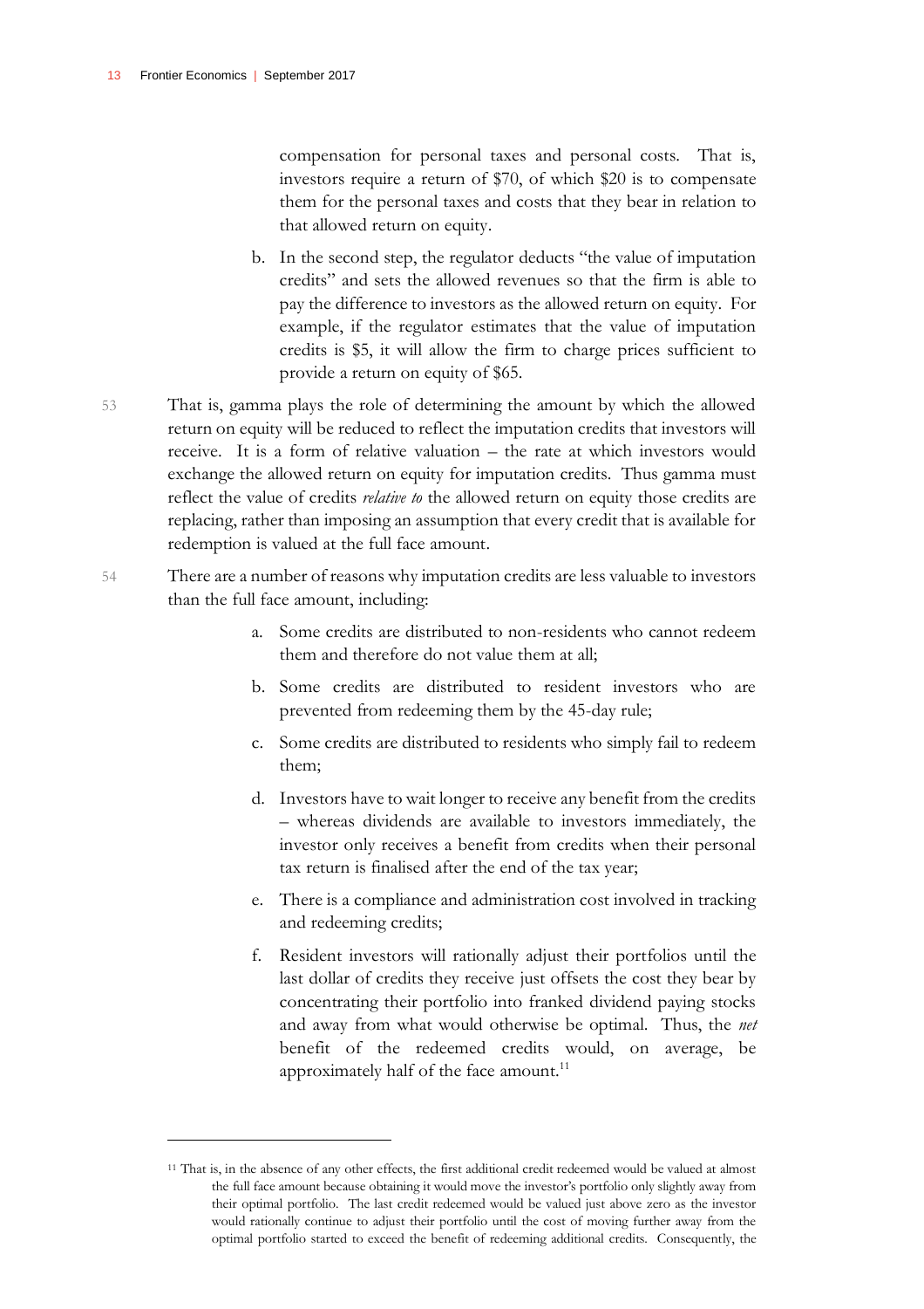compensation for personal taxes and personal costs. That is, investors require a return of $70, of which $20 is to compensate them for the personal taxes and costs that they bear in relation to that allowed return on equity.

b. In the second step, the regulator deducts "the value of imputation credits" and sets the allowed revenues so that the firm is able to pay the difference to investors as the allowed return on equity. For example, if the regulator estimates that the value of imputation credits is $5, it will allow the firm to charge prices sufficient to provide a return on equity of $65.

53 That is, gamma plays the role of determining the amount by which the allowed return on equity will be reduced to reflect the imputation credits that investors will receive. It is a form of relative valuation – the rate at which investors would exchange the allowed return on equity for imputation credits. Thus gamma must reflect the value of credits *relative to* the allowed return on equity those credits are replacing, rather than imposing an assumption that every credit that is available for redemption is valued at the full face amount.

54 There are a number of reasons why imputation credits are less valuable to investors than the full face amount, including:

a. Some credits are distributed to non-residents who cannot redeem them and therefore do not value them at all;

b. Some credits are distributed to resident investors who are prevented from redeeming them by the 45-day rule;

c. Some credits are distributed to residents who simply fail to redeem them;

d. Investors have to wait longer to receive any benefit from the credits – whereas dividends are available to investors immediately, the investor only receives a benefit from credits when their personal tax return is finalised after the end of the tax year;

e. There is a compliance and administration cost involved in tracking and redeeming credits;

f. Resident investors will rationally adjust their portfolios until the last dollar of credits they receive just offsets the cost they bear by concentrating their portfolio into franked dividend paying stocks and away from what would otherwise be optimal. Thus, the *net* benefit of the redeemed credits would, on average, be approximately half of the face amount.[11]

---

[11] That is, in the absence of any other effects, the first additional credit redeemed would be valued at almost the full face amount because obtaining it would move the investor's portfolio only slightly away from their optimal portfolio. The last credit redeemed would be valued just above zero as the investor would rationally continue to adjust their portfolio until the cost of moving further away from the optimal portfolio started to exceed the benefit of redeeming additional credits. Consequently, the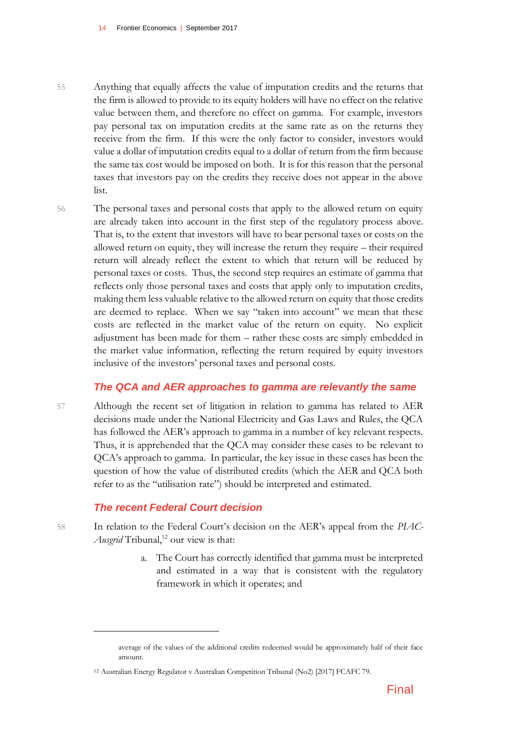55 Anything that equally affects the value of imputation credits and the returns that the firm is allowed to provide to its equity holders will have no effect on the relative value between them, and therefore no effect on gamma. For example, investors pay personal tax on imputation credits at the same rate as on the returns they receive from the firm. If this were the only factor to consider, investors would value a dollar of imputation credits equal to a dollar of return from the firm because the same tax cost would be imposed on both. It is for this reason that the personal taxes that investors pay on the credits they receive does not appear in the above list.

56 The personal taxes and personal costs that apply to the allowed return on equity are already taken into account in the first step of the regulatory process above. That is, to the extent that investors will have to bear personal taxes or costs on the allowed return on equity, they will increase the return they require – their required return will already reflect the extent to which that return will be reduced by personal taxes or costs. Thus, the second step requires an estimate of gamma that reflects only those personal taxes and costs that apply only to imputation credits, making them less valuable relative to the allowed return on equity that those credits are deemed to replace. When we say "taken into account" we mean that these costs are reflected in the market value of the return on equity. No explicit adjustment has been made for them – rather these costs are simply embedded in the market value information, reflecting the return required by equity investors inclusive of the investors' personal taxes and personal costs.

### *The QCA and AER approaches to gamma are relevantly the same*

57 Although the recent set of litigation in relation to gamma has related to AER decisions made under the National Electricity and Gas Laws and Rules, the QCA has followed the AER's approach to gamma in a number of key relevant respects. Thus, it is apprehended that the QCA may consider these cases to be relevant to QCA's approach to gamma. In particular, the key issue in these cases has been the question of how the value of distributed credits (which the AER and QCA both refer to as the "utilisation rate") should be interpreted and estimated.

### *The recent Federal Court decision*

58 In relation to the Federal Court's decision on the AER's appeal from the *PIAC-Ausgrid* Tribunal,[12] our view is that:

a. The Court has correctly identified that gamma must be interpreted and estimated in a way that is consistent with the regulatory framework in which it operates; and

---

average of the values of the additional credits redeemed would be approximately half of their face amount.

[12] Australian Energy Regulator v Australian Competition Tribunal (No2) [2017] FCAFC 79.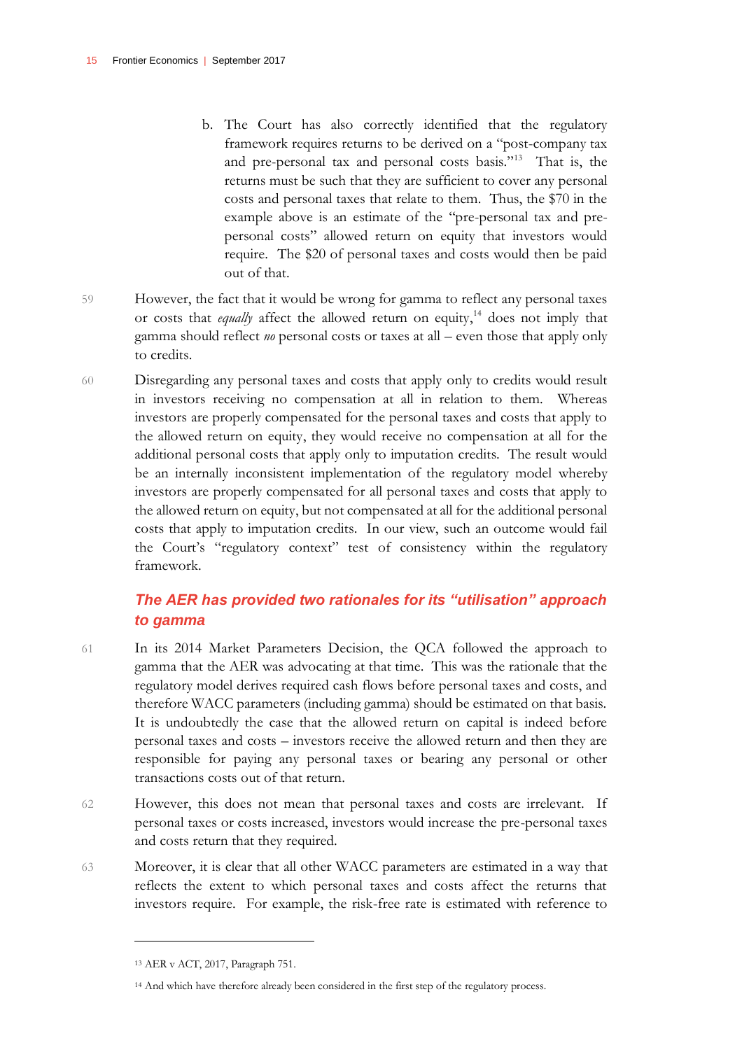b. The Court has also correctly identified that the regulatory framework requires returns to be derived on a "post-company tax and pre-personal tax and personal costs basis."[13] That is, the returns must be such that they are sufficient to cover any personal costs and personal taxes that relate to them. Thus, the $70 in the example above is an estimate of the "pre-personal tax and pre-personal costs" allowed return on equity that investors would require. The $20 of personal taxes and costs would then be paid out of that.

59 However, the fact that it would be wrong for gamma to reflect any personal taxes or costs that *equally* affect the allowed return on equity,[14] does not imply that gamma should reflect *no* personal costs or taxes at all – even those that apply only to credits.

60 Disregarding any personal taxes and costs that apply only to credits would result in investors receiving no compensation at all in relation to them. Whereas investors are properly compensated for the personal taxes and costs that apply to the allowed return on equity, they would receive no compensation at all for the additional personal costs that apply only to imputation credits. The result would be an internally inconsistent implementation of the regulatory model whereby investors are properly compensated for all personal taxes and costs that apply to the allowed return on equity, but not compensated at all for the additional personal costs that apply to imputation credits. In our view, such an outcome would fail the Court's "regulatory context" test of consistency within the regulatory framework.

### *The AER has provided two rationales for its "utilisation" approach to gamma*

61 In its 2014 Market Parameters Decision, the QCA followed the approach to gamma that the AER was advocating at that time. This was the rationale that the regulatory model derives required cash flows before personal taxes and costs, and therefore WACC parameters (including gamma) should be estimated on that basis. It is undoubtedly the case that the allowed return on capital is indeed before personal taxes and costs – investors receive the allowed return and then they are responsible for paying any personal taxes or bearing any personal or other transactions costs out of that return.

62 However, this does not mean that personal taxes and costs are irrelevant. If personal taxes or costs increased, investors would increase the pre-personal taxes and costs return that they required.

63 Moreover, it is clear that all other WACC parameters are estimated in a way that reflects the extent to which personal taxes and costs affect the returns that investors require. For example, the risk-free rate is estimated with reference to

---

[13] AER v ACT, 2017, Paragraph 751.

[14] And which have therefore already been considered in the first step of the regulatory process.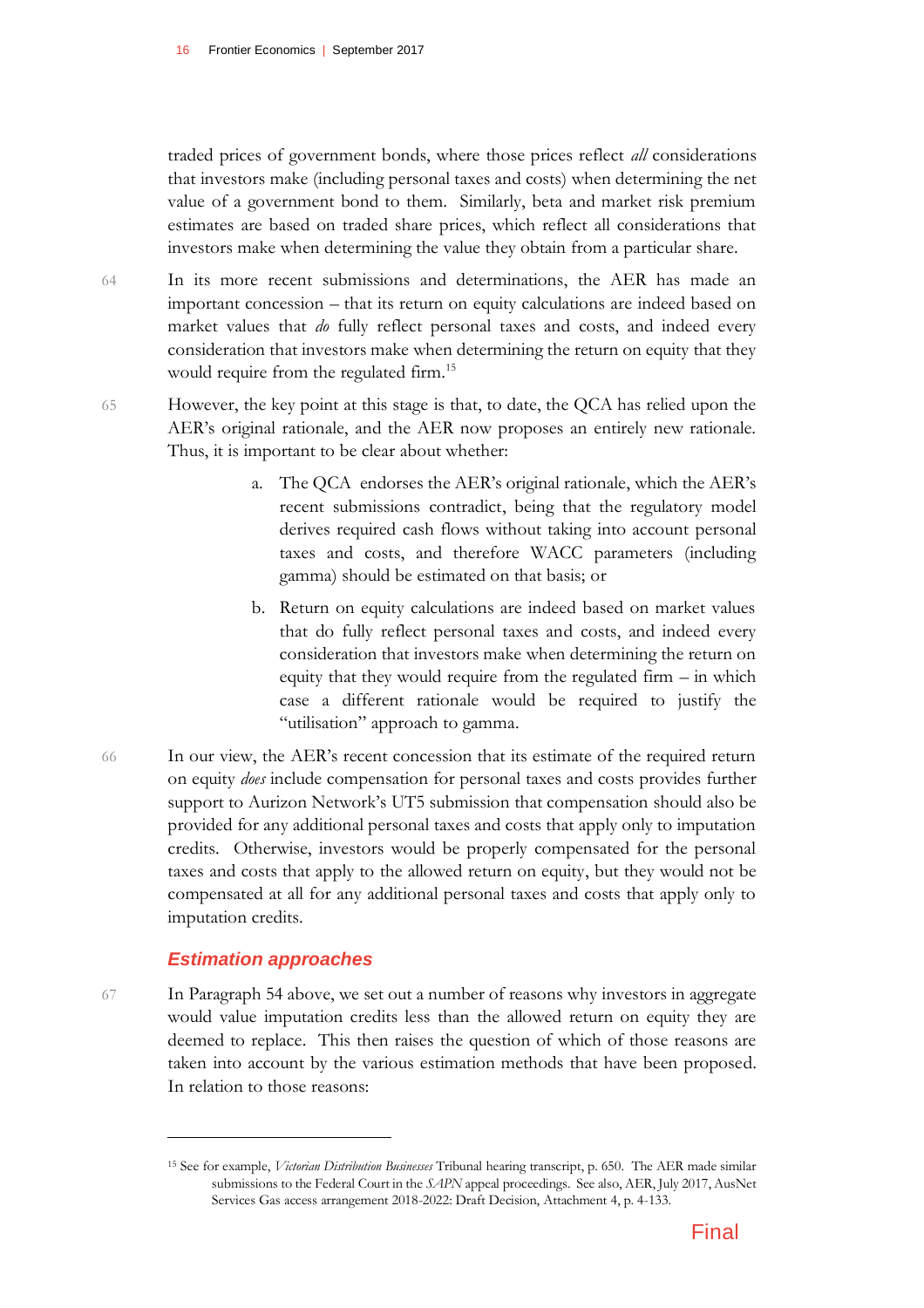traded prices of government bonds, where those prices reflect *all* considerations that investors make (including personal taxes and costs) when determining the net value of a government bond to them. Similarly, beta and market risk premium estimates are based on traded share prices, which reflect all considerations that investors make when determining the value they obtain from a particular share.

64 In its more recent submissions and determinations, the AER has made an important concession – that its return on equity calculations are indeed based on market values that *do* fully reflect personal taxes and costs, and indeed every consideration that investors make when determining the return on equity that they would require from the regulated firm.[15]

65 However, the key point at this stage is that, to date, the QCA has relied upon the AER's original rationale, and the AER now proposes an entirely new rationale. Thus, it is important to be clear about whether:

a. The QCA endorses the AER's original rationale, which the AER's recent submissions contradict, being that the regulatory model derives required cash flows without taking into account personal taxes and costs, and therefore WACC parameters (including gamma) should be estimated on that basis; or

b. Return on equity calculations are indeed based on market values that do fully reflect personal taxes and costs, and indeed every consideration that investors make when determining the return on equity that they would require from the regulated firm – in which case a different rationale would be required to justify the "utilisation" approach to gamma.

66 In our view, the AER's recent concession that its estimate of the required return on equity *does* include compensation for personal taxes and costs provides further support to Aurizon Network's UT5 submission that compensation should also be provided for any additional personal taxes and costs that apply only to imputation credits. Otherwise, investors would be properly compensated for the personal taxes and costs that apply to the allowed return on equity, but they would not be compensated at all for any additional personal taxes and costs that apply only to imputation credits.

### Estimation approaches

67 In Paragraph 54 above, we set out a number of reasons why investors in aggregate would value imputation credits less than the allowed return on equity they are deemed to replace. This then raises the question of which of those reasons are taken into account by the various estimation methods that have been proposed. In relation to those reasons:

---

[15] See for example, *Victorian Distribution Businesses* Tribunal hearing transcript, p. 650. The AER made similar submissions to the Federal Court in the *SAPN* appeal proceedings. See also, AER, July 2017, AusNet Services Gas access arrangement 2018-2022: Draft Decision, Attachment 4, p. 4-133.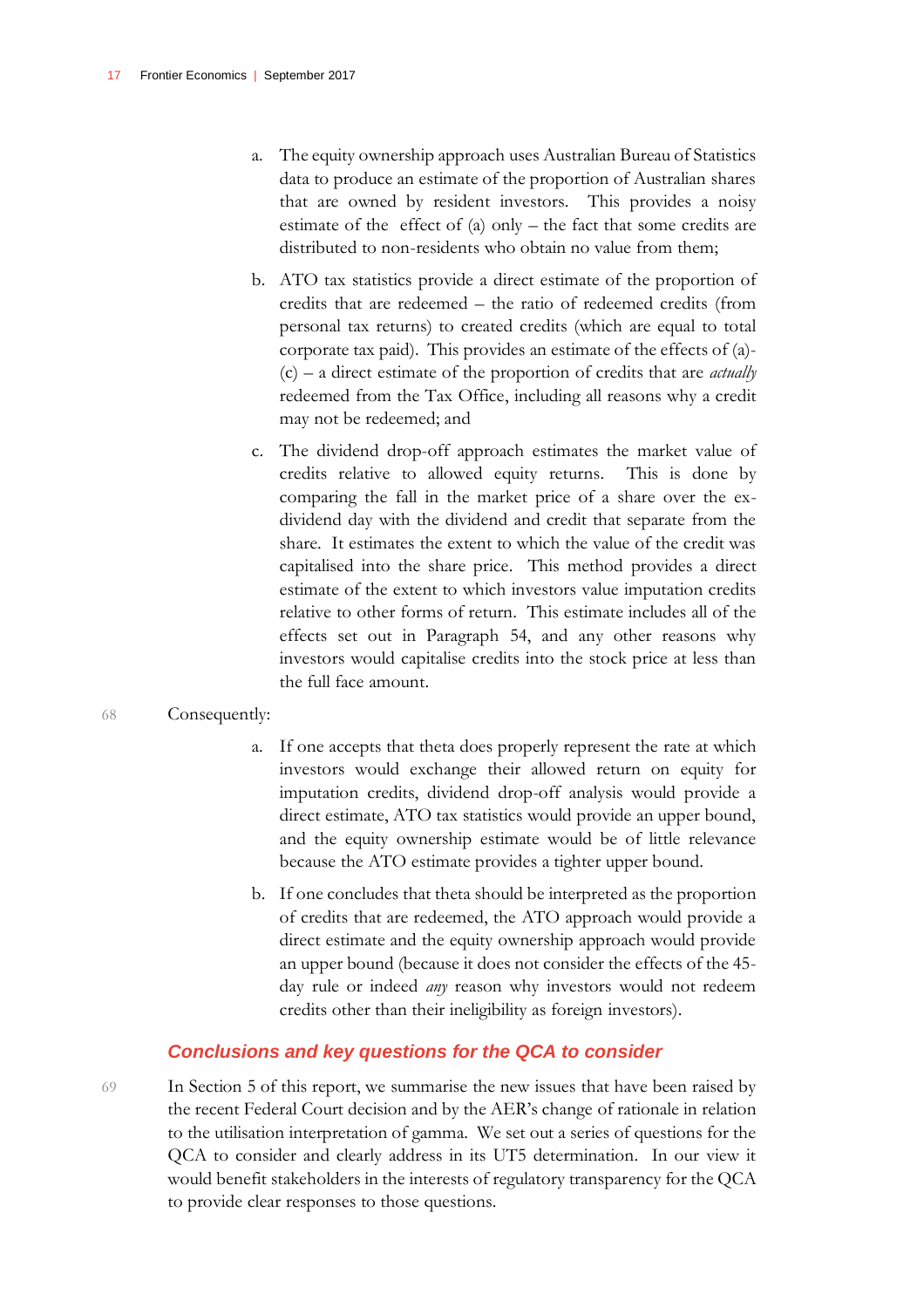a. The equity ownership approach uses Australian Bureau of Statistics data to produce an estimate of the proportion of Australian shares that are owned by resident investors. This provides a noisy estimate of the effect of (a) only – the fact that some credits are distributed to non-residents who obtain no value from them;

b. ATO tax statistics provide a direct estimate of the proportion of credits that are redeemed – the ratio of redeemed credits (from personal tax returns) to created credits (which are equal to total corporate tax paid). This provides an estimate of the effects of (a)-(c) – a direct estimate of the proportion of credits that are *actually* redeemed from the Tax Office, including all reasons why a credit may not be redeemed; and

c. The dividend drop-off approach estimates the market value of credits relative to allowed equity returns. This is done by comparing the fall in the market price of a share over the ex-dividend day with the dividend and credit that separate from the share. It estimates the extent to which the value of the credit was capitalised into the share price. This method provides a direct estimate of the extent to which investors value imputation credits relative to other forms of return. This estimate includes all of the effects set out in Paragraph 54, and any other reasons why investors would capitalise credits into the stock price at less than the full face amount.

68 Consequently:

a. If one accepts that theta does properly represent the rate at which investors would exchange their allowed return on equity for imputation credits, dividend drop-off analysis would provide a direct estimate, ATO tax statistics would provide an upper bound, and the equity ownership estimate would be of little relevance because the ATO estimate provides a tighter upper bound.

b. If one concludes that theta should be interpreted as the proportion of credits that are redeemed, the ATO approach would provide a direct estimate and the equity ownership approach would provide an upper bound (because it does not consider the effects of the 45-day rule or indeed *any* reason why investors would not redeem credits other than their ineligibility as foreign investors).

### Conclusions and key questions for the QCA to consider

69 In Section 5 of this report, we summarise the new issues that have been raised by the recent Federal Court decision and by the AER's change of rationale in relation to the utilisation interpretation of gamma. We set out a series of questions for the QCA to consider and clearly address in its UT5 determination. In our view it would benefit stakeholders in the interests of regulatory transparency for the QCA to provide clear responses to those questions.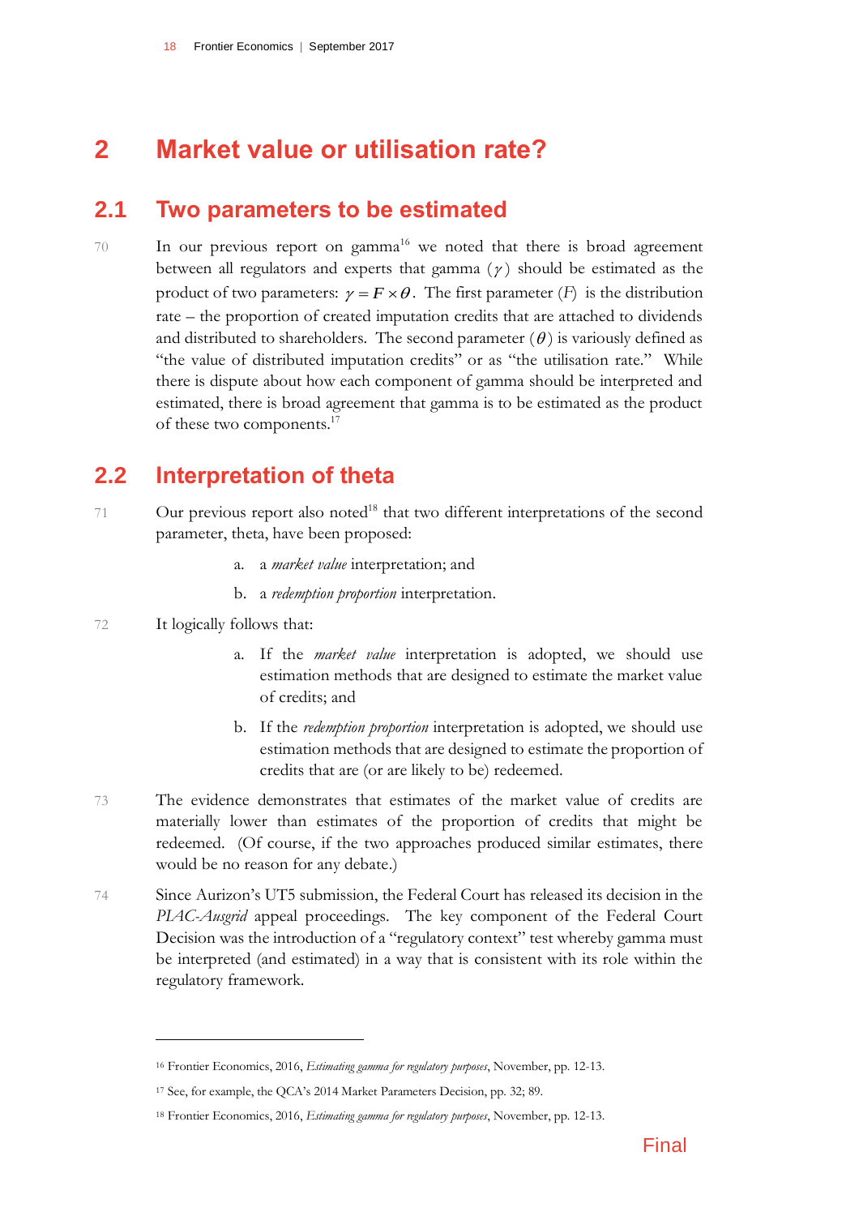# 2 Market value or utilisation rate?

## 2.1 Two parameters to be estimated

70 In our previous report on gamma[16] we noted that there is broad agreement between all regulators and experts that gamma ($\gamma$) should be estimated as the product of two parameters: $\gamma = F \times \theta$. The first parameter ($F$) is the distribution rate – the proportion of created imputation credits that are attached to dividends and distributed to shareholders. The second parameter ($\theta$) is variously defined as "the value of distributed imputation credits" or as "the utilisation rate." While there is dispute about how each component of gamma should be interpreted and estimated, there is broad agreement that gamma is to be estimated as the product of these two components.[17]

## 2.2 Interpretation of theta

71 Our previous report also noted[18] that two different interpretations of the second parameter, theta, have been proposed:

a. a *market value* interpretation; and

b. a *redemption proportion* interpretation.

72 It logically follows that:

a. If the *market value* interpretation is adopted, we should use estimation methods that are designed to estimate the market value of credits; and

b. If the *redemption proportion* interpretation is adopted, we should use estimation methods that are designed to estimate the proportion of credits that are (or are likely to be) redeemed.

73 The evidence demonstrates that estimates of the market value of credits are materially lower than estimates of the proportion of credits that might be redeemed. (Of course, if the two approaches produced similar estimates, there would be no reason for any debate.)

74 Since Aurizon's UT5 submission, the Federal Court has released its decision in the *PIAC-Ausgrid* appeal proceedings. The key component of the Federal Court Decision was the introduction of a "regulatory context" test whereby gamma must be interpreted (and estimated) in a way that is consistent with its role within the regulatory framework.

---

[16] Frontier Economics, 2016, *Estimating gamma for regulatory purposes*, November, pp. 12-13.

[17] See, for example, the QCA's 2014 Market Parameters Decision, pp. 32; 89.

[18] Frontier Economics, 2016, *Estimating gamma for regulatory purposes*, November, pp. 12-13.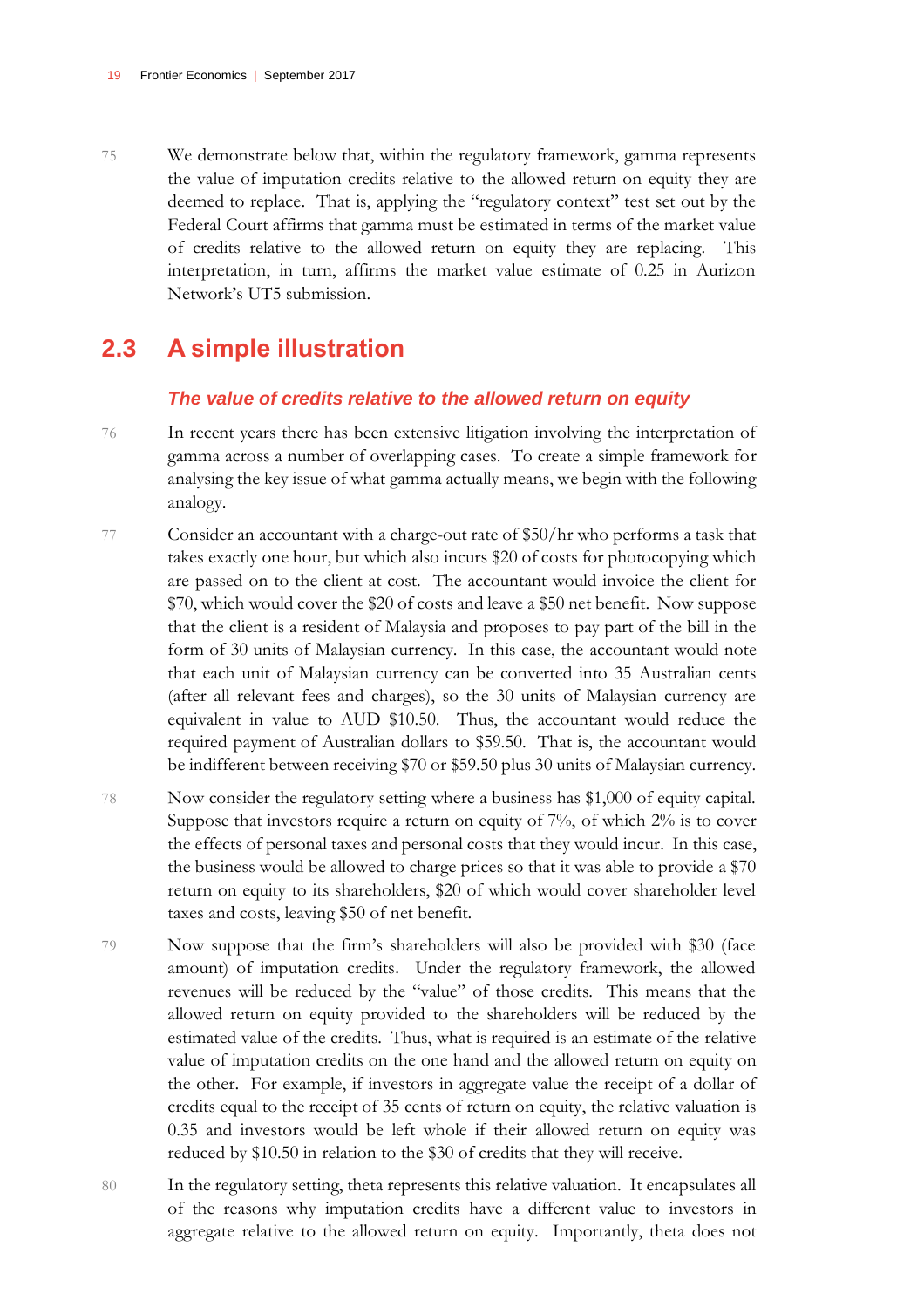75 We demonstrate below that, within the regulatory framework, gamma represents the value of imputation credits relative to the allowed return on equity they are deemed to replace. That is, applying the "regulatory context" test set out by the Federal Court affirms that gamma must be estimated in terms of the market value of credits relative to the allowed return on equity they are replacing. This interpretation, in turn, affirms the market value estimate of 0.25 in Aurizon Network's UT5 submission.

## 2.3 A simple illustration

### *The value of credits relative to the allowed return on equity*

76 In recent years there has been extensive litigation involving the interpretation of gamma across a number of overlapping cases. To create a simple framework for analysing the key issue of what gamma actually means, we begin with the following analogy.

77 Consider an accountant with a charge-out rate of $50/hr who performs a task that takes exactly one hour, but which also incurs $20 of costs for photocopying which are passed on to the client at cost. The accountant would invoice the client for $70, which would cover the $20 of costs and leave a $50 net benefit. Now suppose that the client is a resident of Malaysia and proposes to pay part of the bill in the form of 30 units of Malaysian currency. In this case, the accountant would note that each unit of Malaysian currency can be converted into 35 Australian cents (after all relevant fees and charges), so the 30 units of Malaysian currency are equivalent in value to AUD $10.50. Thus, the accountant would reduce the required payment of Australian dollars to $59.50. That is, the accountant would be indifferent between receiving $70 or $59.50 plus 30 units of Malaysian currency.

78 Now consider the regulatory setting where a business has $1,000 of equity capital. Suppose that investors require a return on equity of 7%, of which 2% is to cover the effects of personal taxes and personal costs that they would incur. In this case, the business would be allowed to charge prices so that it was able to provide a $70 return on equity to its shareholders, $20 of which would cover shareholder level taxes and costs, leaving $50 of net benefit.

79 Now suppose that the firm's shareholders will also be provided with $30 (face amount) of imputation credits. Under the regulatory framework, the allowed revenues will be reduced by the "value" of those credits. This means that the allowed return on equity provided to the shareholders will be reduced by the estimated value of the credits. Thus, what is required is an estimate of the relative value of imputation credits on the one hand and the allowed return on equity on the other. For example, if investors in aggregate value the receipt of a dollar of credits equal to the receipt of 35 cents of return on equity, the relative valuation is 0.35 and investors would be left whole if their allowed return on equity was reduced by $10.50 in relation to the $30 of credits that they will receive.

80 In the regulatory setting, theta represents this relative valuation. It encapsulates all of the reasons why imputation credits have a different value to investors in aggregate relative to the allowed return on equity. Importantly, theta does not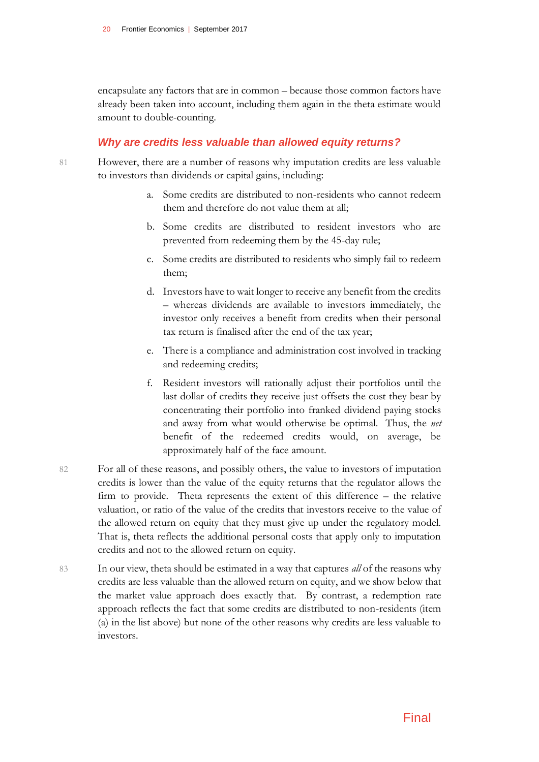encapsulate any factors that are in common – because those common factors have already been taken into account, including them again in the theta estimate would amount to double-counting.

### *Why are credits less valuable than allowed equity returns?*

81 However, there are a number of reasons why imputation credits are less valuable to investors than dividends or capital gains, including:

a. Some credits are distributed to non-residents who cannot redeem them and therefore do not value them at all;

b. Some credits are distributed to resident investors who are prevented from redeeming them by the 45-day rule;

c. Some credits are distributed to residents who simply fail to redeem them;

d. Investors have to wait longer to receive any benefit from the credits – whereas dividends are available to investors immediately, the investor only receives a benefit from credits when their personal tax return is finalised after the end of the tax year;

e. There is a compliance and administration cost involved in tracking and redeeming credits;

f. Resident investors will rationally adjust their portfolios until the last dollar of credits they receive just offsets the cost they bear by concentrating their portfolio into franked dividend paying stocks and away from what would otherwise be optimal. Thus, the *net* benefit of the redeemed credits would, on average, be approximately half of the face amount.

82 For all of these reasons, and possibly others, the value to investors of imputation credits is lower than the value of the equity returns that the regulator allows the firm to provide. Theta represents the extent of this difference – the relative valuation, or ratio of the value of the credits that investors receive to the value of the allowed return on equity that they must give up under the regulatory model. That is, theta reflects the additional personal costs that apply only to imputation credits and not to the allowed return on equity.

83 In our view, theta should be estimated in a way that captures *all* of the reasons why credits are less valuable than the allowed return on equity, and we show below that the market value approach does exactly that. By contrast, a redemption rate approach reflects the fact that some credits are distributed to non-residents (item (a) in the list above) but none of the other reasons why credits are less valuable to investors.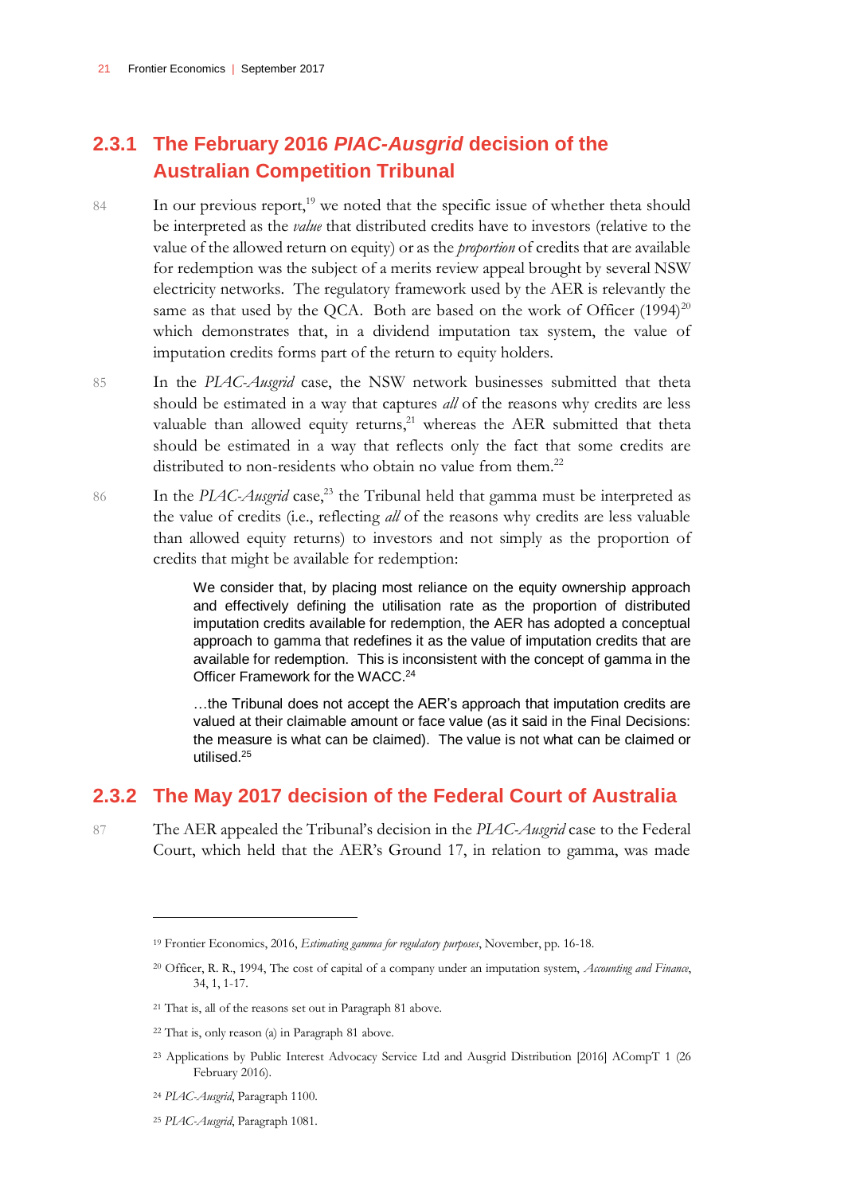### 2.3.1 The February 2016 *PIAC-Ausgrid* decision of the Australian Competition Tribunal

84 In our previous report,[19] we noted that the specific issue of whether theta should be interpreted as the *value* that distributed credits have to investors (relative to the value of the allowed return on equity) or as the *proportion* of credits that are available for redemption was the subject of a merits review appeal brought by several NSW electricity networks. The regulatory framework used by the AER is relevantly the same as that used by the QCA. Both are based on the work of Officer (1994)[20] which demonstrates that, in a dividend imputation tax system, the value of imputation credits forms part of the return to equity holders.

85 In the *PIAC-Ausgrid* case, the NSW network businesses submitted that theta should be estimated in a way that captures *all* of the reasons why credits are less valuable than allowed equity returns,[21] whereas the AER submitted that theta should be estimated in a way that reflects only the fact that some credits are distributed to non-residents who obtain no value from them.[22]

86 In the *PIAC-Ausgrid* case,[23] the Tribunal held that gamma must be interpreted as the value of credits (i.e., reflecting *all* of the reasons why credits are less valuable than allowed equity returns) to investors and not simply as the proportion of credits that might be available for redemption:

> We consider that, by placing most reliance on the equity ownership approach and effectively defining the utilisation rate as the proportion of distributed imputation credits available for redemption, the AER has adopted a conceptual approach to gamma that redefines it as the value of imputation credits that are available for redemption. This is inconsistent with the concept of gamma in the Officer Framework for the WACC.[24]
>
> …the Tribunal does not accept the AER's approach that imputation credits are valued at their claimable amount or face value (as it said in the Final Decisions: the measure is what can be claimed). The value is not what can be claimed or utilised.[25]

### 2.3.2 The May 2017 decision of the Federal Court of Australia

87 The AER appealed the Tribunal's decision in the *PIAC-Ausgrid* case to the Federal Court, which held that the AER's Ground 17, in relation to gamma, was made

---

[19] Frontier Economics, 2016, *Estimating gamma for regulatory purposes*, November, pp. 16-18.

[20] Officer, R. R., 1994, The cost of capital of a company under an imputation system, *Accounting and Finance*, 34, 1, 1-17.

[21] That is, all of the reasons set out in Paragraph 81 above.

[22] That is, only reason (a) in Paragraph 81 above.

[23] Applications by Public Interest Advocacy Service Ltd and Ausgrid Distribution [2016] ACompT 1 (26 February 2016).

[24] *PIAC-Ausgrid*, Paragraph 1100.

[25] *PIAC-Ausgrid*, Paragraph 1081.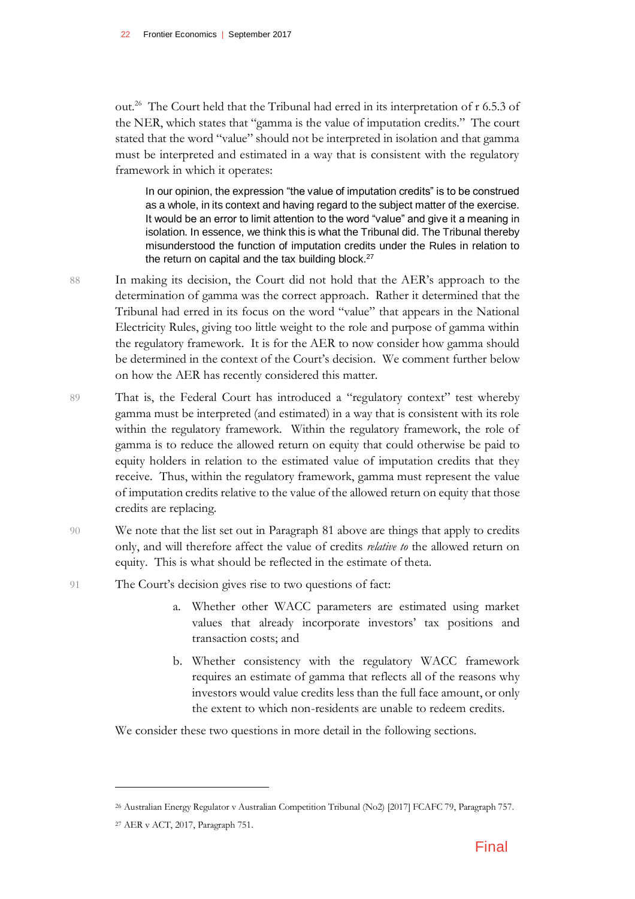out.[26] The Court held that the Tribunal had erred in its interpretation of r 6.5.3 of the NER, which states that "gamma is the value of imputation credits." The court stated that the word "value" should not be interpreted in isolation and that gamma must be interpreted and estimated in a way that is consistent with the regulatory framework in which it operates:

> In our opinion, the expression "the value of imputation credits" is to be construed as a whole, in its context and having regard to the subject matter of the exercise. It would be an error to limit attention to the word "value" and give it a meaning in isolation. In essence, we think this is what the Tribunal did. The Tribunal thereby misunderstood the function of imputation credits under the Rules in relation to the return on capital and the tax building block.[27]

88 In making its decision, the Court did not hold that the AER's approach to the determination of gamma was the correct approach. Rather it determined that the Tribunal had erred in its focus on the word "value" that appears in the National Electricity Rules, giving too little weight to the role and purpose of gamma within the regulatory framework. It is for the AER to now consider how gamma should be determined in the context of the Court's decision. We comment further below on how the AER has recently considered this matter.

89 That is, the Federal Court has introduced a "regulatory context" test whereby gamma must be interpreted (and estimated) in a way that is consistent with its role within the regulatory framework. Within the regulatory framework, the role of gamma is to reduce the allowed return on equity that could otherwise be paid to equity holders in relation to the estimated value of imputation credits that they receive. Thus, within the regulatory framework, gamma must represent the value of imputation credits relative to the value of the allowed return on equity that those credits are replacing.

90 We note that the list set out in Paragraph 81 above are things that apply to credits only, and will therefore affect the value of credits *relative to* the allowed return on equity. This is what should be reflected in the estimate of theta.

91 The Court's decision gives rise to two questions of fact:

a. Whether other WACC parameters are estimated using market values that already incorporate investors' tax positions and transaction costs; and

b. Whether consistency with the regulatory WACC framework requires an estimate of gamma that reflects all of the reasons why investors would value credits less than the full face amount, or only the extent to which non-residents are unable to redeem credits.

We consider these two questions in more detail in the following sections.

---

[26] Australian Energy Regulator v Australian Competition Tribunal (No2) [2017] FCAFC 79, Paragraph 757.

[27] AER v ACT, 2017, Paragraph 751.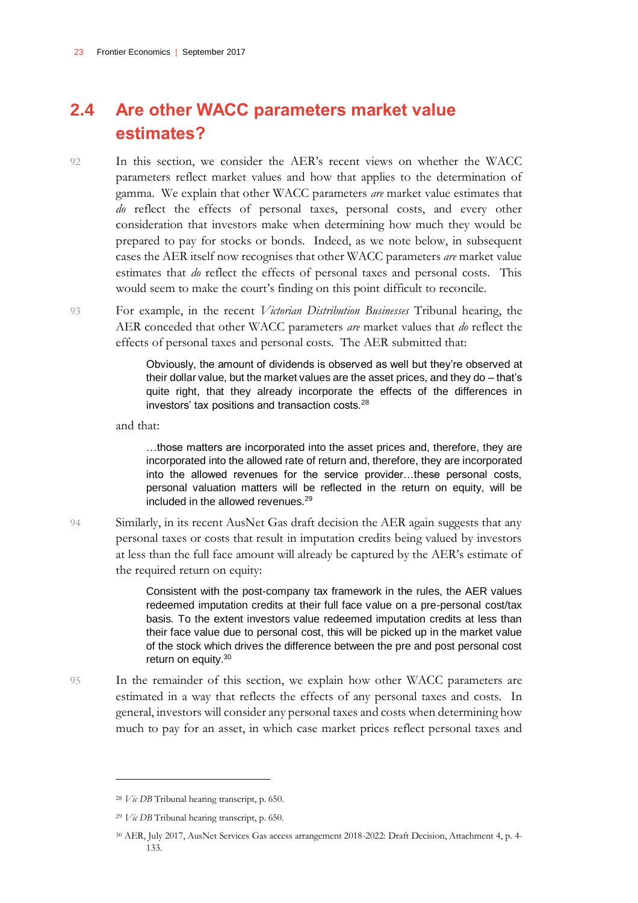## 2.4 Are other WACC parameters market value estimates?

92 In this section, we consider the AER's recent views on whether the WACC parameters reflect market values and how that applies to the determination of gamma. We explain that other WACC parameters *are* market value estimates that *do* reflect the effects of personal taxes, personal costs, and every other consideration that investors make when determining how much they would be prepared to pay for stocks or bonds. Indeed, as we note below, in subsequent cases the AER itself now recognises that other WACC parameters *are* market value estimates that *do* reflect the effects of personal taxes and personal costs. This would seem to make the court's finding on this point difficult to reconcile.

93 For example, in the recent *Victorian Distribution Businesses* Tribunal hearing, the AER conceded that other WACC parameters *are* market values that *do* reflect the effects of personal taxes and personal costs. The AER submitted that:

> Obviously, the amount of dividends is observed as well but they're observed at their dollar value, but the market values are the asset prices, and they do – that's quite right, that they already incorporate the effects of the differences in investors' tax positions and transaction costs.[28]

and that:

> …those matters are incorporated into the asset prices and, therefore, they are incorporated into the allowed rate of return and, therefore, they are incorporated into the allowed revenues for the service provider…these personal costs, personal valuation matters will be reflected in the return on equity, will be included in the allowed revenues.[29]

94 Similarly, in its recent AusNet Gas draft decision the AER again suggests that any personal taxes or costs that result in imputation credits being valued by investors at less than the full face amount will already be captured by the AER's estimate of the required return on equity:

> Consistent with the post-company tax framework in the rules, the AER values redeemed imputation credits at their full face value on a pre-personal cost/tax basis. To the extent investors value redeemed imputation credits at less than their face value due to personal cost, this will be picked up in the market value of the stock which drives the difference between the pre and post personal cost return on equity.[30]

95 In the remainder of this section, we explain how other WACC parameters are estimated in a way that reflects the effects of any personal taxes and costs. In general, investors will consider any personal taxes and costs when determining how much to pay for an asset, in which case market prices reflect personal taxes and

---

[28] *Vic DB* Tribunal hearing transcript, p. 650.

[29] *Vic DB* Tribunal hearing transcript, p. 650.

[30] AER, July 2017, AusNet Services Gas access arrangement 2018-2022: Draft Decision, Attachment 4, p. 4-133.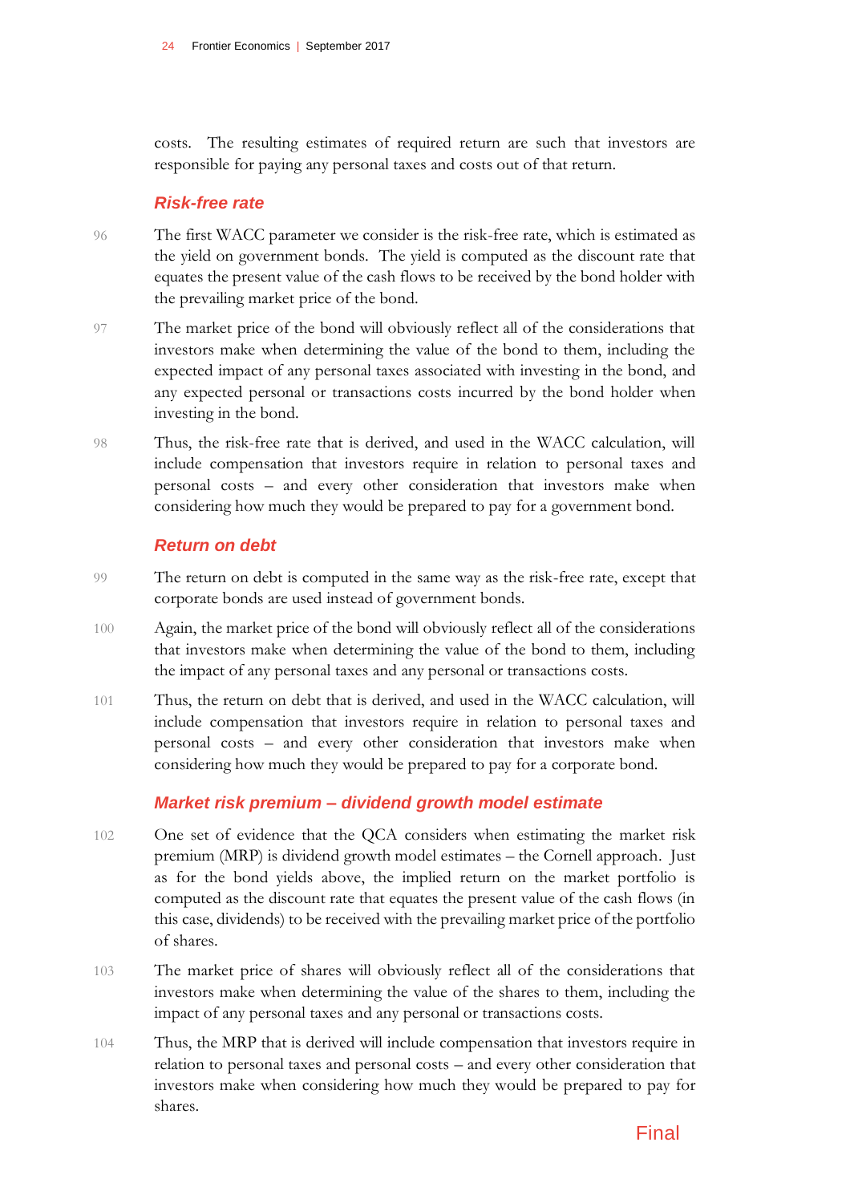costs. The resulting estimates of required return are such that investors are responsible for paying any personal taxes and costs out of that return.

### *Risk-free rate*

96 The first WACC parameter we consider is the risk-free rate, which is estimated as the yield on government bonds. The yield is computed as the discount rate that equates the present value of the cash flows to be received by the bond holder with the prevailing market price of the bond.

97 The market price of the bond will obviously reflect all of the considerations that investors make when determining the value of the bond to them, including the expected impact of any personal taxes associated with investing in the bond, and any expected personal or transactions costs incurred by the bond holder when investing in the bond.

98 Thus, the risk-free rate that is derived, and used in the WACC calculation, will include compensation that investors require in relation to personal taxes and personal costs – and every other consideration that investors make when considering how much they would be prepared to pay for a government bond.

### *Return on debt*

99 The return on debt is computed in the same way as the risk-free rate, except that corporate bonds are used instead of government bonds.

100 Again, the market price of the bond will obviously reflect all of the considerations that investors make when determining the value of the bond to them, including the impact of any personal taxes and any personal or transactions costs.

101 Thus, the return on debt that is derived, and used in the WACC calculation, will include compensation that investors require in relation to personal taxes and personal costs – and every other consideration that investors make when considering how much they would be prepared to pay for a corporate bond.

### *Market risk premium – dividend growth model estimate*

102 One set of evidence that the QCA considers when estimating the market risk premium (MRP) is dividend growth model estimates – the Cornell approach. Just as for the bond yields above, the implied return on the market portfolio is computed as the discount rate that equates the present value of the cash flows (in this case, dividends) to be received with the prevailing market price of the portfolio of shares.

103 The market price of shares will obviously reflect all of the considerations that investors make when determining the value of the shares to them, including the impact of any personal taxes and any personal or transactions costs.

104 Thus, the MRP that is derived will include compensation that investors require in relation to personal taxes and personal costs – and every other consideration that investors make when considering how much they would be prepared to pay for shares.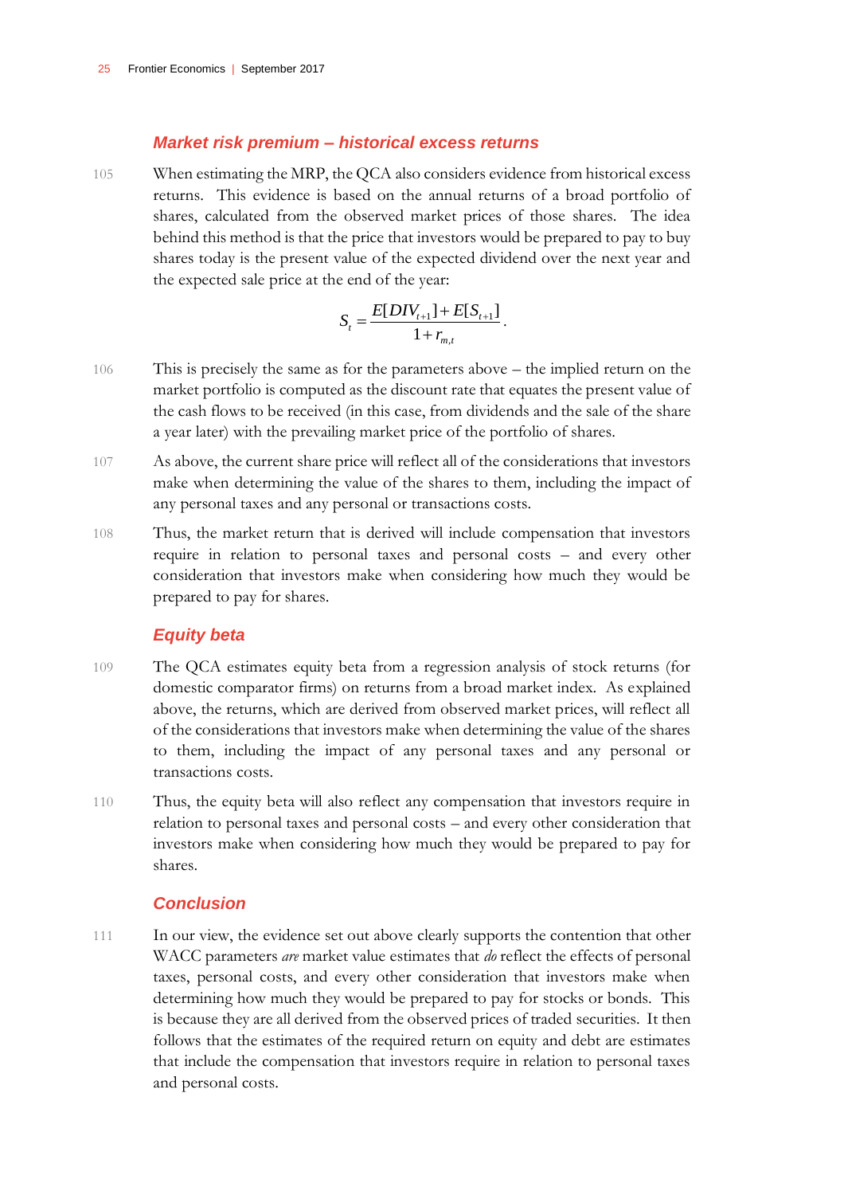### *Market risk premium – historical excess returns*

105 When estimating the MRP, the QCA also considers evidence from historical excess returns. This evidence is based on the annual returns of a broad portfolio of shares, calculated from the observed market prices of those shares. The idea behind this method is that the price that investors would be prepared to pay to buy shares today is the present value of the expected dividend over the next year and the expected sale price at the end of the year:

$$S_t = \frac{E[DIV_{t+1}] + E[S_{t+1}]}{1 + r_{m,t}}.$$

106 This is precisely the same as for the parameters above – the implied return on the market portfolio is computed as the discount rate that equates the present value of the cash flows to be received (in this case, from dividends and the sale of the share a year later) with the prevailing market price of the portfolio of shares.

107 As above, the current share price will reflect all of the considerations that investors make when determining the value of the shares to them, including the impact of any personal taxes and any personal or transactions costs.

108 Thus, the market return that is derived will include compensation that investors require in relation to personal taxes and personal costs – and every other consideration that investors make when considering how much they would be prepared to pay for shares.

### *Equity beta*

109 The QCA estimates equity beta from a regression analysis of stock returns (for domestic comparator firms) on returns from a broad market index. As explained above, the returns, which are derived from observed market prices, will reflect all of the considerations that investors make when determining the value of the shares to them, including the impact of any personal taxes and any personal or transactions costs.

110 Thus, the equity beta will also reflect any compensation that investors require in relation to personal taxes and personal costs – and every other consideration that investors make when considering how much they would be prepared to pay for shares.

### *Conclusion*

111 In our view, the evidence set out above clearly supports the contention that other WACC parameters *are* market value estimates that *do* reflect the effects of personal taxes, personal costs, and every other consideration that investors make when determining how much they would be prepared to pay for stocks or bonds. This is because they are all derived from the observed prices of traded securities. It then follows that the estimates of the required return on equity and debt are estimates that include the compensation that investors require in relation to personal taxes and personal costs.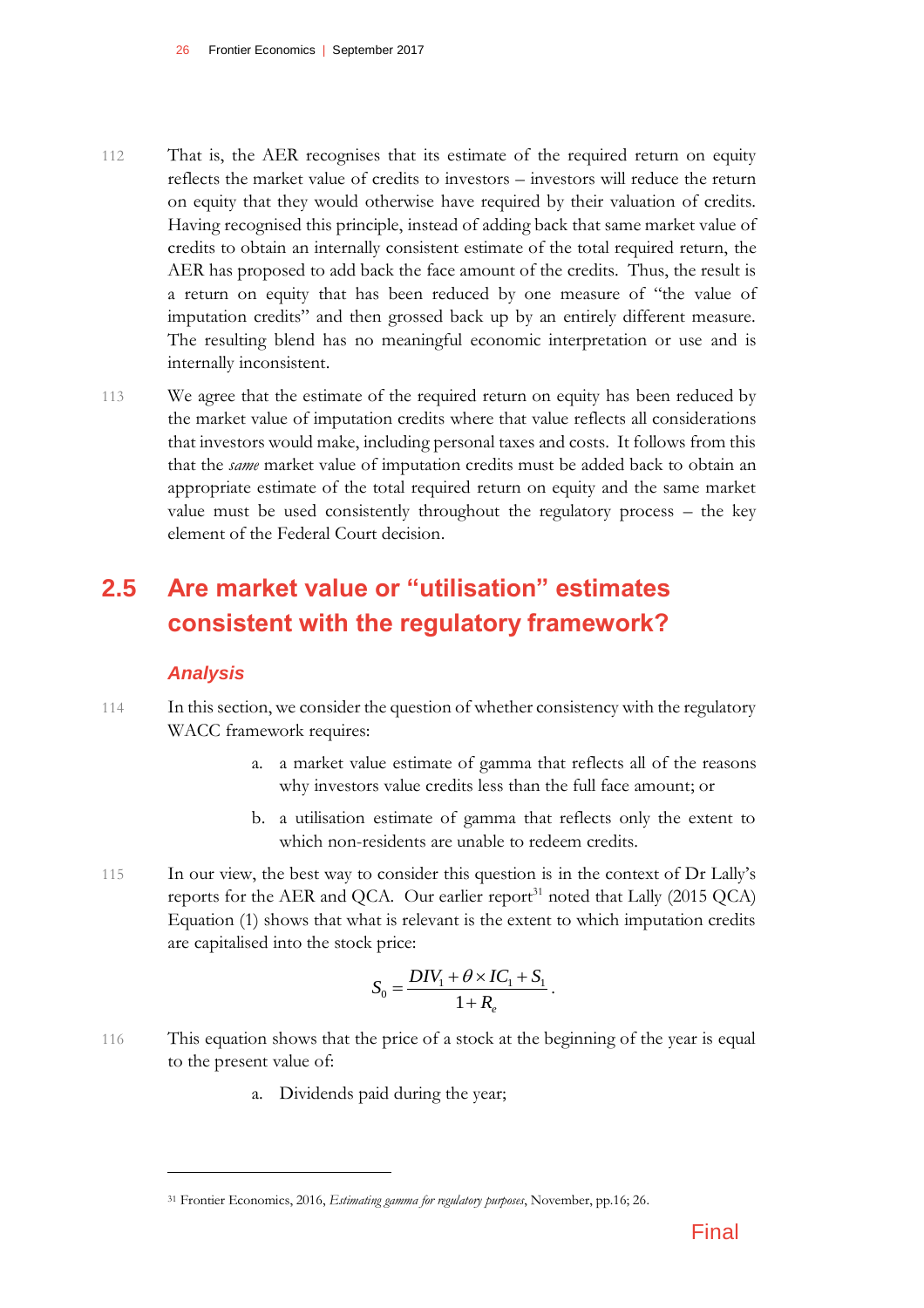112 That is, the AER recognises that its estimate of the required return on equity reflects the market value of credits to investors – investors will reduce the return on equity that they would otherwise have required by their valuation of credits. Having recognised this principle, instead of adding back that same market value of credits to obtain an internally consistent estimate of the total required return, the AER has proposed to add back the face amount of the credits. Thus, the result is a return on equity that has been reduced by one measure of "the value of imputation credits" and then grossed back up by an entirely different measure. The resulting blend has no meaningful economic interpretation or use and is internally inconsistent.

113 We agree that the estimate of the required return on equity has been reduced by the market value of imputation credits where that value reflects all considerations that investors would make, including personal taxes and costs. It follows from this that the *same* market value of imputation credits must be added back to obtain an appropriate estimate of the total required return on equity and the same market value must be used consistently throughout the regulatory process – the key element of the Federal Court decision.

## 2.5 Are market value or "utilisation" estimates consistent with the regulatory framework?

### *Analysis*

114 In this section, we consider the question of whether consistency with the regulatory WACC framework requires:

a. a market value estimate of gamma that reflects all of the reasons why investors value credits less than the full face amount; or

b. a utilisation estimate of gamma that reflects only the extent to which non-residents are unable to redeem credits.

115 In our view, the best way to consider this question is in the context of Dr Lally's reports for the AER and QCA. Our earlier report[31] noted that Lally (2015 QCA) Equation (1) shows that what is relevant is the extent to which imputation credits are capitalised into the stock price:

$$S_0 = \frac{DIV_1 + \theta \times IC_1 + S_1}{1 + R_e}.$$

116 This equation shows that the price of a stock at the beginning of the year is equal to the present value of:

a. Dividends paid during the year;

[31] Frontier Economics, 2016, *Estimating gamma for regulatory purposes*, November, pp.16; 26.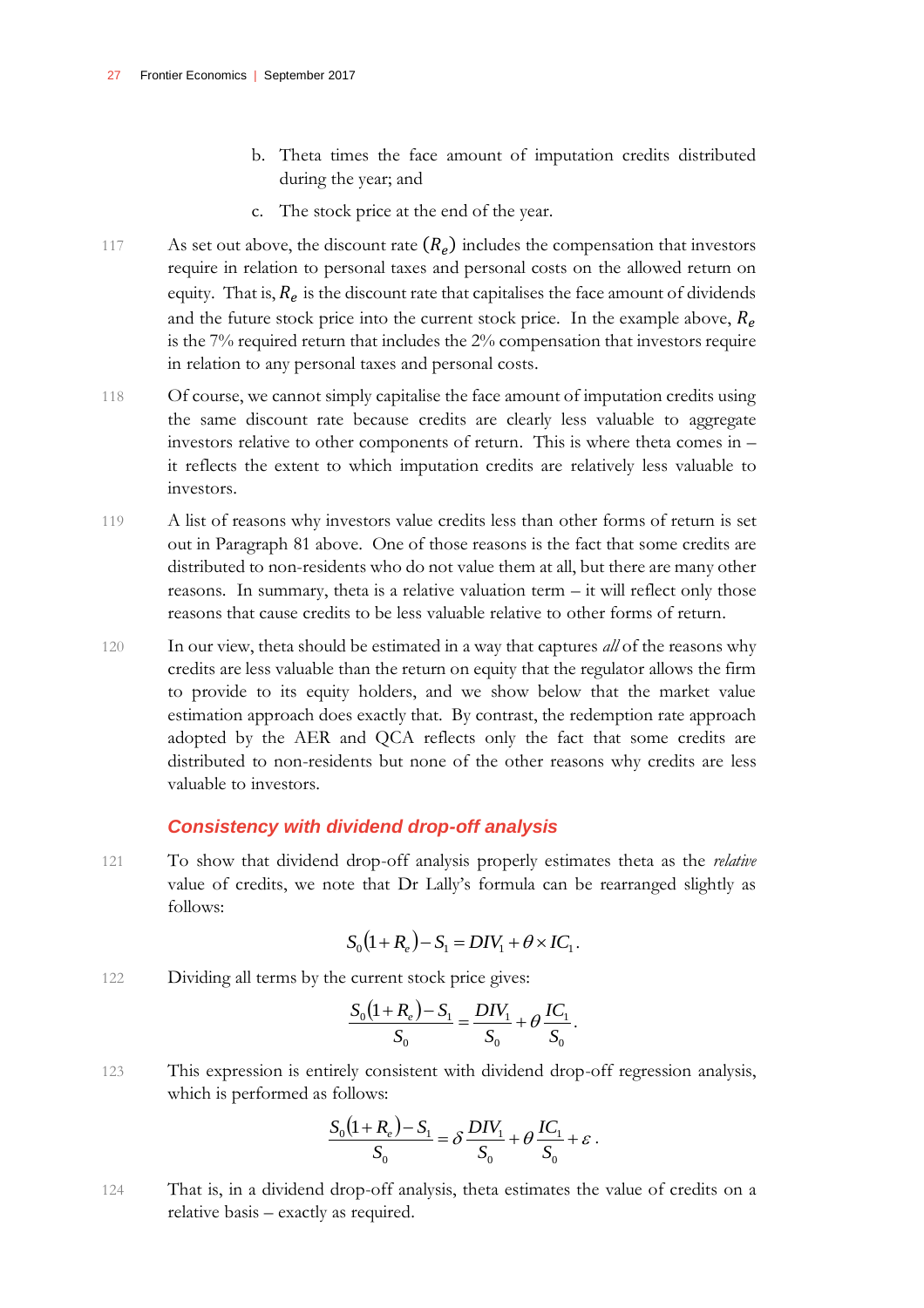b. Theta times the face amount of imputation credits distributed during the year; and

c. The stock price at the end of the year.

117 As set out above, the discount rate $(R_e)$ includes the compensation that investors require in relation to personal taxes and personal costs on the allowed return on equity. That is, $R_e$ is the discount rate that capitalises the face amount of dividends and the future stock price into the current stock price. In the example above, $R_e$ is the 7% required return that includes the 2% compensation that investors require in relation to any personal taxes and personal costs.

118 Of course, we cannot simply capitalise the face amount of imputation credits using the same discount rate because credits are clearly less valuable to aggregate investors relative to other components of return. This is where theta comes in – it reflects the extent to which imputation credits are relatively less valuable to investors.

119 A list of reasons why investors value credits less than other forms of return is set out in Paragraph 81 above. One of those reasons is the fact that some credits are distributed to non-residents who do not value them at all, but there are many other reasons. In summary, theta is a relative valuation term – it will reflect only those reasons that cause credits to be less valuable relative to other forms of return.

120 In our view, theta should be estimated in a way that captures *all* of the reasons why credits are less valuable than the return on equity that the regulator allows the firm to provide to its equity holders, and we show below that the market value estimation approach does exactly that. By contrast, the redemption rate approach adopted by the AER and QCA reflects only the fact that some credits are distributed to non-residents but none of the other reasons why credits are less valuable to investors.

### Consistency with dividend drop-off analysis

121 To show that dividend drop-off analysis properly estimates theta as the *relative* value of credits, we note that Dr Lally's formula can be rearranged slightly as follows:

$$S_0(1+R_e)-S_1 = DIV_1 + \theta \times IC_1 .$$

122 Dividing all terms by the current stock price gives:

$$\frac{S_0(1+R_e)-S_1}{S_0} = \frac{DIV_1}{S_0} + \theta \frac{IC_1}{S_0} .$$

123 This expression is entirely consistent with dividend drop-off regression analysis, which is performed as follows:

$$\frac{S_0(1+R_e)-S_1}{S_0} = \delta \frac{DIV_1}{S_0} + \theta \frac{IC_1}{S_0} + \varepsilon .$$

124 That is, in a dividend drop-off analysis, theta estimates the value of credits on a relative basis – exactly as required.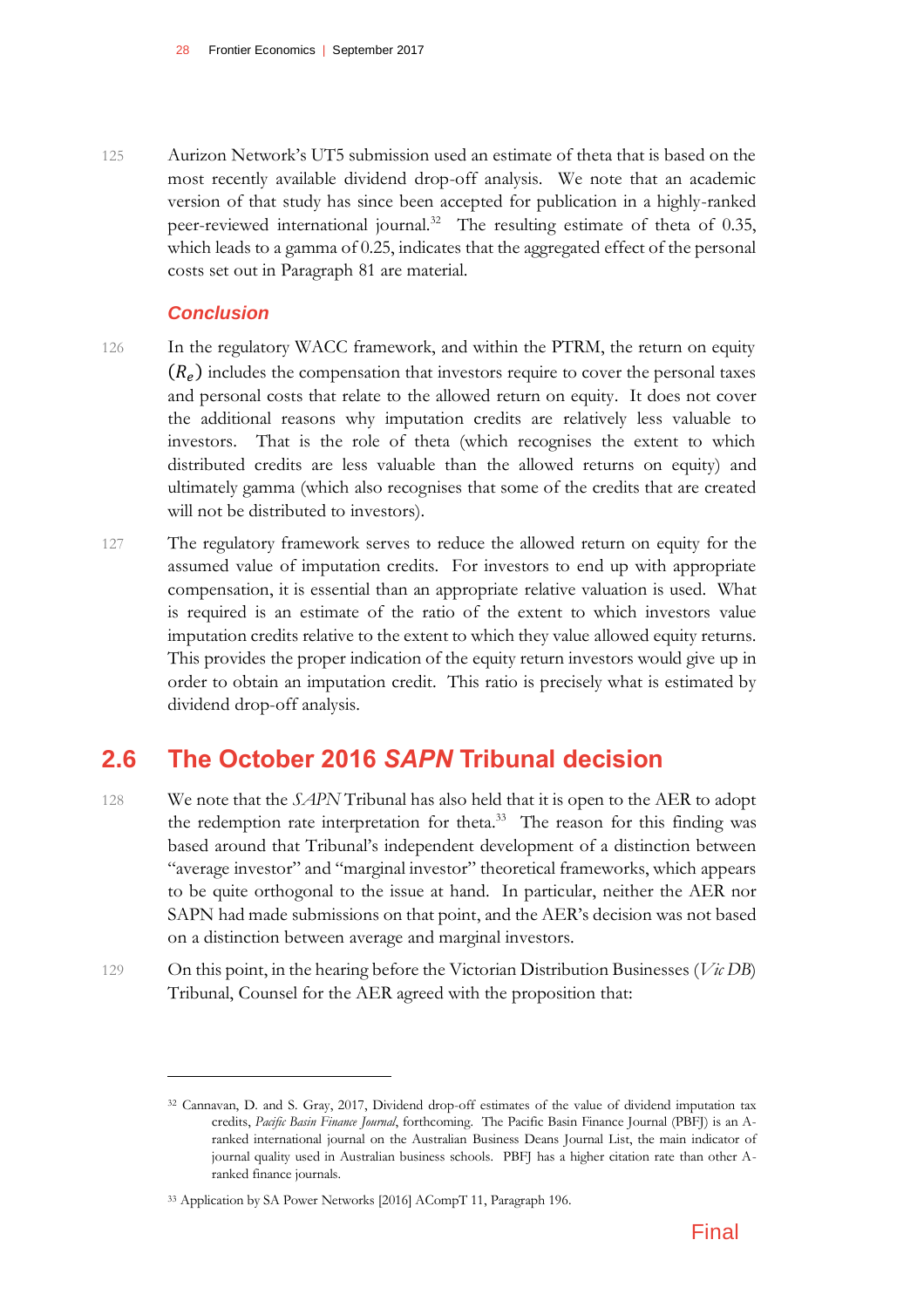125 Aurizon Network's UT5 submission used an estimate of theta that is based on the most recently available dividend drop-off analysis. We note that an academic version of that study has since been accepted for publication in a highly-ranked peer-reviewed international journal.[32] The resulting estimate of theta of 0.35, which leads to a gamma of 0.25, indicates that the aggregated effect of the personal costs set out in Paragraph 81 are material.

### *Conclusion*

126 In the regulatory WACC framework, and within the PTRM, the return on equity $(R_e)$ includes the compensation that investors require to cover the personal taxes and personal costs that relate to the allowed return on equity. It does not cover the additional reasons why imputation credits are relatively less valuable to investors. That is the role of theta (which recognises the extent to which distributed credits are less valuable than the allowed returns on equity) and ultimately gamma (which also recognises that some of the credits that are created will not be distributed to investors).

127 The regulatory framework serves to reduce the allowed return on equity for the assumed value of imputation credits. For investors to end up with appropriate compensation, it is essential than an appropriate relative valuation is used. What is required is an estimate of the ratio of the extent to which investors value imputation credits relative to the extent to which they value allowed equity returns. This provides the proper indication of the equity return investors would give up in order to obtain an imputation credit. This ratio is precisely what is estimated by dividend drop-off analysis.

## 2.6 The October 2016 *SAPN* Tribunal decision

128 We note that the *SAPN* Tribunal has also held that it is open to the AER to adopt the redemption rate interpretation for theta.[33] The reason for this finding was based around that Tribunal's independent development of a distinction between "average investor" and "marginal investor" theoretical frameworks, which appears to be quite orthogonal to the issue at hand. In particular, neither the AER nor SAPN had made submissions on that point, and the AER's decision was not based on a distinction between average and marginal investors.

129 On this point, in the hearing before the Victorian Distribution Businesses (*Vic DB*) Tribunal, Counsel for the AER agreed with the proposition that:

---

[32] Cannavan, D. and S. Gray, 2017, Dividend drop-off estimates of the value of dividend imputation tax credits, *Pacific Basin Finance Journal*, forthcoming. The Pacific Basin Finance Journal (PBFJ) is an A-ranked international journal on the Australian Business Deans Journal List, the main indicator of journal quality used in Australian business schools. PBFJ has a higher citation rate than other A-ranked finance journals.

[33] Application by SA Power Networks [2016] ACompT 11, Paragraph 196.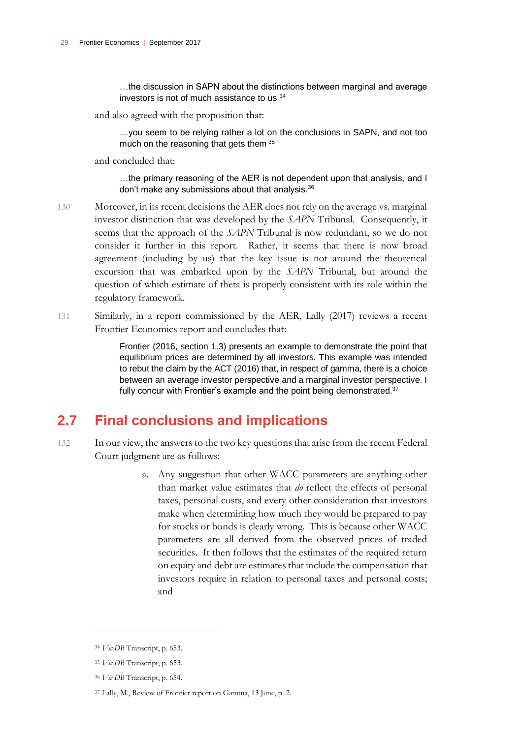> …the discussion in SAPN about the distinctions between marginal and average investors is not of much assistance to us [34]

and also agreed with the proposition that:

> …you seem to be relying rather a lot on the conclusions in SAPN, and not too much on the reasoning that gets them [35]

and concluded that:

> …the primary reasoning of the AER is not dependent upon that analysis, and I don't make any submissions about that analysis.[36]

130 Moreover, in its recent decisions the AER does not rely on the average vs. marginal investor distinction that was developed by the *SAPN* Tribunal. Consequently, it seems that the approach of the *SAPN* Tribunal is now redundant, so we do not consider it further in this report. Rather, it seems that there is now broad agreement (including by us) that the key issue is not around the theoretical excursion that was embarked upon by the *SAPN* Tribunal, but around the question of which estimate of theta is properly consistent with its role within the regulatory framework.

131 Similarly, in a report commissioned by the AER, Lally (2017) reviews a recent Frontier Economics report and concludes that:

> Frontier (2016, section 1.3) presents an example to demonstrate the point that equilibrium prices are determined by all investors. This example was intended to rebut the claim by the ACT (2016) that, in respect of gamma, there is a choice between an average investor perspective and a marginal investor perspective. I fully concur with Frontier's example and the point being demonstrated.[37]

## 2.7 Final conclusions and implications

132 In our view, the answers to the two key questions that arise from the recent Federal Court judgment are as follows:

a. Any suggestion that other WACC parameters are anything other than market value estimates that *do* reflect the effects of personal taxes, personal costs, and every other consideration that investors make when determining how much they would be prepared to pay for stocks or bonds is clearly wrong. This is because other WACC parameters are all derived from the observed prices of traded securities. It then follows that the estimates of the required return on equity and debt are estimates that include the compensation that investors require in relation to personal taxes and personal costs; and

[34] *Vic DB* Transcript, p. 653.

[35] *Vic DB* Transcript, p. 653.

[36] *Vic DB* Transcript, p. 654.

[37] Lally, M., Review of Frontier report on Gamma, 13 June, p. 2.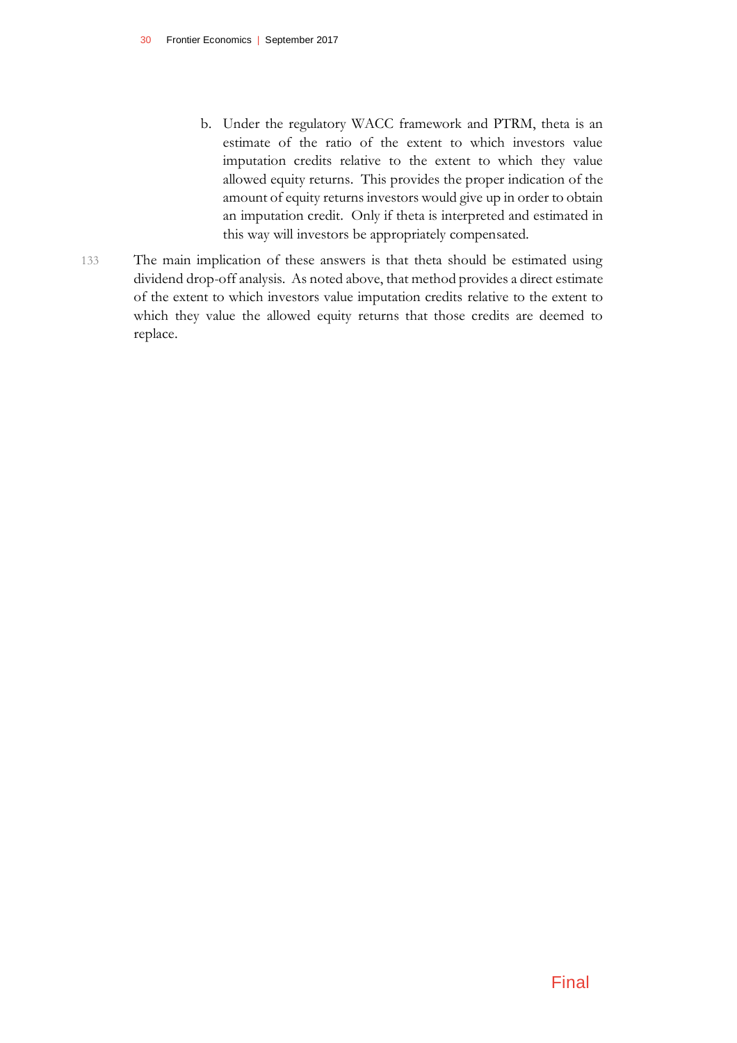b. Under the regulatory WACC framework and PTRM, theta is an estimate of the ratio of the extent to which investors value imputation credits relative to the extent to which they value allowed equity returns. This provides the proper indication of the amount of equity returns investors would give up in order to obtain an imputation credit. Only if theta is interpreted and estimated in this way will investors be appropriately compensated.

133 The main implication of these answers is that theta should be estimated using dividend drop-off analysis. As noted above, that method provides a direct estimate of the extent to which investors value imputation credits relative to the extent to which they value the allowed equity returns that those credits are deemed to replace.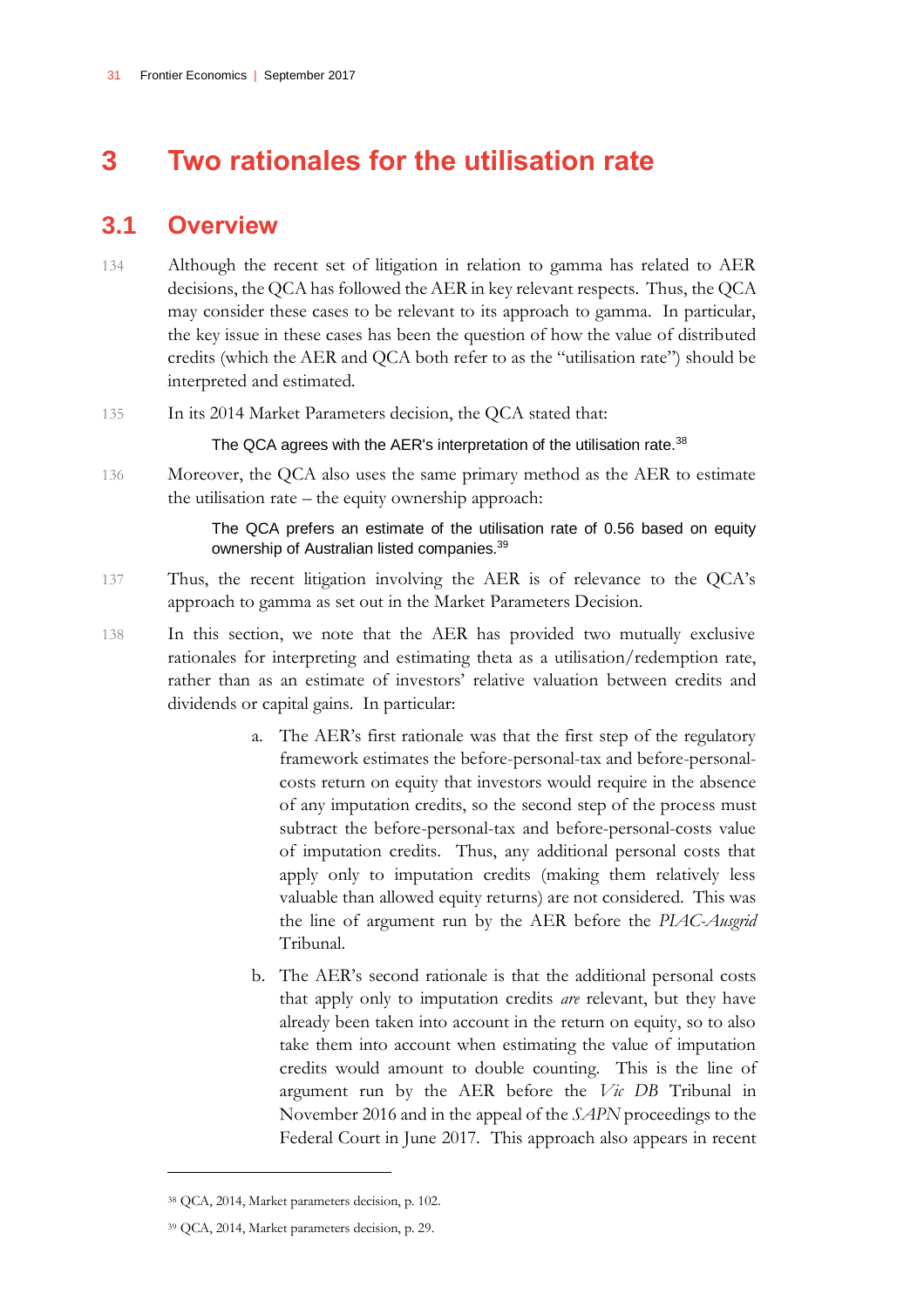# 3 Two rationales for the utilisation rate

## 3.1 Overview

134 Although the recent set of litigation in relation to gamma has related to AER decisions, the QCA has followed the AER in key relevant respects. Thus, the QCA may consider these cases to be relevant to its approach to gamma. In particular, the key issue in these cases has been the question of how the value of distributed credits (which the AER and QCA both refer to as the "utilisation rate") should be interpreted and estimated.

135 In its 2014 Market Parameters decision, the QCA stated that:

> The QCA agrees with the AER's interpretation of the utilisation rate.[38]

136 Moreover, the QCA also uses the same primary method as the AER to estimate the utilisation rate – the equity ownership approach:

> The QCA prefers an estimate of the utilisation rate of 0.56 based on equity ownership of Australian listed companies.[39]

137 Thus, the recent litigation involving the AER is of relevance to the QCA's approach to gamma as set out in the Market Parameters Decision.

138 In this section, we note that the AER has provided two mutually exclusive rationales for interpreting and estimating theta as a utilisation/redemption rate, rather than as an estimate of investors' relative valuation between credits and dividends or capital gains. In particular:

a. The AER's first rationale was that the first step of the regulatory framework estimates the before-personal-tax and before-personal-costs return on equity that investors would require in the absence of any imputation credits, so the second step of the process must subtract the before-personal-tax and before-personal-costs value of imputation credits. Thus, any additional personal costs that apply only to imputation credits (making them relatively less valuable than allowed equity returns) are not considered. This was the line of argument run by the AER before the *PIAC-Ausgrid* Tribunal.

b. The AER's second rationale is that the additional personal costs that apply only to imputation credits *are* relevant, but they have already been taken into account in the return on equity, so to also take them into account when estimating the value of imputation credits would amount to double counting. This is the line of argument run by the AER before the *Vic DB* Tribunal in November 2016 and in the appeal of the *SAPN* proceedings to the Federal Court in June 2017. This approach also appears in recent

---

[38] QCA, 2014, Market parameters decision, p. 102.

[39] QCA, 2014, Market parameters decision, p. 29.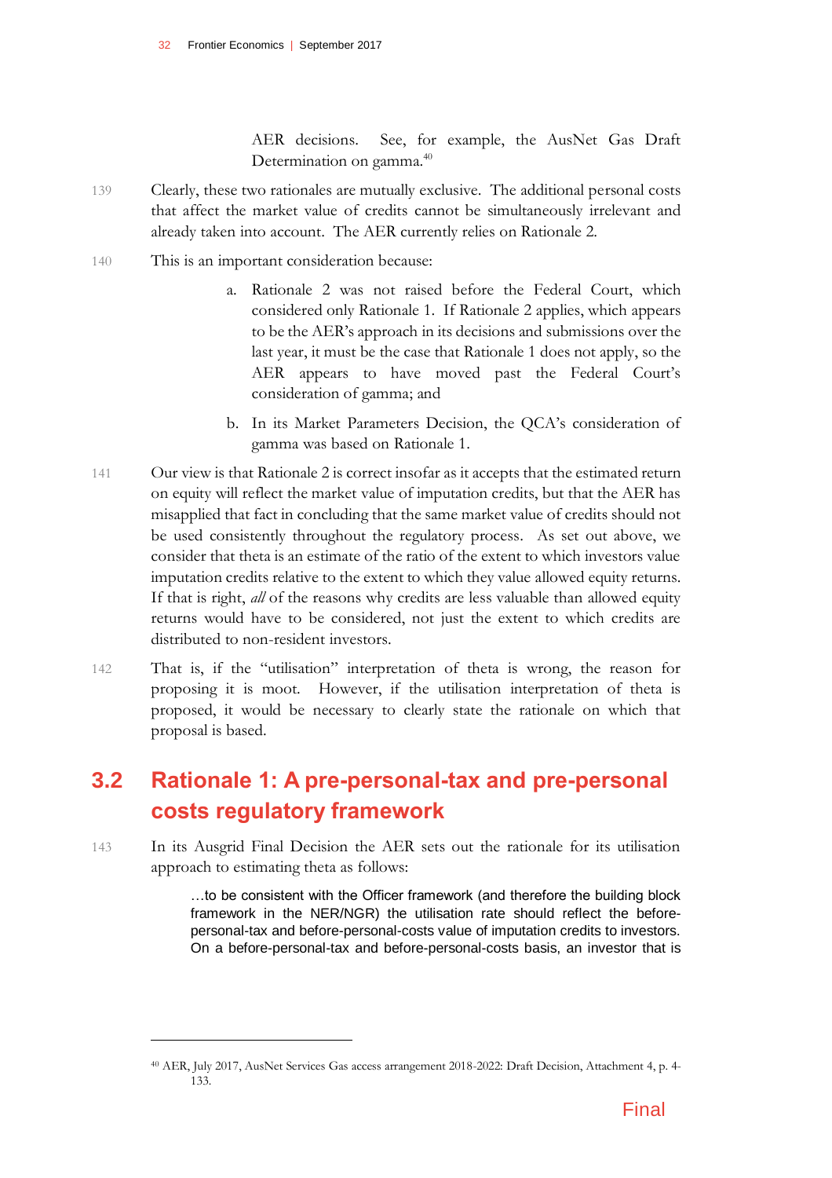AER decisions. See, for example, the AusNet Gas Draft Determination on gamma.[40]

139 Clearly, these two rationales are mutually exclusive. The additional personal costs that affect the market value of credits cannot be simultaneously irrelevant and already taken into account. The AER currently relies on Rationale 2.

140 This is an important consideration because:

a. Rationale 2 was not raised before the Federal Court, which considered only Rationale 1. If Rationale 2 applies, which appears to be the AER's approach in its decisions and submissions over the last year, it must be the case that Rationale 1 does not apply, so the AER appears to have moved past the Federal Court's consideration of gamma; and

b. In its Market Parameters Decision, the QCA's consideration of gamma was based on Rationale 1.

141 Our view is that Rationale 2 is correct insofar as it accepts that the estimated return on equity will reflect the market value of imputation credits, but that the AER has misapplied that fact in concluding that the same market value of credits should not be used consistently throughout the regulatory process. As set out above, we consider that theta is an estimate of the ratio of the extent to which investors value imputation credits relative to the extent to which they value allowed equity returns. If that is right, *all* of the reasons why credits are less valuable than allowed equity returns would have to be considered, not just the extent to which credits are distributed to non-resident investors.

142 That is, if the "utilisation" interpretation of theta is wrong, the reason for proposing it is moot. However, if the utilisation interpretation of theta is proposed, it would be necessary to clearly state the rationale on which that proposal is based.

## 3.2 Rationale 1: A pre-personal-tax and pre-personal costs regulatory framework

143 In its Ausgrid Final Decision the AER sets out the rationale for its utilisation approach to estimating theta as follows:

> …to be consistent with the Officer framework (and therefore the building block framework in the NER/NGR) the utilisation rate should reflect the before-personal-tax and before-personal-costs value of imputation credits to investors. On a before-personal-tax and before-personal-costs basis, an investor that is

[40] AER, July 2017, AusNet Services Gas access arrangement 2018-2022: Draft Decision, Attachment 4, p. 4-133.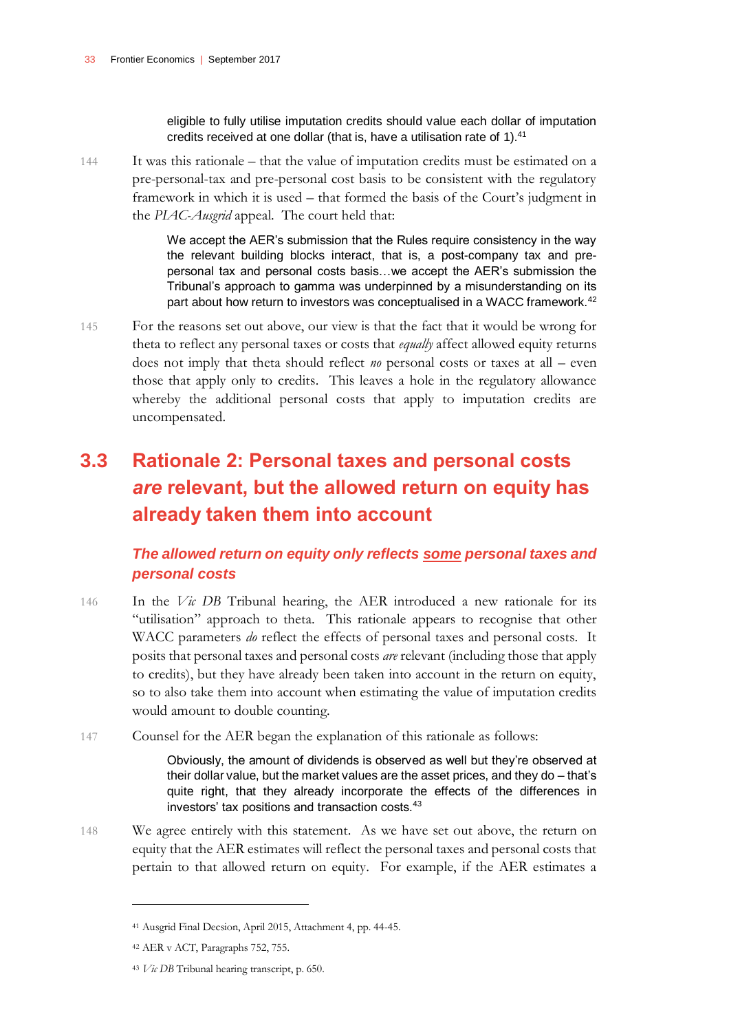eligible to fully utilise imputation credits should value each dollar of imputation credits received at one dollar (that is, have a utilisation rate of 1).[41]

144 It was this rationale – that the value of imputation credits must be estimated on a pre-personal-tax and pre-personal cost basis to be consistent with the regulatory framework in which it is used – that formed the basis of the Court's judgment in the *PIAC-Ausgrid* appeal. The court held that:

> We accept the AER's submission that the Rules require consistency in the way the relevant building blocks interact, that is, a post-company tax and pre-personal tax and personal costs basis…we accept the AER's submission the Tribunal's approach to gamma was underpinned by a misunderstanding on its part about how return to investors was conceptualised in a WACC framework.[42]

145 For the reasons set out above, our view is that the fact that it would be wrong for theta to reflect any personal taxes or costs that *equally* affect allowed equity returns does not imply that theta should reflect *no* personal costs or taxes at all – even those that apply only to credits. This leaves a hole in the regulatory allowance whereby the additional personal costs that apply to imputation credits are uncompensated.

## 3.3 Rationale 2: Personal taxes and personal costs *are* relevant, but the allowed return on equity has already taken them into account

### *The allowed return on equity only reflects some personal taxes and personal costs*

146 In the *Vic DB* Tribunal hearing, the AER introduced a new rationale for its "utilisation" approach to theta. This rationale appears to recognise that other WACC parameters *do* reflect the effects of personal taxes and personal costs. It posits that personal taxes and personal costs *are* relevant (including those that apply to credits), but they have already been taken into account in the return on equity, so to also take them into account when estimating the value of imputation credits would amount to double counting.

147 Counsel for the AER began the explanation of this rationale as follows:

> Obviously, the amount of dividends is observed as well but they're observed at their dollar value, but the market values are the asset prices, and they do – that's quite right, that they already incorporate the effects of the differences in investors' tax positions and transaction costs.[43]

148 We agree entirely with this statement. As we have set out above, the return on equity that the AER estimates will reflect the personal taxes and personal costs that pertain to that allowed return on equity. For example, if the AER estimates a

---

[41] Ausgrid Final Decsion, April 2015, Attachment 4, pp. 44-45.

[42] AER v ACT, Paragraphs 752, 755.

[43] *Vic DB* Tribunal hearing transcript, p. 650.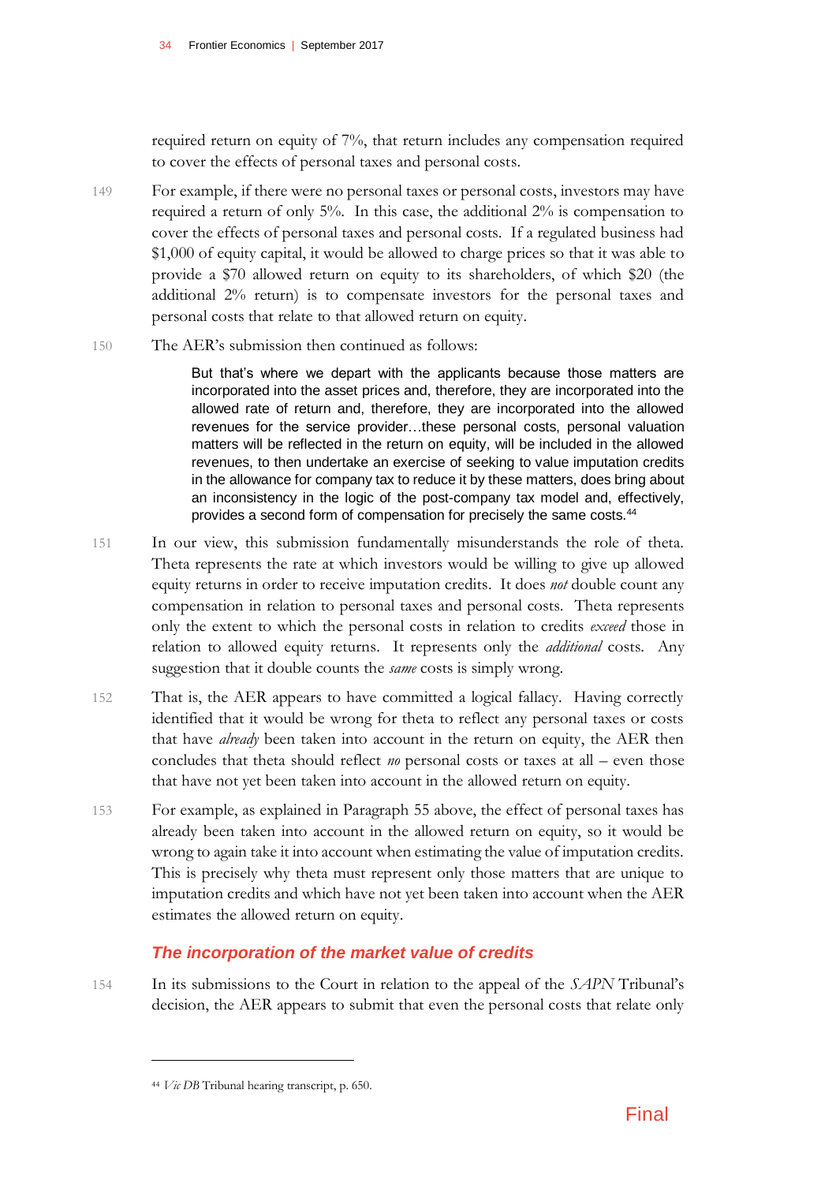required return on equity of 7%, that return includes any compensation required to cover the effects of personal taxes and personal costs.

149 For example, if there were no personal taxes or personal costs, investors may have required a return of only 5%. In this case, the additional 2% is compensation to cover the effects of personal taxes and personal costs. If a regulated business had $1,000 of equity capital, it would be allowed to charge prices so that it was able to provide a $70 allowed return on equity to its shareholders, of which $20 (the additional 2% return) is to compensate investors for the personal taxes and personal costs that relate to that allowed return on equity.

150 The AER's submission then continued as follows:

> But that's where we depart with the applicants because those matters are incorporated into the asset prices and, therefore, they are incorporated into the allowed rate of return and, therefore, they are incorporated into the allowed revenues for the service provider…these personal costs, personal valuation matters will be reflected in the return on equity, will be included in the allowed revenues, to then undertake an exercise of seeking to value imputation credits in the allowance for company tax to reduce it by these matters, does bring about an inconsistency in the logic of the post-company tax model and, effectively, provides a second form of compensation for precisely the same costs.[44]

151 In our view, this submission fundamentally misunderstands the role of theta. Theta represents the rate at which investors would be willing to give up allowed equity returns in order to receive imputation credits. It does *not* double count any compensation in relation to personal taxes and personal costs. Theta represents only the extent to which the personal costs in relation to credits *exceed* those in relation to allowed equity returns. It represents only the *additional* costs. Any suggestion that it double counts the *same* costs is simply wrong.

152 That is, the AER appears to have committed a logical fallacy. Having correctly identified that it would be wrong for theta to reflect any personal taxes or costs that have *already* been taken into account in the return on equity, the AER then concludes that theta should reflect *no* personal costs or taxes at all – even those that have not yet been taken into account in the allowed return on equity.

153 For example, as explained in Paragraph 55 above, the effect of personal taxes has already been taken into account in the allowed return on equity, so it would be wrong to again take it into account when estimating the value of imputation credits. This is precisely why theta must represent only those matters that are unique to imputation credits and which have not yet been taken into account when the AER estimates the allowed return on equity.

### *The incorporation of the market value of credits*

154 In its submissions to the Court in relation to the appeal of the *SAPN* Tribunal's decision, the AER appears to submit that even the personal costs that relate only

---

[44] *Vic DB* Tribunal hearing transcript, p. 650.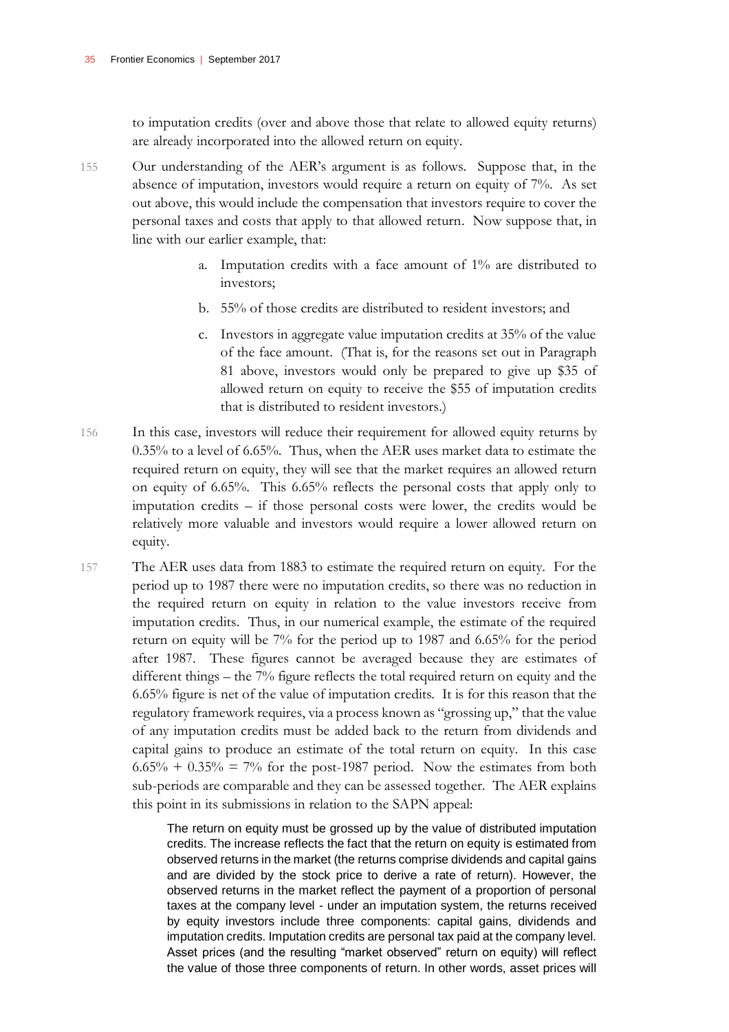to imputation credits (over and above those that relate to allowed equity returns) are already incorporated into the allowed return on equity.

155 Our understanding of the AER's argument is as follows. Suppose that, in the absence of imputation, investors would require a return on equity of 7%. As set out above, this would include the compensation that investors require to cover the personal taxes and costs that apply to that allowed return. Now suppose that, in line with our earlier example, that:

a. Imputation credits with a face amount of 1% are distributed to investors;

b. 55% of those credits are distributed to resident investors; and

c. Investors in aggregate value imputation credits at 35% of the value of the face amount. (That is, for the reasons set out in Paragraph 81 above, investors would only be prepared to give up $35 of allowed return on equity to receive the $55 of imputation credits that is distributed to resident investors.)

156 In this case, investors will reduce their requirement for allowed equity returns by 0.35% to a level of 6.65%. Thus, when the AER uses market data to estimate the required return on equity, they will see that the market requires an allowed return on equity of 6.65%. This 6.65% reflects the personal costs that apply only to imputation credits – if those personal costs were lower, the credits would be relatively more valuable and investors would require a lower allowed return on equity.

157 The AER uses data from 1883 to estimate the required return on equity. For the period up to 1987 there were no imputation credits, so there was no reduction in the required return on equity in relation to the value investors receive from imputation credits. Thus, in our numerical example, the estimate of the required return on equity will be 7% for the period up to 1987 and 6.65% for the period after 1987. These figures cannot be averaged because they are estimates of different things – the 7% figure reflects the total required return on equity and the 6.65% figure is net of the value of imputation credits. It is for this reason that the regulatory framework requires, via a process known as "grossing up," that the value of any imputation credits must be added back to the return from dividends and capital gains to produce an estimate of the total return on equity. In this case 6.65% + 0.35% = 7% for the post-1987 period. Now the estimates from both sub-periods are comparable and they can be assessed together. The AER explains this point in its submissions in relation to the SAPN appeal:

> The return on equity must be grossed up by the value of distributed imputation credits. The increase reflects the fact that the return on equity is estimated from observed returns in the market (the returns comprise dividends and capital gains and are divided by the stock price to derive a rate of return). However, the observed returns in the market reflect the payment of a proportion of personal taxes at the company level - under an imputation system, the returns received by equity investors include three components: capital gains, dividends and imputation credits. Imputation credits are personal tax paid at the company level. Asset prices (and the resulting "market observed" return on equity) will reflect the value of those three components of return. In other words, asset prices will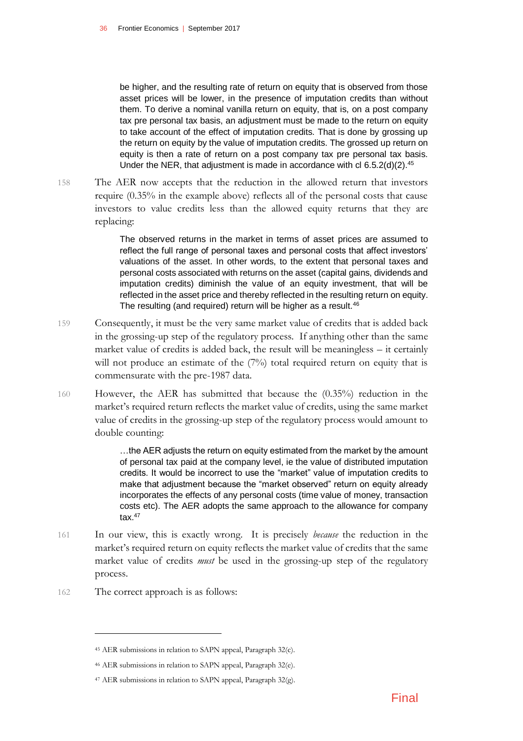> be higher, and the resulting rate of return on equity that is observed from those asset prices will be lower, in the presence of imputation credits than without them. To derive a nominal vanilla return on equity, that is, on a post company tax pre personal tax basis, an adjustment must be made to the return on equity to take account of the effect of imputation credits. That is done by grossing up the return on equity by the value of imputation credits. The grossed up return on equity is then a rate of return on a post company tax pre personal tax basis. Under the NER, that adjustment is made in accordance with cl 6.5.2(d)(2).[45]

158 The AER now accepts that the reduction in the allowed return that investors require (0.35% in the example above) reflects all of the personal costs that cause investors to value credits less than the allowed equity returns that they are replacing:

> The observed returns in the market in terms of asset prices are assumed to reflect the full range of personal taxes and personal costs that affect investors' valuations of the asset. In other words, to the extent that personal taxes and personal costs associated with returns on the asset (capital gains, dividends and imputation credits) diminish the value of an equity investment, that will be reflected in the asset price and thereby reflected in the resulting return on equity. The resulting (and required) return will be higher as a result.[46]

159 Consequently, it must be the very same market value of credits that is added back in the grossing-up step of the regulatory process. If anything other than the same market value of credits is added back, the result will be meaningless – it certainly will not produce an estimate of the (7%) total required return on equity that is commensurate with the pre-1987 data.

160 However, the AER has submitted that because the (0.35%) reduction in the market's required return reflects the market value of credits, using the same market value of credits in the grossing-up step of the regulatory process would amount to double counting:

> …the AER adjusts the return on equity estimated from the market by the amount of personal tax paid at the company level, ie the value of distributed imputation credits. It would be incorrect to use the "market" value of imputation credits to make that adjustment because the "market observed" return on equity already incorporates the effects of any personal costs (time value of money, transaction costs etc). The AER adopts the same approach to the allowance for company tax.[47]

161 In our view, this is exactly wrong. It is precisely *because* the reduction in the market's required return on equity reflects the market value of credits that the same market value of credits *must* be used in the grossing-up step of the regulatory process.

162 The correct approach is as follows:

---

[45] AER submissions in relation to SAPN appeal, Paragraph 32(c).

[46] AER submissions in relation to SAPN appeal, Paragraph 32(e).

[47] AER submissions in relation to SAPN appeal, Paragraph 32(g).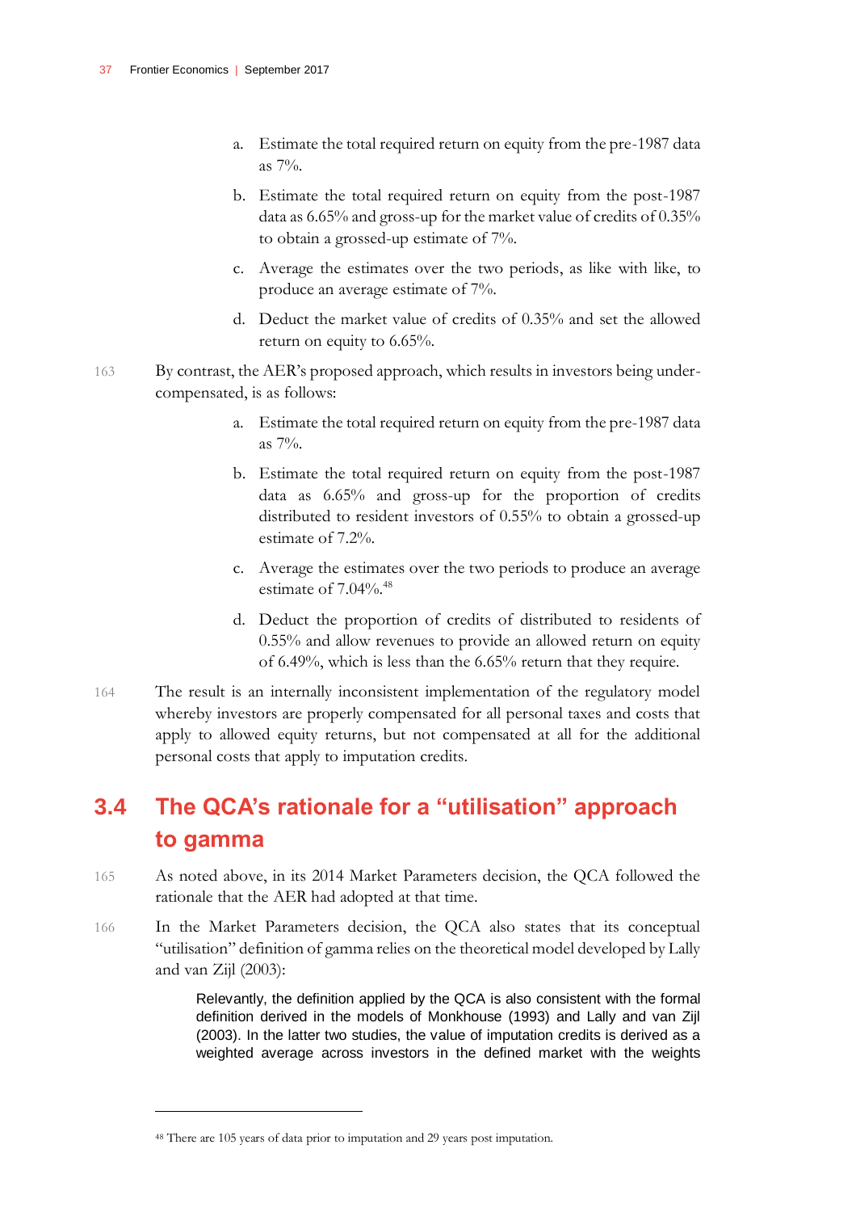a. Estimate the total required return on equity from the pre-1987 data as 7%.

b. Estimate the total required return on equity from the post-1987 data as 6.65% and gross-up for the market value of credits of 0.35% to obtain a grossed-up estimate of 7%.

c. Average the estimates over the two periods, as like with like, to produce an average estimate of 7%.

d. Deduct the market value of credits of 0.35% and set the allowed return on equity to 6.65%.

163 By contrast, the AER's proposed approach, which results in investors being under-compensated, is as follows:

a. Estimate the total required return on equity from the pre-1987 data as 7%.

b. Estimate the total required return on equity from the post-1987 data as 6.65% and gross-up for the proportion of credits distributed to resident investors of 0.55% to obtain a grossed-up estimate of 7.2%.

c. Average the estimates over the two periods to produce an average estimate of 7.04%.[48]

d. Deduct the proportion of credits of distributed to residents of 0.55% and allow revenues to provide an allowed return on equity of 6.49%, which is less than the 6.65% return that they require.

164 The result is an internally inconsistent implementation of the regulatory model whereby investors are properly compensated for all personal taxes and costs that apply to allowed equity returns, but not compensated at all for the additional personal costs that apply to imputation credits.

## 3.4 The QCA's rationale for a "utilisation" approach to gamma

165 As noted above, in its 2014 Market Parameters decision, the QCA followed the rationale that the AER had adopted at that time.

166 In the Market Parameters decision, the QCA also states that its conceptual "utilisation" definition of gamma relies on the theoretical model developed by Lally and van Zijl (2003):

> Relevantly, the definition applied by the QCA is also consistent with the formal definition derived in the models of Monkhouse (1993) and Lally and van Zijl (2003). In the latter two studies, the value of imputation credits is derived as a weighted average across investors in the defined market with the weights

[48] There are 105 years of data prior to imputation and 29 years post imputation.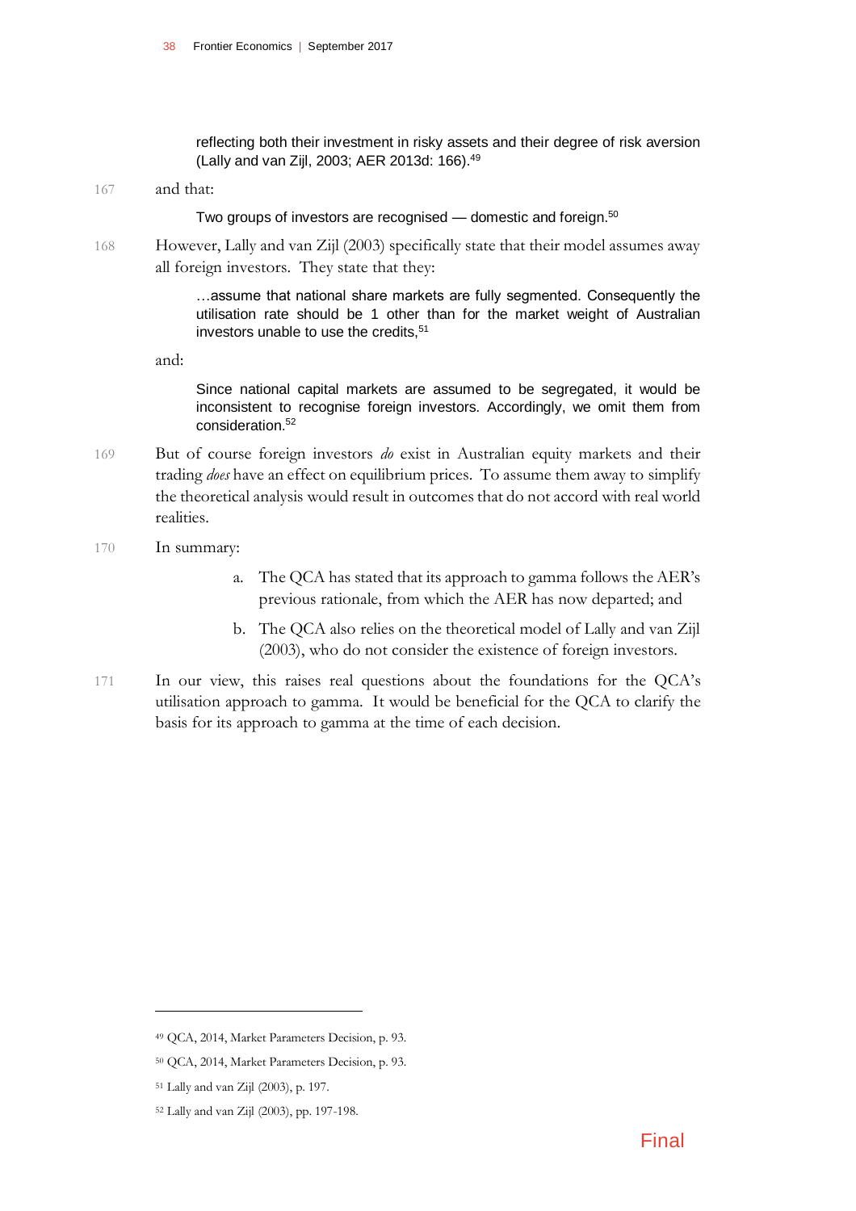> reflecting both their investment in risky assets and their degree of risk aversion (Lally and van Zijl, 2003; AER 2013d: 166).[49]

167 and that:

> Two groups of investors are recognised — domestic and foreign.[50]

168 However, Lally and van Zijl (2003) specifically state that their model assumes away all foreign investors. They state that they:

> …assume that national share markets are fully segmented. Consequently the utilisation rate should be 1 other than for the market weight of Australian investors unable to use the credits,[51]

and:

> Since national capital markets are assumed to be segregated, it would be inconsistent to recognise foreign investors. Accordingly, we omit them from consideration.[52]

169 But of course foreign investors *do* exist in Australian equity markets and their trading *does* have an effect on equilibrium prices. To assume them away to simplify the theoretical analysis would result in outcomes that do not accord with real world realities.

170 In summary:

a. The QCA has stated that its approach to gamma follows the AER's previous rationale, from which the AER has now departed; and

b. The QCA also relies on the theoretical model of Lally and van Zijl (2003), who do not consider the existence of foreign investors.

171 In our view, this raises real questions about the foundations for the QCA's utilisation approach to gamma. It would be beneficial for the QCA to clarify the basis for its approach to gamma at the time of each decision.

---

[49] QCA, 2014, Market Parameters Decision, p. 93.

[50] QCA, 2014, Market Parameters Decision, p. 93.

[51] Lally and van Zijl (2003), p. 197.

[52] Lally and van Zijl (2003), pp. 197-198.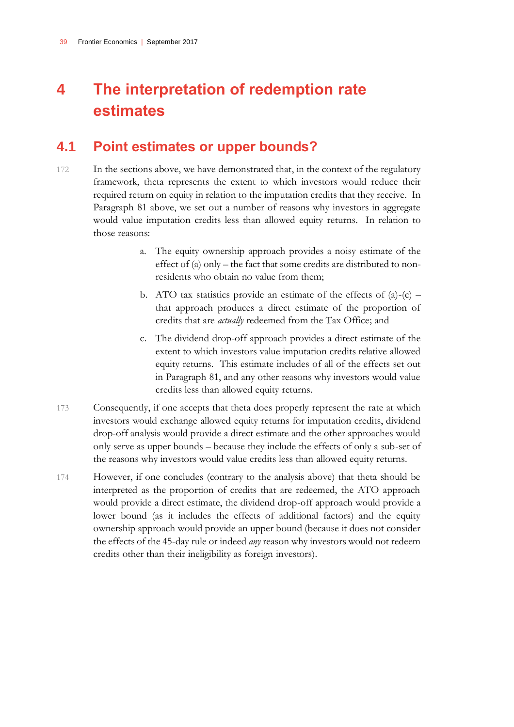# 4 The interpretation of redemption rate estimates

## 4.1 Point estimates or upper bounds?

172 In the sections above, we have demonstrated that, in the context of the regulatory framework, theta represents the extent to which investors would reduce their required return on equity in relation to the imputation credits that they receive. In Paragraph 81 above, we set out a number of reasons why investors in aggregate would value imputation credits less than allowed equity returns. In relation to those reasons:

a. The equity ownership approach provides a noisy estimate of the effect of (a) only – the fact that some credits are distributed to non-residents who obtain no value from them;

b. ATO tax statistics provide an estimate of the effects of (a)-(c) – that approach produces a direct estimate of the proportion of credits that are *actually* redeemed from the Tax Office; and

c. The dividend drop-off approach provides a direct estimate of the extent to which investors value imputation credits relative allowed equity returns. This estimate includes of all of the effects set out in Paragraph 81, and any other reasons why investors would value credits less than allowed equity returns.

173 Consequently, if one accepts that theta does properly represent the rate at which investors would exchange allowed equity returns for imputation credits, dividend drop-off analysis would provide a direct estimate and the other approaches would only serve as upper bounds – because they include the effects of only a sub-set of the reasons why investors would value credits less than allowed equity returns.

174 However, if one concludes (contrary to the analysis above) that theta should be interpreted as the proportion of credits that are redeemed, the ATO approach would provide a direct estimate, the dividend drop-off approach would provide a lower bound (as it includes the effects of additional factors) and the equity ownership approach would provide an upper bound (because it does not consider the effects of the 45-day rule or indeed *any* reason why investors would not redeem credits other than their ineligibility as foreign investors).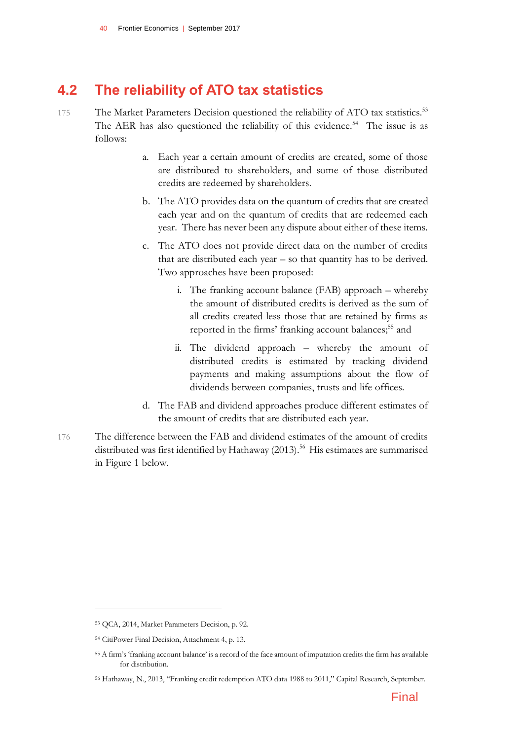## 4.2 The reliability of ATO tax statistics

175 The Market Parameters Decision questioned the reliability of ATO tax statistics.[53] The AER has also questioned the reliability of this evidence.[54] The issue is as follows:

a. Each year a certain amount of credits are created, some of those are distributed to shareholders, and some of those distributed credits are redeemed by shareholders.

b. The ATO provides data on the quantum of credits that are created each year and on the quantum of credits that are redeemed each year. There has never been any dispute about either of these items.

c. The ATO does not provide direct data on the number of credits that are distributed each year – so that quantity has to be derived. Two approaches have been proposed:

   i. The franking account balance (FAB) approach – whereby the amount of distributed credits is derived as the sum of all credits created less those that are retained by firms as reported in the firms' franking account balances;[55] and

   ii. The dividend approach – whereby the amount of distributed credits is estimated by tracking dividend payments and making assumptions about the flow of dividends between companies, trusts and life offices.

d. The FAB and dividend approaches produce different estimates of the amount of credits that are distributed each year.

176 The difference between the FAB and dividend estimates of the amount of credits distributed was first identified by Hathaway (2013).[56] His estimates are summarised in Figure 1 below.

---

[53] QCA, 2014, Market Parameters Decision, p. 92.

[54] CitiPower Final Decision, Attachment 4, p. 13.

[55] A firm's 'franking account balance' is a record of the face amount of imputation credits the firm has available for distribution.

[56] Hathaway, N., 2013, "Franking credit redemption ATO data 1988 to 2011," Capital Research, September.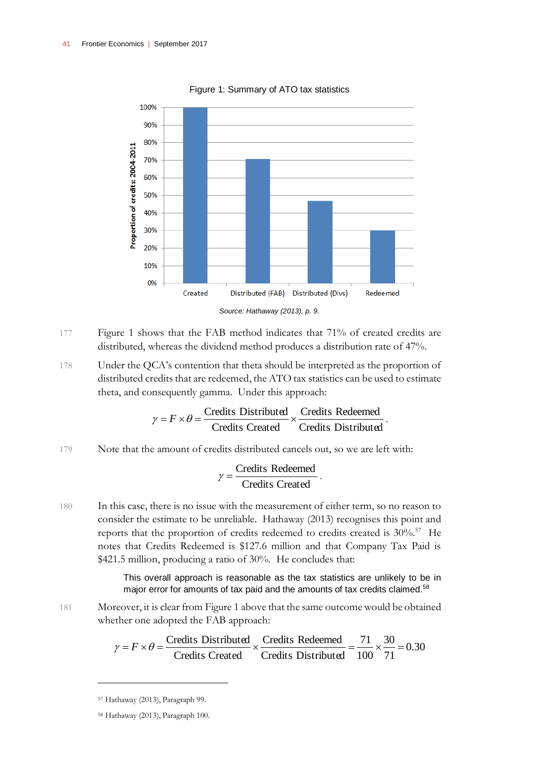Figure 1: Summary of ATO tax statistics

Source: Hathaway (2013), p. 9.

177 Figure 1 shows that the FAB method indicates that 71% of created credits are distributed, whereas the dividend method produces a distribution rate of 47%.

178 Under the QCA's contention that theta should be interpreted as the proportion of distributed credits that are redeemed, the ATO tax statistics can be used to estimate theta, and consequently gamma. Under this approach:

$$\gamma = F \times \theta = \frac{\text{Credits Distributed}}{\text{Credits Created}} \times \frac{\text{Credits Redeemed}}{\text{Credits Distributed}}.$$

179 Note that the amount of credits distributed cancels out, so we are left with:

$$\gamma = \frac{\text{Credits Redeemed}}{\text{Credits Created}}.$$

180 In this case, there is no issue with the measurement of either term, so no reason to consider the estimate to be unreliable. Hathaway (2013) recognises this point and reports that the proportion of credits redeemed to credits created is 30%.[57] He notes that Credits Redeemed is $127.6 million and that Company Tax Paid is $421.5 million, producing a ratio of 30%. He concludes that:

> This overall approach is reasonable as the tax statistics are unlikely to be in major error for amounts of tax paid and the amounts of tax credits claimed.[58]

181 Moreover, it is clear from Figure 1 above that the same outcome would be obtained whether one adopted the FAB approach:

$$\gamma = F \times \theta = \frac{\text{Credits Distributed}}{\text{Credits Created}} \times \frac{\text{Credits Redeemed}}{\text{Credits Distributed}} = \frac{71}{100} \times \frac{30}{71} = 0.30$$

---

[57] Hathaway (2013), Paragraph 99.

[58] Hathaway (2013), Paragraph 100.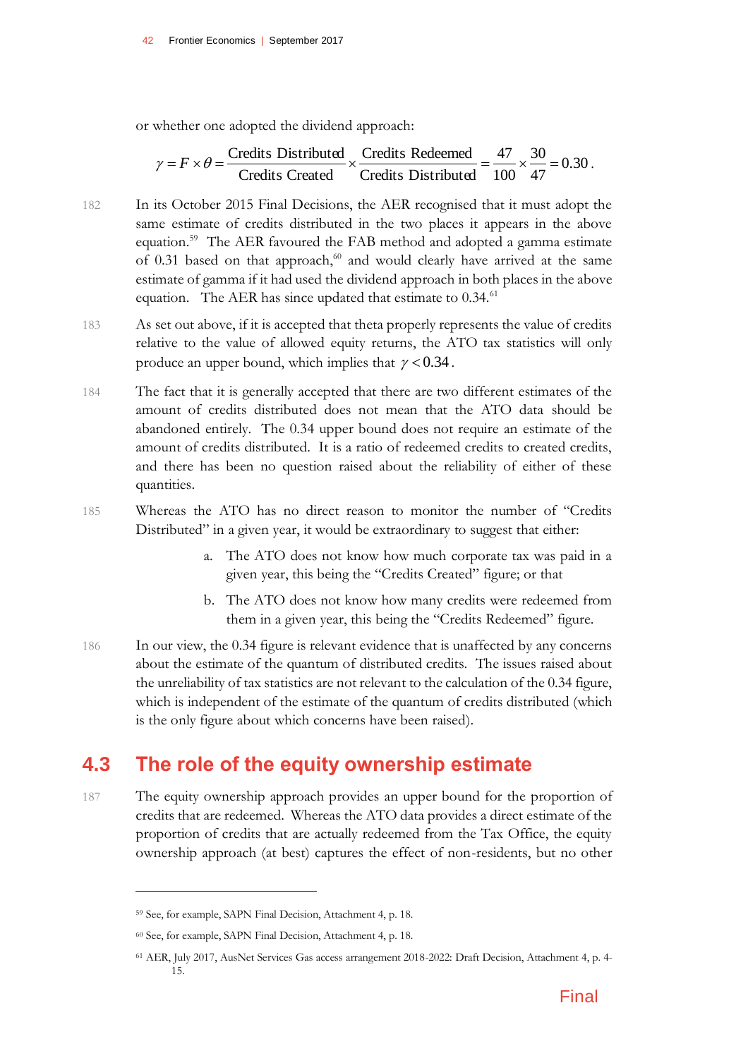or whether one adopted the dividend approach:

$$\gamma = F \times \theta = \frac{\text{Credits Distributed}}{\text{Credits Created}} \times \frac{\text{Credits Redeemed}}{\text{Credits Distributed}} = \frac{47}{100} \times \frac{30}{47} = 0.30 .$$

182 In its October 2015 Final Decisions, the AER recognised that it must adopt the same estimate of credits distributed in the two places it appears in the above equation.[59] The AER favoured the FAB method and adopted a gamma estimate of 0.31 based on that approach,[60] and would clearly have arrived at the same estimate of gamma if it had used the dividend approach in both places in the above equation. The AER has since updated that estimate to 0.34.[61]

183 As set out above, if it is accepted that theta properly represents the value of credits relative to the value of allowed equity returns, the ATO tax statistics will only produce an upper bound, which implies that $\gamma < 0.34$.

184 The fact that it is generally accepted that there are two different estimates of the amount of credits distributed does not mean that the ATO data should be abandoned entirely. The 0.34 upper bound does not require an estimate of the amount of credits distributed. It is a ratio of redeemed credits to created credits, and there has been no question raised about the reliability of either of these quantities.

185 Whereas the ATO has no direct reason to monitor the number of "Credits Distributed" in a given year, it would be extraordinary to suggest that either:

a. The ATO does not know how much corporate tax was paid in a given year, this being the "Credits Created" figure; or that

b. The ATO does not know how many credits were redeemed from them in a given year, this being the "Credits Redeemed" figure.

186 In our view, the 0.34 figure is relevant evidence that is unaffected by any concerns about the estimate of the quantum of distributed credits. The issues raised about the unreliability of tax statistics are not relevant to the calculation of the 0.34 figure, which is independent of the estimate of the quantum of credits distributed (which is the only figure about which concerns have been raised).

## 4.3 The role of the equity ownership estimate

187 The equity ownership approach provides an upper bound for the proportion of credits that are redeemed. Whereas the ATO data provides a direct estimate of the proportion of credits that are actually redeemed from the Tax Office, the equity ownership approach (at best) captures the effect of non-residents, but no other

---

[59] See, for example, SAPN Final Decision, Attachment 4, p. 18.

[60] See, for example, SAPN Final Decision, Attachment 4, p. 18.

[61] AER, July 2017, AusNet Services Gas access arrangement 2018-2022: Draft Decision, Attachment 4, p. 4-15.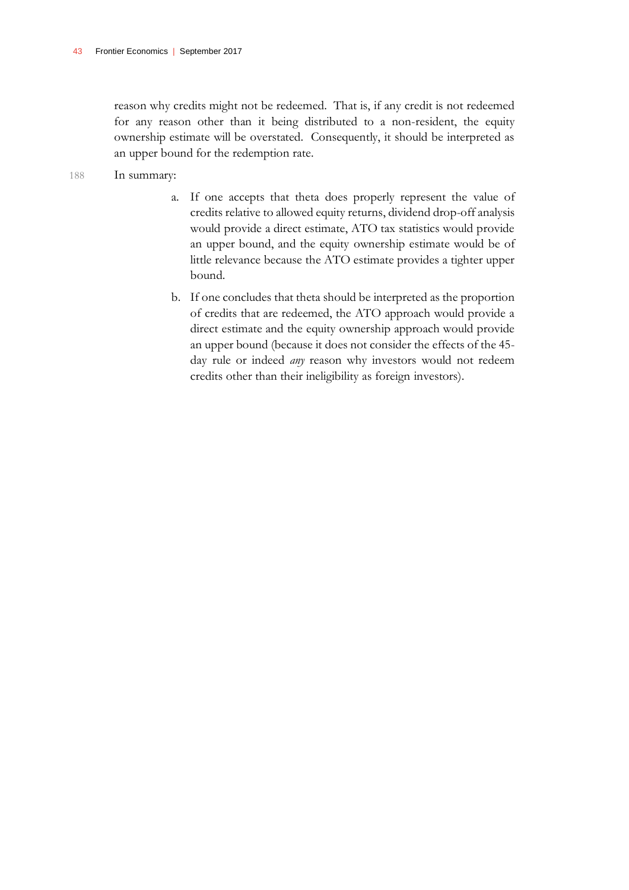reason why credits might not be redeemed. That is, if any credit is not redeemed for any reason other than it being distributed to a non-resident, the equity ownership estimate will be overstated. Consequently, it should be interpreted as an upper bound for the redemption rate.

188 In summary:

a. If one accepts that theta does properly represent the value of credits relative to allowed equity returns, dividend drop-off analysis would provide a direct estimate, ATO tax statistics would provide an upper bound, and the equity ownership estimate would be of little relevance because the ATO estimate provides a tighter upper bound.

b. If one concludes that theta should be interpreted as the proportion of credits that are redeemed, the ATO approach would provide a direct estimate and the equity ownership approach would provide an upper bound (because it does not consider the effects of the 45-day rule or indeed *any* reason why investors would not redeem credits other than their ineligibility as foreign investors).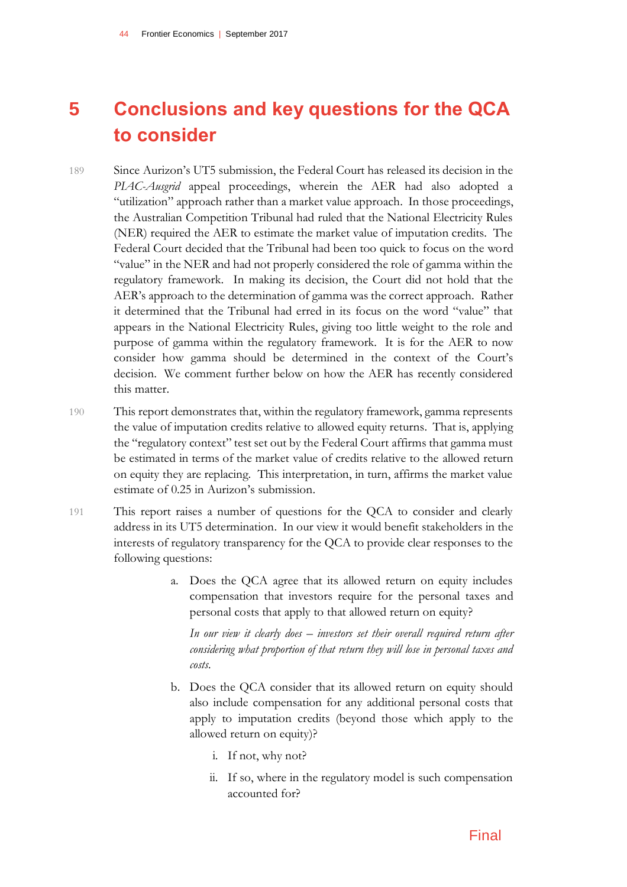# 5 Conclusions and key questions for the QCA to consider

189 Since Aurizon's UT5 submission, the Federal Court has released its decision in the *PIAC-Ausgrid* appeal proceedings, wherein the AER had also adopted a "utilization" approach rather than a market value approach. In those proceedings, the Australian Competition Tribunal had ruled that the National Electricity Rules (NER) required the AER to estimate the market value of imputation credits. The Federal Court decided that the Tribunal had been too quick to focus on the word "value" in the NER and had not properly considered the role of gamma within the regulatory framework. In making its decision, the Court did not hold that the AER's approach to the determination of gamma was the correct approach. Rather it determined that the Tribunal had erred in its focus on the word "value" that appears in the National Electricity Rules, giving too little weight to the role and purpose of gamma within the regulatory framework. It is for the AER to now consider how gamma should be determined in the context of the Court's decision. We comment further below on how the AER has recently considered this matter.

190 This report demonstrates that, within the regulatory framework, gamma represents the value of imputation credits relative to allowed equity returns. That is, applying the "regulatory context" test set out by the Federal Court affirms that gamma must be estimated in terms of the market value of credits relative to the allowed return on equity they are replacing. This interpretation, in turn, affirms the market value estimate of 0.25 in Aurizon's submission.

191 This report raises a number of questions for the QCA to consider and clearly address in its UT5 determination. In our view it would benefit stakeholders in the interests of regulatory transparency for the QCA to provide clear responses to the following questions:

a. Does the QCA agree that its allowed return on equity includes compensation that investors require for the personal taxes and personal costs that apply to that allowed return on equity?

   *In our view it clearly does – investors set their overall required return after considering what proportion of that return they will lose in personal taxes and costs.*

b. Does the QCA consider that its allowed return on equity should also include compensation for any additional personal costs that apply to imputation credits (beyond those which apply to the allowed return on equity)?

   i. If not, why not?

   ii. If so, where in the regulatory model is such compensation accounted for?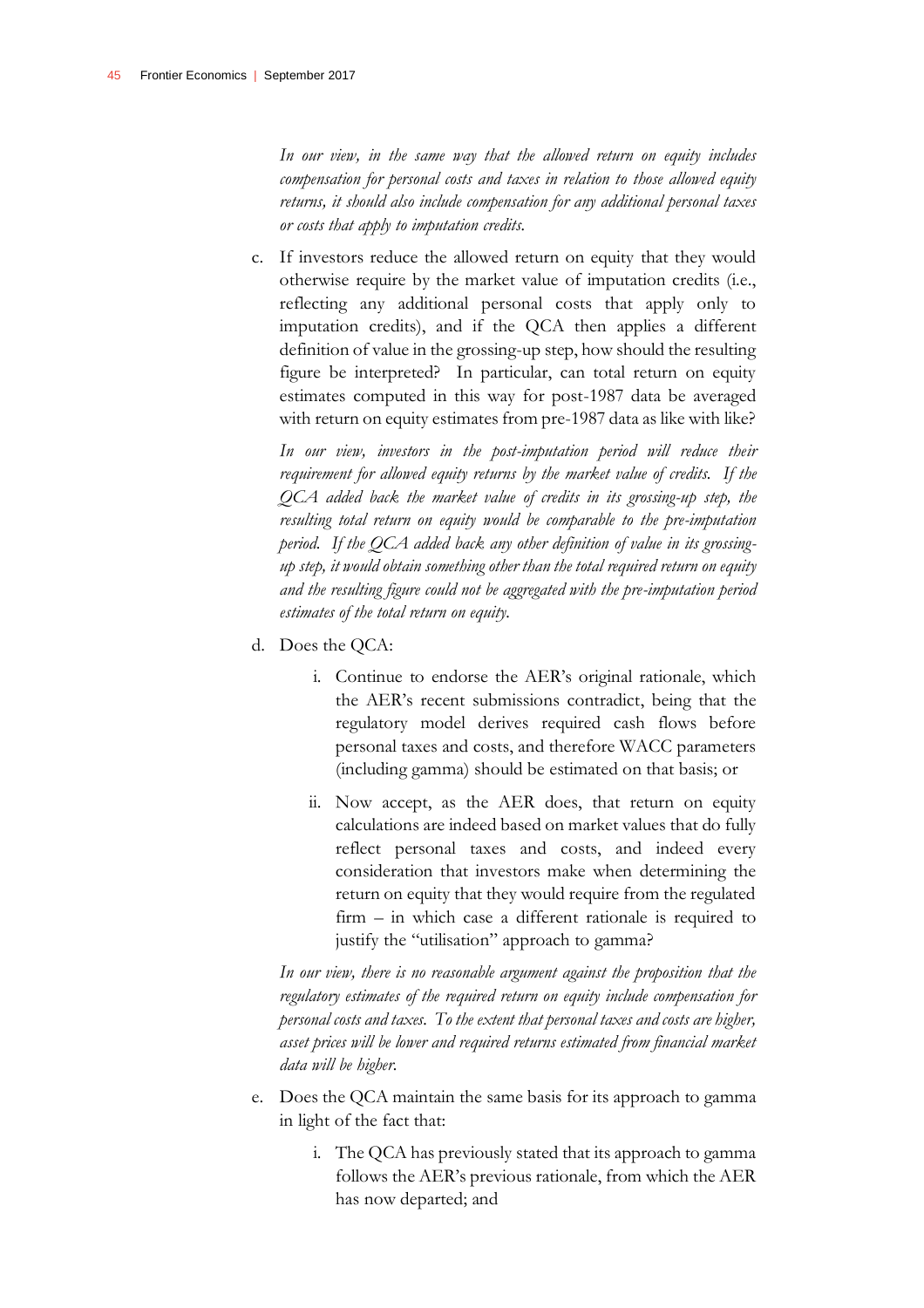*In our view, in the same way that the allowed return on equity includes compensation for personal costs and taxes in relation to those allowed equity returns, it should also include compensation for any additional personal taxes or costs that apply to imputation credits.*

c. If investors reduce the allowed return on equity that they would otherwise require by the market value of imputation credits (i.e., reflecting any additional personal costs that apply only to imputation credits), and if the QCA then applies a different definition of value in the grossing-up step, how should the resulting figure be interpreted? In particular, can total return on equity estimates computed in this way for post-1987 data be averaged with return on equity estimates from pre-1987 data as like with like?

   *In our view, investors in the post-imputation period will reduce their requirement for allowed equity returns by the market value of credits. If the QCA added back the market value of credits in its grossing-up step, the resulting total return on equity would be comparable to the pre-imputation period. If the QCA added back any other definition of value in its grossing-up step, it would obtain something other than the total required return on equity and the resulting figure could not be aggregated with the pre-imputation period estimates of the total return on equity.*

d. Does the QCA:

   i. Continue to endorse the AER's original rationale, which the AER's recent submissions contradict, being that the regulatory model derives required cash flows before personal taxes and costs, and therefore WACC parameters (including gamma) should be estimated on that basis; or

   ii. Now accept, as the AER does, that return on equity calculations are indeed based on market values that do fully reflect personal taxes and costs, and indeed every consideration that investors make when determining the return on equity that they would require from the regulated firm – in which case a different rationale is required to justify the "utilisation" approach to gamma?

   *In our view, there is no reasonable argument against the proposition that the regulatory estimates of the required return on equity include compensation for personal costs and taxes. To the extent that personal taxes and costs are higher, asset prices will be lower and required returns estimated from financial market data will be higher.*

e. Does the QCA maintain the same basis for its approach to gamma in light of the fact that:

   i. The QCA has previously stated that its approach to gamma follows the AER's previous rationale, from which the AER has now departed; and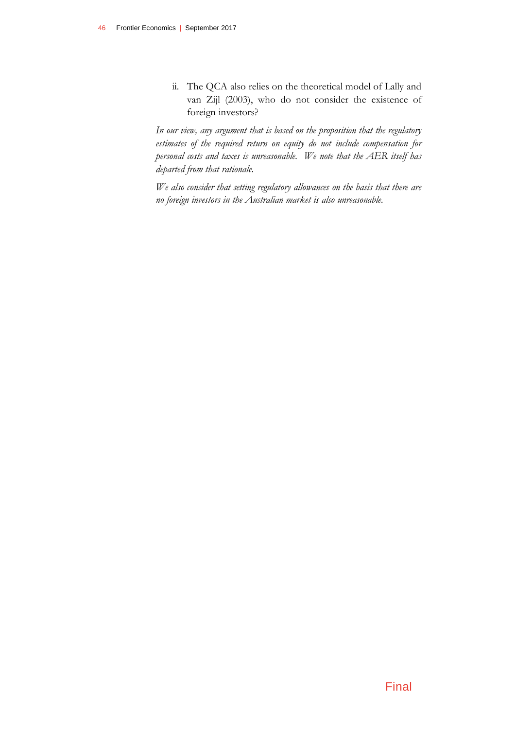ii. The QCA also relies on the theoretical model of Lally and van Zijl (2003), who do not consider the existence of foreign investors?

*In our view, any argument that is based on the proposition that the regulatory estimates of the required return on equity do not include compensation for personal costs and taxes is unreasonable. We note that the AER itself has departed from that rationale.*

*We also consider that setting regulatory allowances on the basis that there are no foreign investors in the Australian market is also unreasonable.*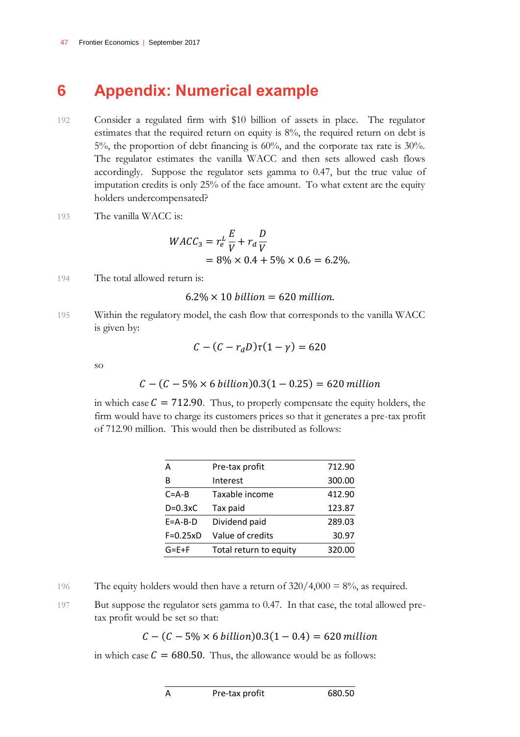# 6 Appendix: Numerical example

192 Consider a regulated firm with \$10 billion of assets in place. The regulator estimates that the required return on equity is 8%, the required return on debt is 5%, the proportion of debt financing is 60%, and the corporate tax rate is 30%. The regulator estimates the vanilla WACC and then sets allowed cash flows accordingly. Suppose the regulator sets gamma to 0.47, but the true value of imputation credits is only 25% of the face amount. To what extent are the equity holders undercompensated?

193 The vanilla WACC is:

$$WACC_3 = r_e^L \frac{E}{V} + r_d \frac{D}{V}$$
$$= 8\% \times 0.4 + 5\% \times 0.6 = 6.2\%.$$

194 The total allowed return is:

$$6.2\% \times 10 \, billion = 620 \, million.$$

195 Within the regulatory model, the cash flow that corresponds to the vanilla WACC is given by:

$$C - (C - r_d D)\tau(1 - \gamma) = 620$$

so

$$C - (C - 5\% \times 6 \, billion)0.3(1 - 0.25) = 620 \, million$$

in which case $C = 712.90$. Thus, to properly compensate the equity holders, the firm would have to charge its customers prices so that it generates a pre-tax profit of 712.90 million. This would then be distributed as follows:

| | | |
|---|---|---|
| A | Pre-tax profit | 712.90 |
| B | Interest | 300.00 |
| C=A-B | Taxable income | 412.90 |
| D=0.3xC | Tax paid | 123.87 |
| E=A-B-D | Dividend paid | 289.03 |
| F=0.25xD | Value of credits | 30.97 |
| G=E+F | Total return to equity | 320.00 |

196 The equity holders would then have a return of 320/4,000 = 8%, as required.

197 But suppose the regulator sets gamma to 0.47. In that case, the total allowed pre-tax profit would be set so that:

$$C - (C - 5\% \times 6 \, billion)0.3(1 - 0.4) = 620 \, million$$

in which case $C = 680.50$. Thus, the allowance would be as follows:

| | | |
|---|---|---|
| A | Pre-tax profit | 680.50 |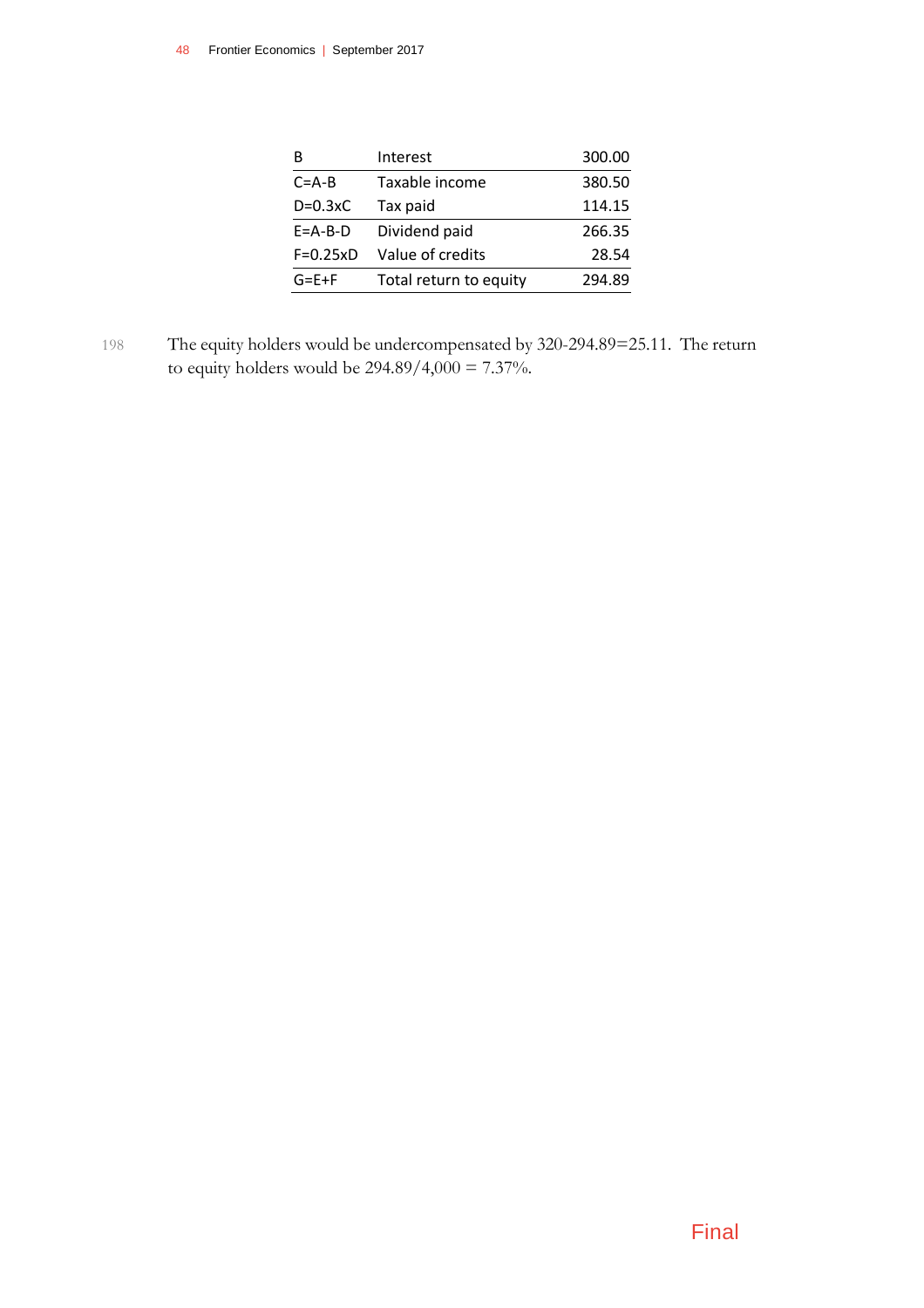| B | Interest | 300.00 |
|---|---|---|
| C=A-B | Taxable income | 380.50 |
| D=0.3xC | Tax paid | 114.15 |
| E=A-B-D | Dividend paid | 266.35 |
| F=0.25xD | Value of credits | 28.54 |
| G=E+F | Total return to equity | 294.89 |

198 The equity holders would be undercompensated by 320-294.89=25.11. The return to equity holders would be 294.89/4,000 = 7.37%.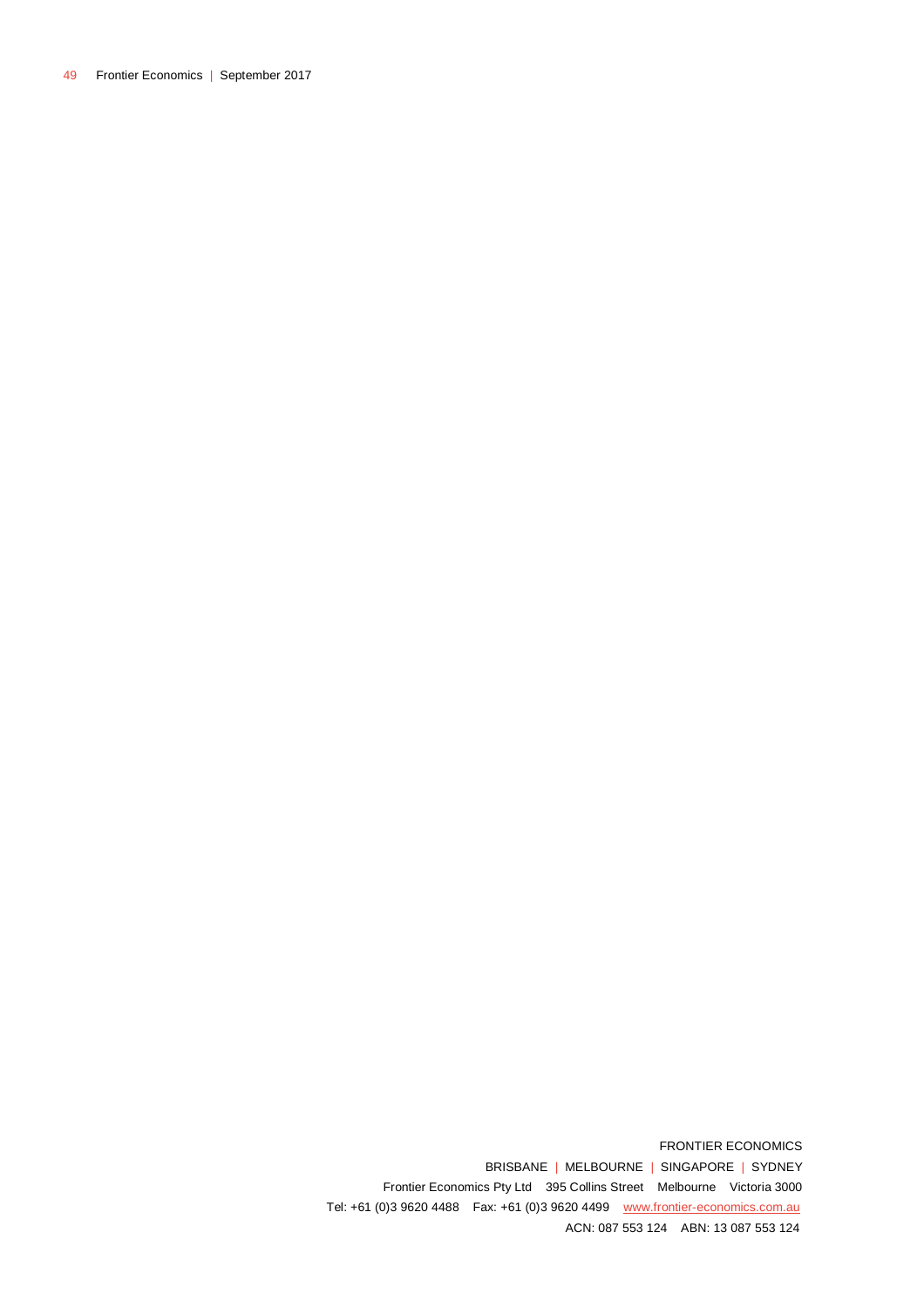FRONTIER ECONOMICS

BRISBANE | MELBOURNE | SINGAPORE | SYDNEY

Frontier Economics Pty Ltd 395 Collins Street Melbourne Victoria 3000

Tel: +61 (0)3 9620 4488 Fax: +61 (0)3 9620 4499 www.frontier-economics.com.au

ACN: 087 553 124 ABN: 13 087 553 124